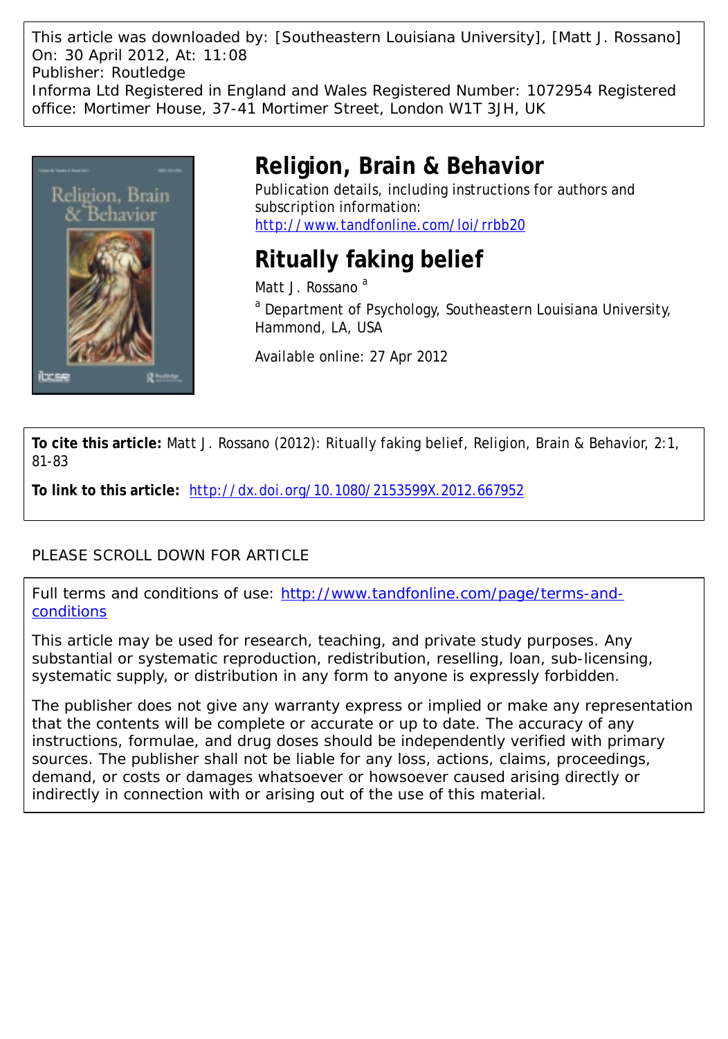This article was downloaded by: [Southeastern Louisiana University], [Matt J. Rossano]
On: 30 April 2012, At: 11:08
Publisher: Routledge
Informa Ltd Registered in England and Wales Registered Number: 1072954 Registered office: Mortimer House, 37-41 Mortimer Street, London W1T 3JH, UK

# Religion, Brain & Behavior

Publication details, including instructions for authors and subscription information:
http://www.tandfonline.com/loi/rrbb20

# Ritually faking belief

Matt J. Rossano [a]

[a] Department of Psychology, Southeastern Louisiana University, Hammond, LA, USA

Available online: 27 Apr 2012

**To cite this article:** Matt J. Rossano (2012): Ritually faking belief, Religion, Brain & Behavior, 2:1, 81-83

**To link to this article:** http://dx.doi.org/10.1080/2153599X.2012.667952

PLEASE SCROLL DOWN FOR ARTICLE

Full terms and conditions of use: http://www.tandfonline.com/page/terms-and-conditions

This article may be used for research, teaching, and private study purposes. Any substantial or systematic reproduction, redistribution, reselling, loan, sub-licensing, systematic supply, or distribution in any form to anyone is expressly forbidden.

The publisher does not give any warranty express or implied or make any representation that the contents will be complete or accurate or up to date. The accuracy of any instructions, formulae, and drug doses should be independently verified with primary sources. The publisher shall not be liable for any loss, actions, claims, proceedings, demand, or costs or damages whatsoever or howsoever caused arising directly or indirectly in connection with or arising out of the use of this material.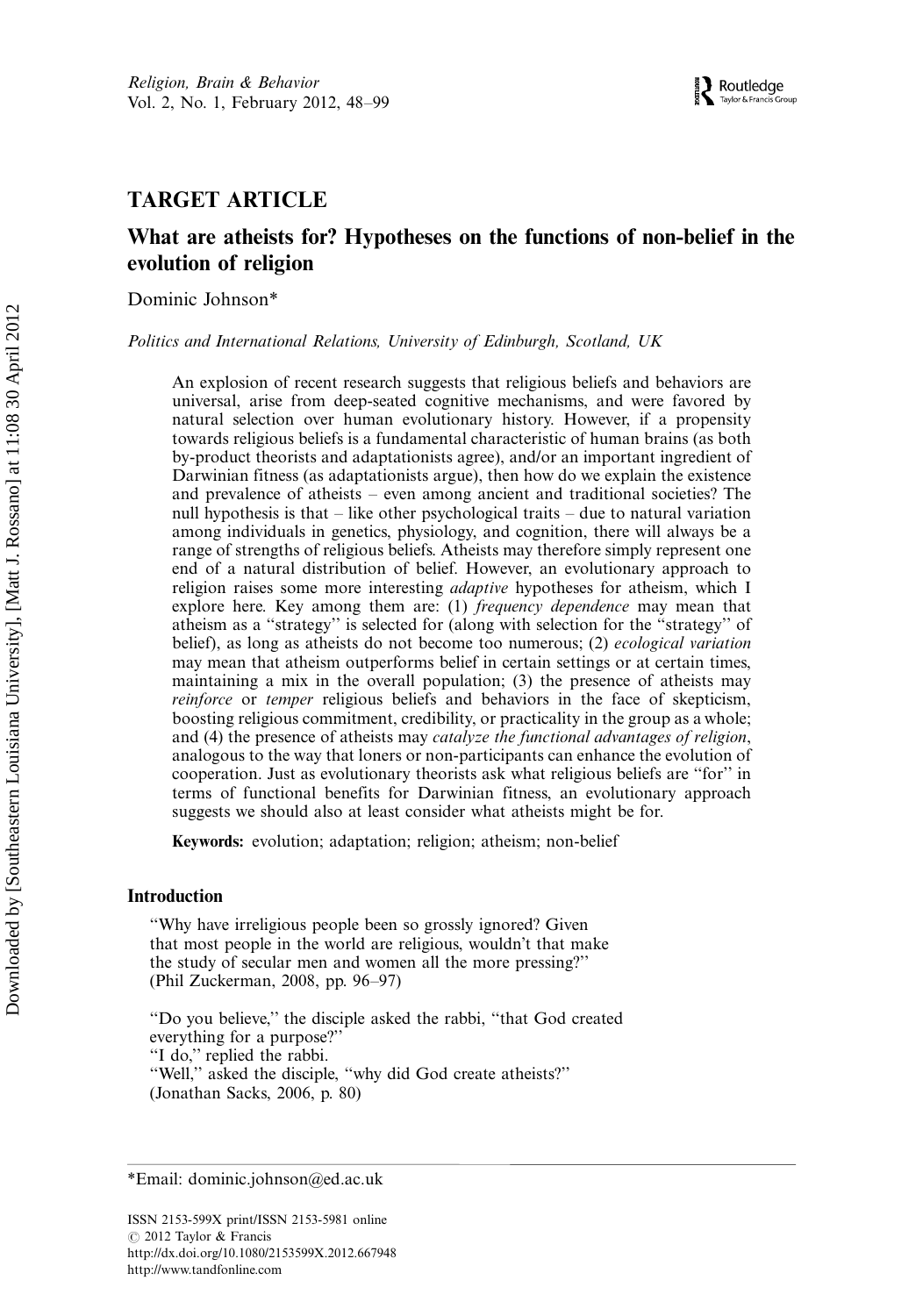## TARGET ARTICLE

# What are atheists for? Hypotheses on the functions of non-belief in the evolution of religion

Dominic Johnson*

*Politics and International Relations, University of Edinburgh, Scotland, UK*

An explosion of recent research suggests that religious beliefs and behaviors are universal, arise from deep-seated cognitive mechanisms, and were favored by natural selection over human evolutionary history. However, if a propensity towards religious beliefs is a fundamental characteristic of human brains (as both by-product theorists and adaptationists agree), and/or an important ingredient of Darwinian fitness (as adaptationists argue), then how do we explain the existence and prevalence of atheists – even among ancient and traditional societies? The null hypothesis is that – like other psychological traits – due to natural variation among individuals in genetics, physiology, and cognition, there will always be a range of strengths of religious beliefs. Atheists may therefore simply represent one end of a natural distribution of belief. However, an evolutionary approach to religion raises some more interesting *adaptive* hypotheses for atheism, which I explore here. Key among them are: (1) *frequency dependence* may mean that atheism as a "strategy" is selected for (along with selection for the "strategy" of belief), as long as atheists do not become too numerous; (2) *ecological variation* may mean that atheism outperforms belief in certain settings or at certain times, maintaining a mix in the overall population; (3) the presence of atheists may *reinforce* or *temper* religious beliefs and behaviors in the face of skepticism, boosting religious commitment, credibility, or practicality in the group as a whole; and (4) the presence of atheists may *catalyze the functional advantages of religion*, analogous to the way that loners or non-participants can enhance the evolution of cooperation. Just as evolutionary theorists ask what religious beliefs are "for" in terms of functional benefits for Darwinian fitness, an evolutionary approach suggests we should also at least consider what atheists might be for.

**Keywords:** evolution; adaptation; religion; atheism; non-belief

## Introduction

"Why have irreligious people been so grossly ignored? Given that most people in the world are religious, wouldn't that make the study of secular men and women all the more pressing?"
(Phil Zuckerman, 2008, pp. 96–97)

"Do you believe," the disciple asked the rabbi, "that God created everything for a purpose?"
"I do," replied the rabbi.
"Well," asked the disciple, "why did God create atheists?"
(Jonathan Sacks, 2006, p. 80)

---

*Email: dominic.johnson@ed.ac.uk

ISSN 2153-599X print/ISSN 2153-5981 online
© 2012 Taylor & Francis
http://dx.doi.org/10.1080/2153599X.2012.667948
http://www.tandfonline.com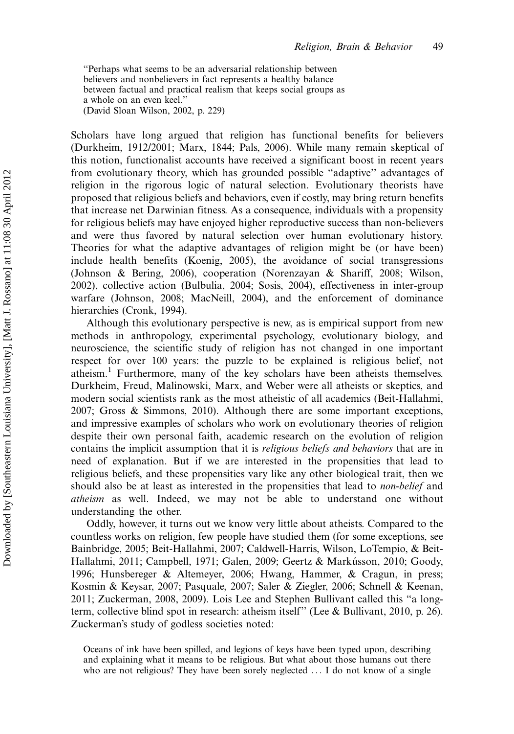> "Perhaps what seems to be an adversarial relationship between believers and nonbelievers in fact represents a healthy balance between factual and practical realism that keeps social groups as a whole on an even keel."
> (David Sloan Wilson, 2002, p. 229)

Scholars have long argued that religion has functional benefits for believers (Durkheim, 1912/2001; Marx, 1844; Pals, 2006). While many remain skeptical of this notion, functionalist accounts have received a significant boost in recent years from evolutionary theory, which has grounded possible "adaptive" advantages of religion in the rigorous logic of natural selection. Evolutionary theorists have proposed that religious beliefs and behaviors, even if costly, may bring return benefits that increase net Darwinian fitness. As a consequence, individuals with a propensity for religious beliefs may have enjoyed higher reproductive success than non-believers and were thus favored by natural selection over human evolutionary history. Theories for what the adaptive advantages of religion might be (or have been) include health benefits (Koenig, 2005), the avoidance of social transgressions (Johnson & Bering, 2006), cooperation (Norenzayan & Shariff, 2008; Wilson, 2002), collective action (Bulbulia, 2004; Sosis, 2004), effectiveness in inter-group warfare (Johnson, 2008; MacNeill, 2004), and the enforcement of dominance hierarchies (Cronk, 1994).

Although this evolutionary perspective is new, as is empirical support from new methods in anthropology, experimental psychology, evolutionary biology, and neuroscience, the scientific study of religion has not changed in one important respect for over 100 years: the puzzle to be explained is religious belief, not atheism.[1] Furthermore, many of the key scholars have been atheists themselves. Durkheim, Freud, Malinowski, Marx, and Weber were all atheists or skeptics, and modern social scientists rank as the most atheistic of all academics (Beit-Hallahmi, 2007; Gross & Simmons, 2010). Although there are some important exceptions, and impressive examples of scholars who work on evolutionary theories of religion despite their own personal faith, academic research on the evolution of religion contains the implicit assumption that it is *religious beliefs and behaviors* that are in need of explanation. But if we are interested in the propensities that lead to religious beliefs, and these propensities vary like any other biological trait, then we should also be at least as interested in the propensities that lead to *non-belief* and *atheism* as well. Indeed, we may not be able to understand one without understanding the other.

Oddly, however, it turns out we know very little about atheists. Compared to the countless works on religion, few people have studied them (for some exceptions, see Bainbridge, 2005; Beit-Hallahmi, 2007; Caldwell-Harris, Wilson, LoTempio, & Beit-Hallahmi, 2011; Campbell, 1971; Galen, 2009; Geertz & Markússon, 2010; Goody, 1996; Hunsbereger & Altemeyer, 2006; Hwang, Hammer, & Cragun, in press; Kosmin & Keysar, 2007; Pasquale, 2007; Saler & Ziegler, 2006; Schnell & Keenan, 2011; Zuckerman, 2008, 2009). Lois Lee and Stephen Bullivant called this "a long-term, collective blind spot in research: atheism itself" (Lee & Bullivant, 2010, p. 26). Zuckerman's study of godless societies noted:

> Oceans of ink have been spilled, and legions of keys have been typed upon, describing and explaining what it means to be religious. But what about those humans out there who are not religious? They have been sorely neglected ... I do not know of a single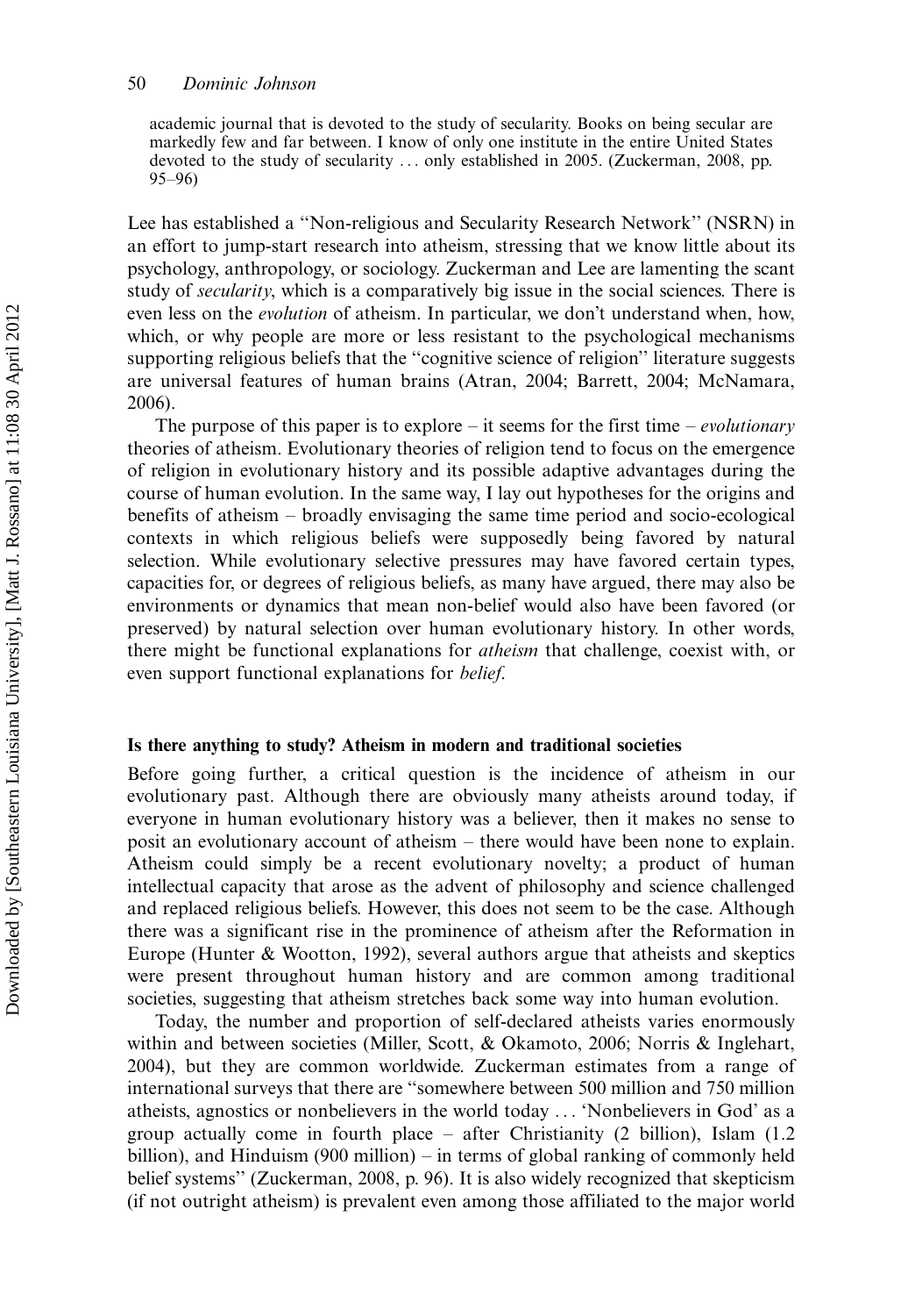> academic journal that is devoted to the study of secularity. Books on being secular are markedly few and far between. I know of only one institute in the entire United States devoted to the study of secularity ... only established in 2005. (Zuckerman, 2008, pp. 95–96)

Lee has established a "Non-religious and Secularity Research Network" (NSRN) in an effort to jump-start research into atheism, stressing that we know little about its psychology, anthropology, or sociology. Zuckerman and Lee are lamenting the scant study of *secularity*, which is a comparatively big issue in the social sciences. There is even less on the *evolution* of atheism. In particular, we don't understand when, how, which, or why people are more or less resistant to the psychological mechanisms supporting religious beliefs that the "cognitive science of religion" literature suggests are universal features of human brains (Atran, 2004; Barrett, 2004; McNamara, 2006).

The purpose of this paper is to explore – it seems for the first time – *evolutionary* theories of atheism. Evolutionary theories of religion tend to focus on the emergence of religion in evolutionary history and its possible adaptive advantages during the course of human evolution. In the same way, I lay out hypotheses for the origins and benefits of atheism – broadly envisaging the same time period and socio-ecological contexts in which religious beliefs were supposedly being favored by natural selection. While evolutionary selective pressures may have favored certain types, capacities for, or degrees of religious beliefs, as many have argued, there may also be environments or dynamics that mean non-belief would also have been favored (or preserved) by natural selection over human evolutionary history. In other words, there might be functional explanations for *atheism* that challenge, coexist with, or even support functional explanations for *belief*.

### Is there anything to study? Atheism in modern and traditional societies

Before going further, a critical question is the incidence of atheism in our evolutionary past. Although there are obviously many atheists around today, if everyone in human evolutionary history was a believer, then it makes no sense to posit an evolutionary account of atheism – there would have been none to explain. Atheism could simply be a recent evolutionary novelty; a product of human intellectual capacity that arose as the advent of philosophy and science challenged and replaced religious beliefs. However, this does not seem to be the case. Although there was a significant rise in the prominence of atheism after the Reformation in Europe (Hunter & Wootton, 1992), several authors argue that atheists and skeptics were present throughout human history and are common among traditional societies, suggesting that atheism stretches back some way into human evolution.

Today, the number and proportion of self-declared atheists varies enormously within and between societies (Miller, Scott, & Okamoto, 2006; Norris & Inglehart, 2004), but they are common worldwide. Zuckerman estimates from a range of international surveys that there are "somewhere between 500 million and 750 million atheists, agnostics or nonbelievers in the world today ... 'Nonbelievers in God' as a group actually come in fourth place – after Christianity (2 billion), Islam (1.2 billion), and Hinduism (900 million) – in terms of global ranking of commonly held belief systems" (Zuckerman, 2008, p. 96). It is also widely recognized that skepticism (if not outright atheism) is prevalent even among those affiliated to the major world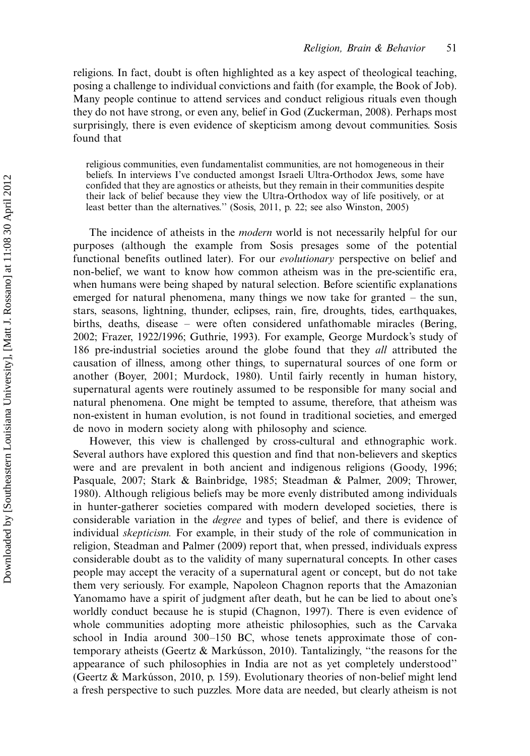religions. In fact, doubt is often highlighted as a key aspect of theological teaching, posing a challenge to individual convictions and faith (for example, the Book of Job). Many people continue to attend services and conduct religious rituals even though they do not have strong, or even any, belief in God (Zuckerman, 2008). Perhaps most surprisingly, there is even evidence of skepticism among devout communities. Sosis found that

> religious communities, even fundamentalist communities, are not homogeneous in their beliefs. In interviews I've conducted amongst Israeli Ultra-Orthodox Jews, some have confided that they are agnostics or atheists, but they remain in their communities despite their lack of belief because they view the Ultra-Orthodox way of life positively, or at least better than the alternatives." (Sosis, 2011, p. 22; see also Winston, 2005)

The incidence of atheists in the *modern* world is not necessarily helpful for our purposes (although the example from Sosis presages some of the potential functional benefits outlined later). For our *evolutionary* perspective on belief and non-belief, we want to know how common atheism was in the pre-scientific era, when humans were being shaped by natural selection. Before scientific explanations emerged for natural phenomena, many things we now take for granted – the sun, stars, seasons, lightning, thunder, eclipses, rain, fire, droughts, tides, earthquakes, births, deaths, disease – were often considered unfathomable miracles (Bering, 2002; Frazer, 1922/1996; Guthrie, 1993). For example, George Murdock's study of 186 pre-industrial societies around the globe found that they *all* attributed the causation of illness, among other things, to supernatural sources of one form or another (Boyer, 2001; Murdock, 1980). Until fairly recently in human history, supernatural agents were routinely assumed to be responsible for many social and natural phenomena. One might be tempted to assume, therefore, that atheism was non-existent in human evolution, is not found in traditional societies, and emerged de novo in modern society along with philosophy and science.

However, this view is challenged by cross-cultural and ethnographic work. Several authors have explored this question and find that non-believers and skeptics were and are prevalent in both ancient and indigenous religions (Goody, 1996; Pasquale, 2007; Stark & Bainbridge, 1985; Steadman & Palmer, 2009; Thrower, 1980). Although religious beliefs may be more evenly distributed among individuals in hunter-gatherer societies compared with modern developed societies, there is considerable variation in the *degree* and types of belief, and there is evidence of individual *skepticism.* For example, in their study of the role of communication in religion, Steadman and Palmer (2009) report that, when pressed, individuals express considerable doubt as to the validity of many supernatural concepts. In other cases people may accept the veracity of a supernatural agent or concept, but do not take them very seriously. For example, Napoleon Chagnon reports that the Amazonian Yanomamo have a spirit of judgment after death, but he can be lied to about one's worldly conduct because he is stupid (Chagnon, 1997). There is even evidence of whole communities adopting more atheistic philosophies, such as the Carvaka school in India around 300–150 BC, whose tenets approximate those of contemporary atheists (Geertz & Markússon, 2010). Tantalizingly, "the reasons for the appearance of such philosophies in India are not as yet completely understood" (Geertz & Markússon, 2010, p. 159). Evolutionary theories of non-belief might lend a fresh perspective to such puzzles. More data are needed, but clearly atheism is not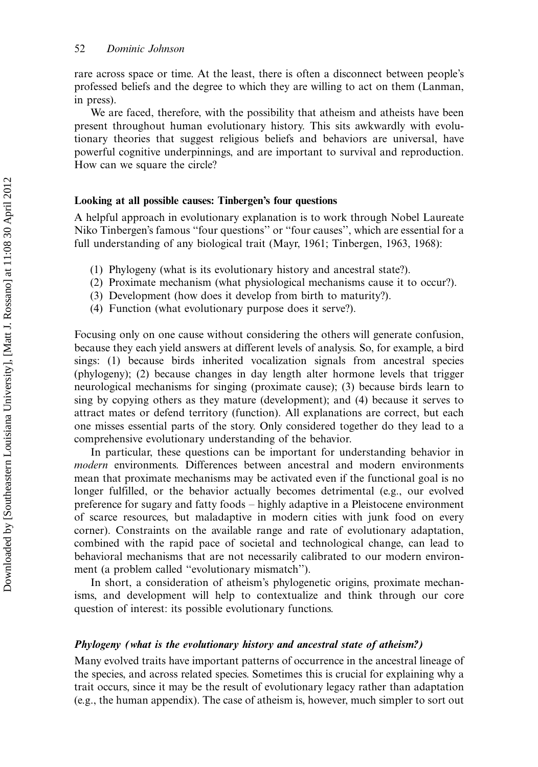rare across space or time. At the least, there is often a disconnect between people's professed beliefs and the degree to which they are willing to act on them (Lanman, in press).

We are faced, therefore, with the possibility that atheism and atheists have been present throughout human evolutionary history. This sits awkwardly with evolutionary theories that suggest religious beliefs and behaviors are universal, have powerful cognitive underpinnings, and are important to survival and reproduction. How can we square the circle?

### Looking at all possible causes: Tinbergen's four questions

A helpful approach in evolutionary explanation is to work through Nobel Laureate Niko Tinbergen's famous "four questions" or "four causes", which are essential for a full understanding of any biological trait (Mayr, 1961; Tinbergen, 1963, 1968):

1. Phylogeny (what is its evolutionary history and ancestral state?).
2. Proximate mechanism (what physiological mechanisms cause it to occur?).
3. Development (how does it develop from birth to maturity?).
4. Function (what evolutionary purpose does it serve?).

Focusing only on one cause without considering the others will generate confusion, because they each yield answers at different levels of analysis. So, for example, a bird sings: (1) because birds inherited vocalization signals from ancestral species (phylogeny); (2) because changes in day length alter hormone levels that trigger neurological mechanisms for singing (proximate cause); (3) because birds learn to sing by copying others as they mature (development); and (4) because it serves to attract mates or defend territory (function). All explanations are correct, but each one misses essential parts of the story. Only considered together do they lead to a comprehensive evolutionary understanding of the behavior.

In particular, these questions can be important for understanding behavior in *modern* environments. Differences between ancestral and modern environments mean that proximate mechanisms may be activated even if the functional goal is no longer fulfilled, or the behavior actually becomes detrimental (e.g., our evolved preference for sugary and fatty foods – highly adaptive in a Pleistocene environment of scarce resources, but maladaptive in modern cities with junk food on every corner). Constraints on the available range and rate of evolutionary adaptation, combined with the rapid pace of societal and technological change, can lead to behavioral mechanisms that are not necessarily calibrated to our modern environment (a problem called "evolutionary mismatch").

In short, a consideration of atheism's phylogenetic origins, proximate mechanisms, and development will help to contextualize and think through our core question of interest: its possible evolutionary functions.

#### *Phylogeny (what is the evolutionary history and ancestral state of atheism?)*

Many evolved traits have important patterns of occurrence in the ancestral lineage of the species, and across related species. Sometimes this is crucial for explaining why a trait occurs, since it may be the result of evolutionary legacy rather than adaptation (e.g., the human appendix). The case of atheism is, however, much simpler to sort out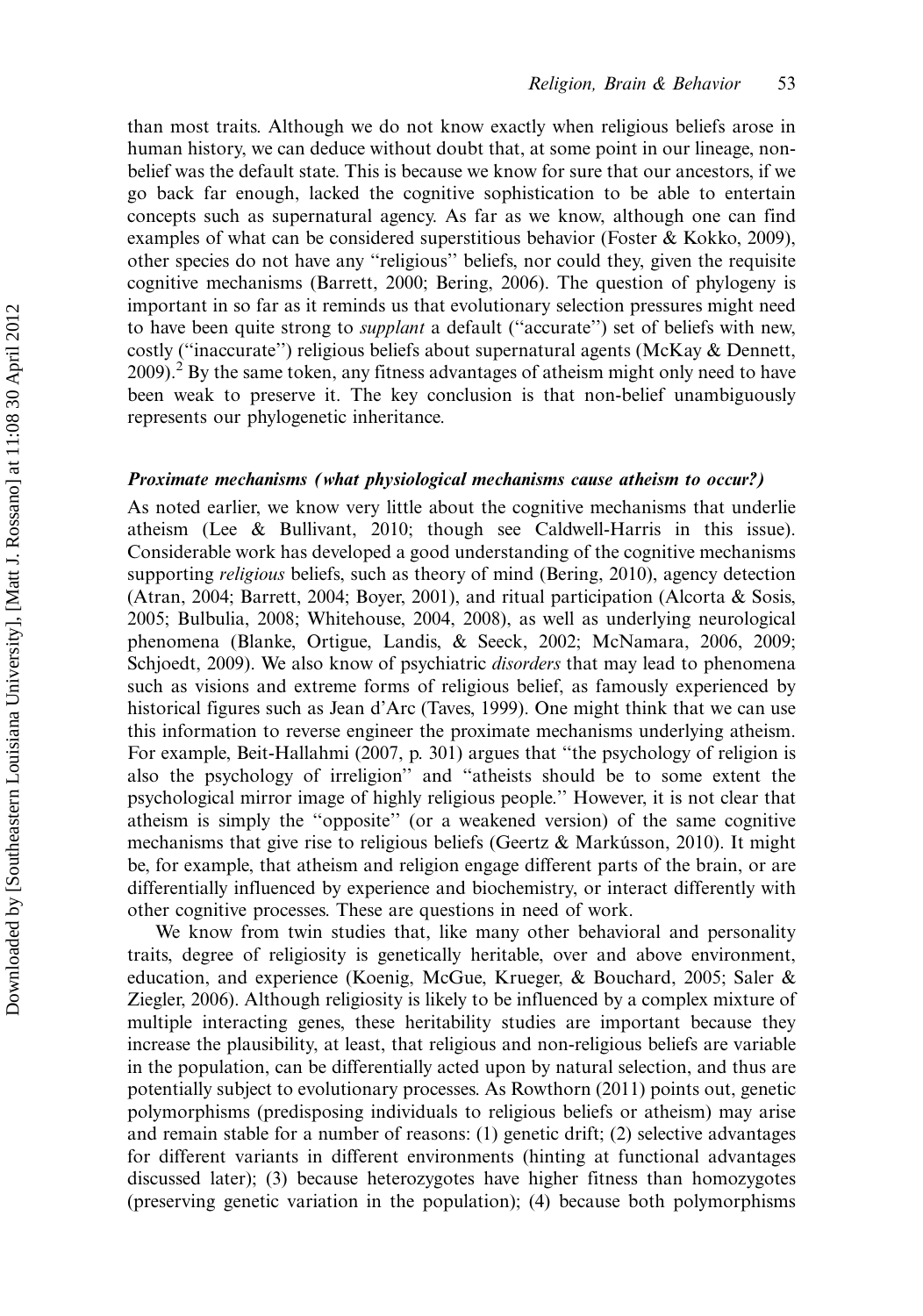than most traits. Although we do not know exactly when religious beliefs arose in human history, we can deduce without doubt that, at some point in our lineage, non-belief was the default state. This is because we know for sure that our ancestors, if we go back far enough, lacked the cognitive sophistication to be able to entertain concepts such as supernatural agency. As far as we know, although one can find examples of what can be considered superstitious behavior (Foster & Kokko, 2009), other species do not have any ''religious'' beliefs, nor could they, given the requisite cognitive mechanisms (Barrett, 2000; Bering, 2006). The question of phylogeny is important in so far as it reminds us that evolutionary selection pressures might need to have been quite strong to *supplant* a default (''accurate'') set of beliefs with new, costly (''inaccurate'') religious beliefs about supernatural agents (McKay & Dennett, 2009).[2] By the same token, any fitness advantages of atheism might only need to have been weak to preserve it. The key conclusion is that non-belief unambiguously represents our phylogenetic inheritance.

#### *Proximate mechanisms (what physiological mechanisms cause atheism to occur?)*

As noted earlier, we know very little about the cognitive mechanisms that underlie atheism (Lee & Bullivant, 2010; though see Caldwell-Harris in this issue). Considerable work has developed a good understanding of the cognitive mechanisms supporting *religious* beliefs, such as theory of mind (Bering, 2010), agency detection (Atran, 2004; Barrett, 2004; Boyer, 2001), and ritual participation (Alcorta & Sosis, 2005; Bulbulia, 2008; Whitehouse, 2004, 2008), as well as underlying neurological phenomena (Blanke, Ortigue, Landis, & Seeck, 2002; McNamara, 2006, 2009; Schjoedt, 2009). We also know of psychiatric *disorders* that may lead to phenomena such as visions and extreme forms of religious belief, as famously experienced by historical figures such as Jean d'Arc (Taves, 1999). One might think that we can use this information to reverse engineer the proximate mechanisms underlying atheism. For example, Beit-Hallahmi (2007, p. 301) argues that ''the psychology of religion is also the psychology of irreligion'' and ''atheists should be to some extent the psychological mirror image of highly religious people.'' However, it is not clear that atheism is simply the ''opposite'' (or a weakened version) of the same cognitive mechanisms that give rise to religious beliefs (Geertz & Markússon, 2010). It might be, for example, that atheism and religion engage different parts of the brain, or are differentially influenced by experience and biochemistry, or interact differently with other cognitive processes. These are questions in need of work.

We know from twin studies that, like many other behavioral and personality traits, degree of religiosity is genetically heritable, over and above environment, education, and experience (Koenig, McGue, Krueger, & Bouchard, 2005; Saler & Ziegler, 2006). Although religiosity is likely to be influenced by a complex mixture of multiple interacting genes, these heritability studies are important because they increase the plausibility, at least, that religious and non-religious beliefs are variable in the population, can be differentially acted upon by natural selection, and thus are potentially subject to evolutionary processes. As Rowthorn (2011) points out, genetic polymorphisms (predisposing individuals to religious beliefs or atheism) may arise and remain stable for a number of reasons: (1) genetic drift; (2) selective advantages for different variants in different environments (hinting at functional advantages discussed later); (3) because heterozygotes have higher fitness than homozygotes (preserving genetic variation in the population); (4) because both polymorphisms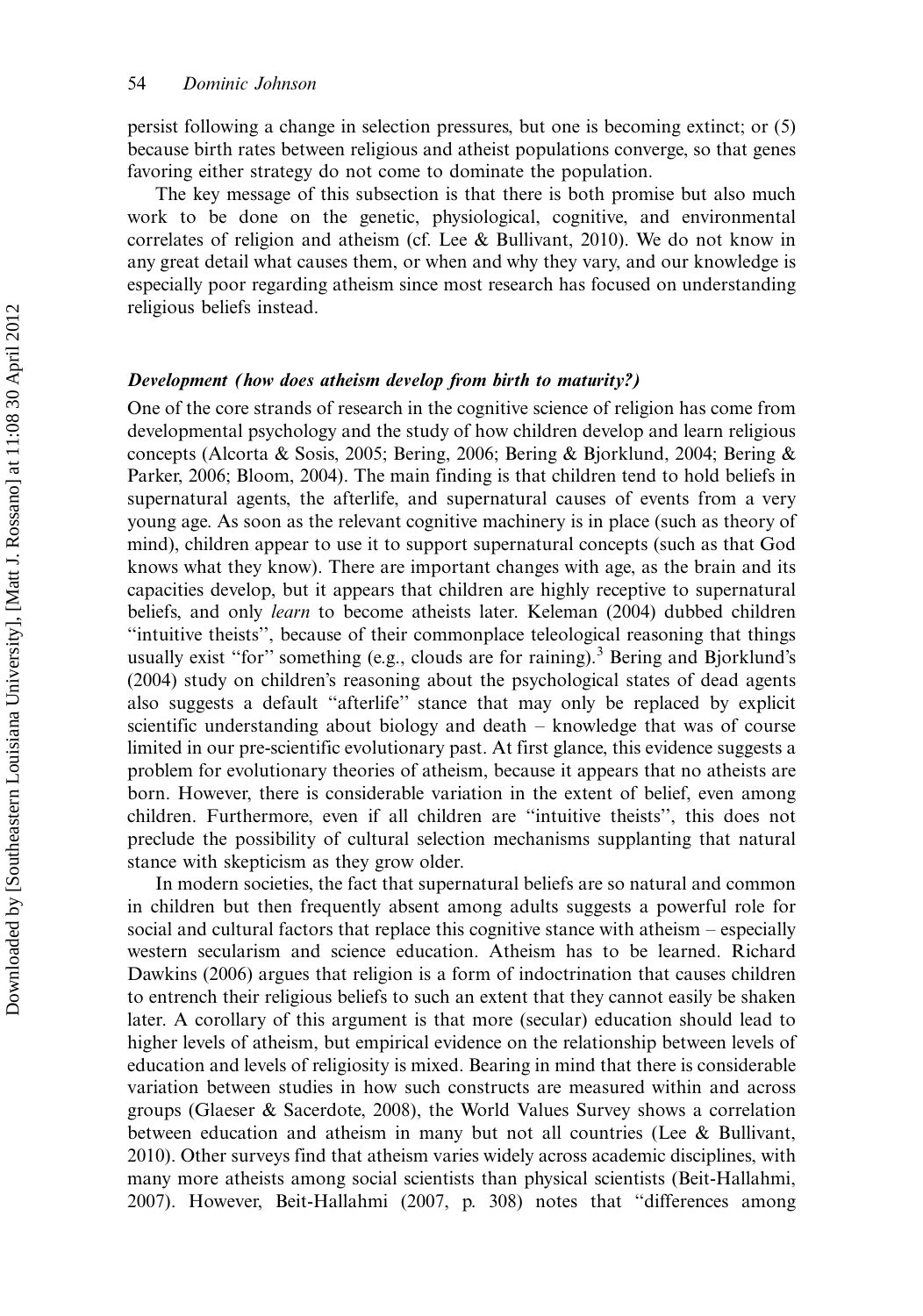persist following a change in selection pressures, but one is becoming extinct; or (5) because birth rates between religious and atheist populations converge, so that genes favoring either strategy do not come to dominate the population.

The key message of this subsection is that there is both promise but also much work to be done on the genetic, physiological, cognitive, and environmental correlates of religion and atheism (cf. Lee & Bullivant, 2010). We do not know in any great detail what causes them, or when and why they vary, and our knowledge is especially poor regarding atheism since most research has focused on understanding religious beliefs instead.

### *Development (how does atheism develop from birth to maturity?)*

One of the core strands of research in the cognitive science of religion has come from developmental psychology and the study of how children develop and learn religious concepts (Alcorta & Sosis, 2005; Bering, 2006; Bering & Bjorklund, 2004; Bering & Parker, 2006; Bloom, 2004). The main finding is that children tend to hold beliefs in supernatural agents, the afterlife, and supernatural causes of events from a very young age. As soon as the relevant cognitive machinery is in place (such as theory of mind), children appear to use it to support supernatural concepts (such as that God knows what they know). There are important changes with age, as the brain and its capacities develop, but it appears that children are highly receptive to supernatural beliefs, and only *learn* to become atheists later. Keleman (2004) dubbed children "intuitive theists", because of their commonplace teleological reasoning that things usually exist "for" something (e.g., clouds are for raining).[3] Bering and Bjorklund's (2004) study on children's reasoning about the psychological states of dead agents also suggests a default "afterlife" stance that may only be replaced by explicit scientific understanding about biology and death – knowledge that was of course limited in our pre-scientific evolutionary past. At first glance, this evidence suggests a problem for evolutionary theories of atheism, because it appears that no atheists are born. However, there is considerable variation in the extent of belief, even among children. Furthermore, even if all children are "intuitive theists", this does not preclude the possibility of cultural selection mechanisms supplanting that natural stance with skepticism as they grow older.

In modern societies, the fact that supernatural beliefs are so natural and common in children but then frequently absent among adults suggests a powerful role for social and cultural factors that replace this cognitive stance with atheism – especially western secularism and science education. Atheism has to be learned. Richard Dawkins (2006) argues that religion is a form of indoctrination that causes children to entrench their religious beliefs to such an extent that they cannot easily be shaken later. A corollary of this argument is that more (secular) education should lead to higher levels of atheism, but empirical evidence on the relationship between levels of education and levels of religiosity is mixed. Bearing in mind that there is considerable variation between studies in how such constructs are measured within and across groups (Glaeser & Sacerdote, 2008), the World Values Survey shows a correlation between education and atheism in many but not all countries (Lee & Bullivant, 2010). Other surveys find that atheism varies widely across academic disciplines, with many more atheists among social scientists than physical scientists (Beit-Hallahmi, 2007). However, Beit-Hallahmi (2007, p. 308) notes that "differences among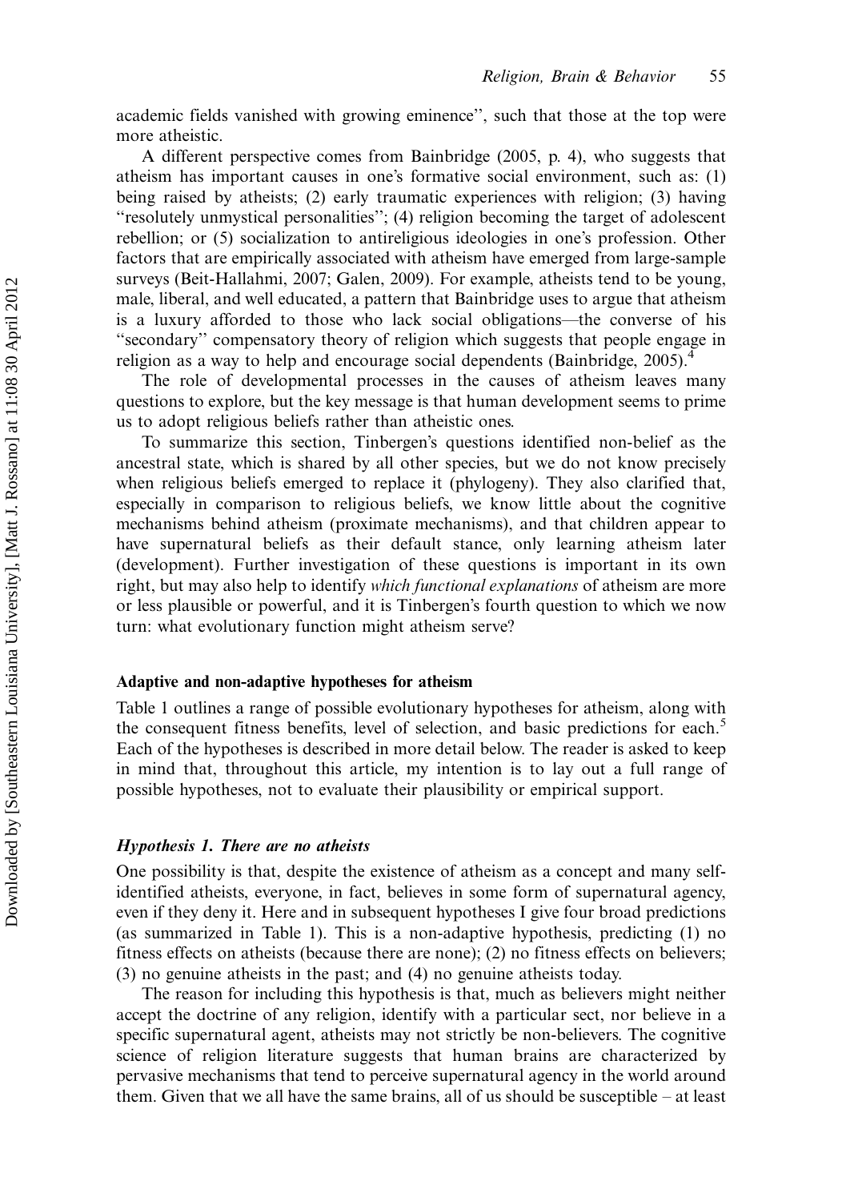academic fields vanished with growing eminence'', such that those at the top were more atheistic.

A different perspective comes from Bainbridge (2005, p. 4), who suggests that atheism has important causes in one's formative social environment, such as: (1) being raised by atheists; (2) early traumatic experiences with religion; (3) having ''resolutely unmystical personalities''; (4) religion becoming the target of adolescent rebellion; or (5) socialization to antireligious ideologies in one's profession. Other factors that are empirically associated with atheism have emerged from large-sample surveys (Beit-Hallahmi, 2007; Galen, 2009). For example, atheists tend to be young, male, liberal, and well educated, a pattern that Bainbridge uses to argue that atheism is a luxury afforded to those who lack social obligations—the converse of his ''secondary'' compensatory theory of religion which suggests that people engage in religion as a way to help and encourage social dependents (Bainbridge, 2005).[4]

The role of developmental processes in the causes of atheism leaves many questions to explore, but the key message is that human development seems to prime us to adopt religious beliefs rather than atheistic ones.

To summarize this section, Tinbergen's questions identified non-belief as the ancestral state, which is shared by all other species, but we do not know precisely when religious beliefs emerged to replace it (phylogeny). They also clarified that, especially in comparison to religious beliefs, we know little about the cognitive mechanisms behind atheism (proximate mechanisms), and that children appear to have supernatural beliefs as their default stance, only learning atheism later (development). Further investigation of these questions is important in its own right, but may also help to identify *which functional explanations* of atheism are more or less plausible or powerful, and it is Tinbergen's fourth question to which we now turn: what evolutionary function might atheism serve?

## Adaptive and non-adaptive hypotheses for atheism

Table 1 outlines a range of possible evolutionary hypotheses for atheism, along with the consequent fitness benefits, level of selection, and basic predictions for each.[5] Each of the hypotheses is described in more detail below. The reader is asked to keep in mind that, throughout this article, my intention is to lay out a full range of possible hypotheses, not to evaluate their plausibility or empirical support.

### *Hypothesis 1. There are no atheists*

One possibility is that, despite the existence of atheism as a concept and many self-identified atheists, everyone, in fact, believes in some form of supernatural agency, even if they deny it. Here and in subsequent hypotheses I give four broad predictions (as summarized in Table 1). This is a non-adaptive hypothesis, predicting (1) no fitness effects on atheists (because there are none); (2) no fitness effects on believers; (3) no genuine atheists in the past; and (4) no genuine atheists today.

The reason for including this hypothesis is that, much as believers might neither accept the doctrine of any religion, identify with a particular sect, nor believe in a specific supernatural agent, atheists may not strictly be non-believers. The cognitive science of religion literature suggests that human brains are characterized by pervasive mechanisms that tend to perceive supernatural agency in the world around them. Given that we all have the same brains, all of us should be susceptible – at least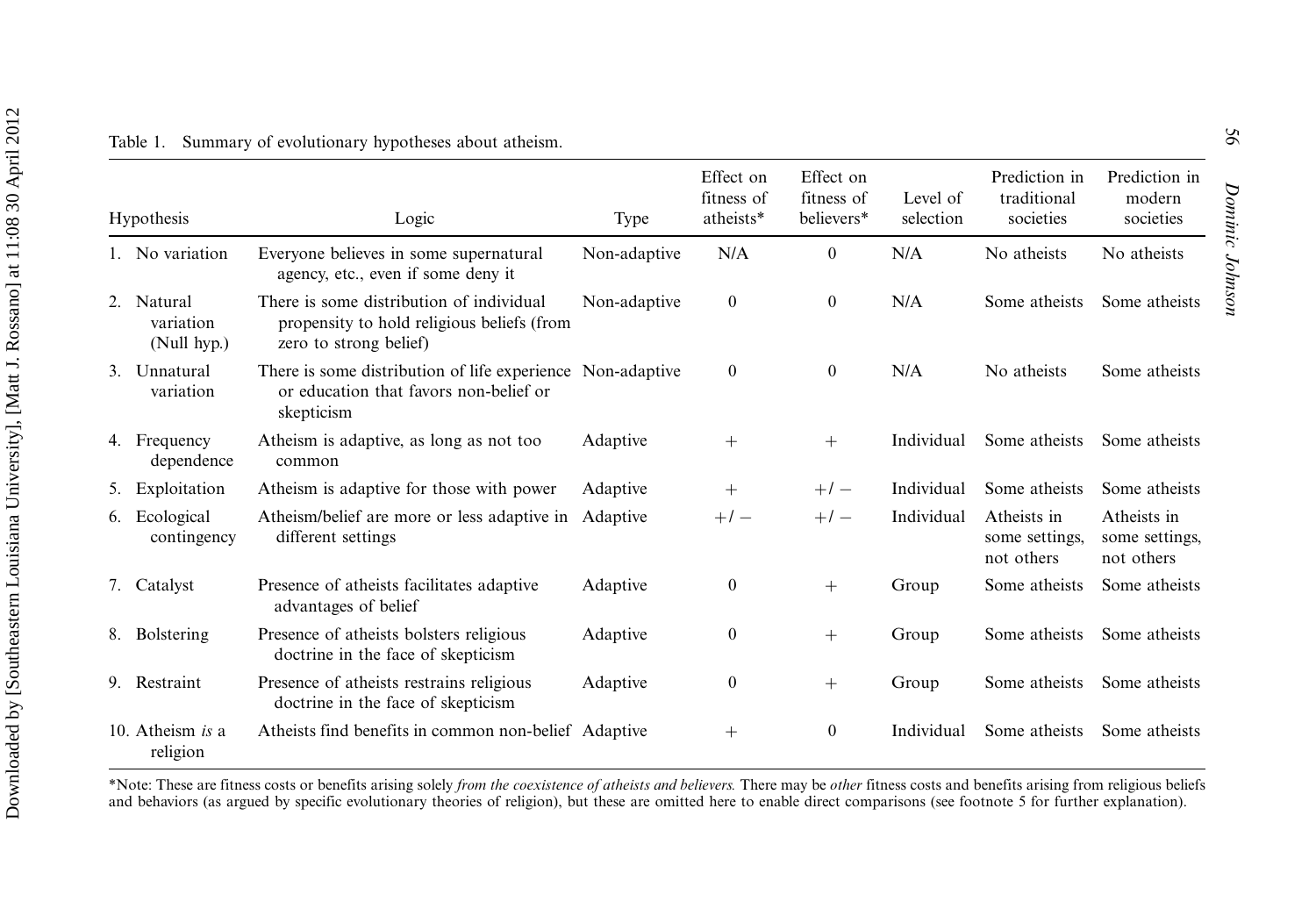Table 1. Summary of evolutionary hypotheses about atheism.

| Hypothesis | Logic | Type | Effect on fitness of atheists* | Effect on fitness of believers* | Level of selection | Prediction in traditional societies | Prediction in modern societies |
|---|---|---|---|---|---|---|---|
| 1. No variation | Everyone believes in some supernatural agency, etc., even if some deny it | Non-adaptive | N/A | 0 | N/A | No atheists | No atheists |
| 2. Natural variation (Null hyp.) | There is some distribution of individual propensity to hold religious beliefs (from zero to strong belief) | Non-adaptive | 0 | 0 | N/A | Some atheists | Some atheists |
| 3. Unnatural variation | There is some distribution of life experience or education that favors non-belief or skepticism | Non-adaptive | 0 | 0 | N/A | No atheists | Some atheists |
| 4. Frequency dependence | Atheism is adaptive, as long as not too common | Adaptive | + | + | Individual | Some atheists | Some atheists |
| 5. Exploitation | Atheism is adaptive for those with power | Adaptive | + | +/ − | Individual | Some atheists | Some atheists |
| 6. Ecological contingency | Atheism/belief are more or less adaptive in different settings | Adaptive | +/ − | +/ − | Individual | Atheists in some settings, not others | Atheists in some settings, not others |
| 7. Catalyst | Presence of atheists facilitates adaptive advantages of belief | Adaptive | 0 | + | Group | Some atheists | Some atheists |
| 8. Bolstering | Presence of atheists bolsters religious doctrine in the face of skepticism | Adaptive | 0 | + | Group | Some atheists | Some atheists |
| 9. Restraint | Presence of atheists restrains religious doctrine in the face of skepticism | Adaptive | 0 | + | Group | Some atheists | Some atheists |
| 10. Atheism *is* a religion | Atheists find benefits in common non-belief | Adaptive | + | 0 | Individual | Some atheists | Some atheists |

*Note: These are fitness costs or benefits arising solely *from the coexistence of atheists and believers.* There may be *other* fitness costs and benefits arising from religious beliefs and behaviors (as argued by specific evolutionary theories of religion), but these are omitted here to enable direct comparisons (see footnote 5 for further explanation).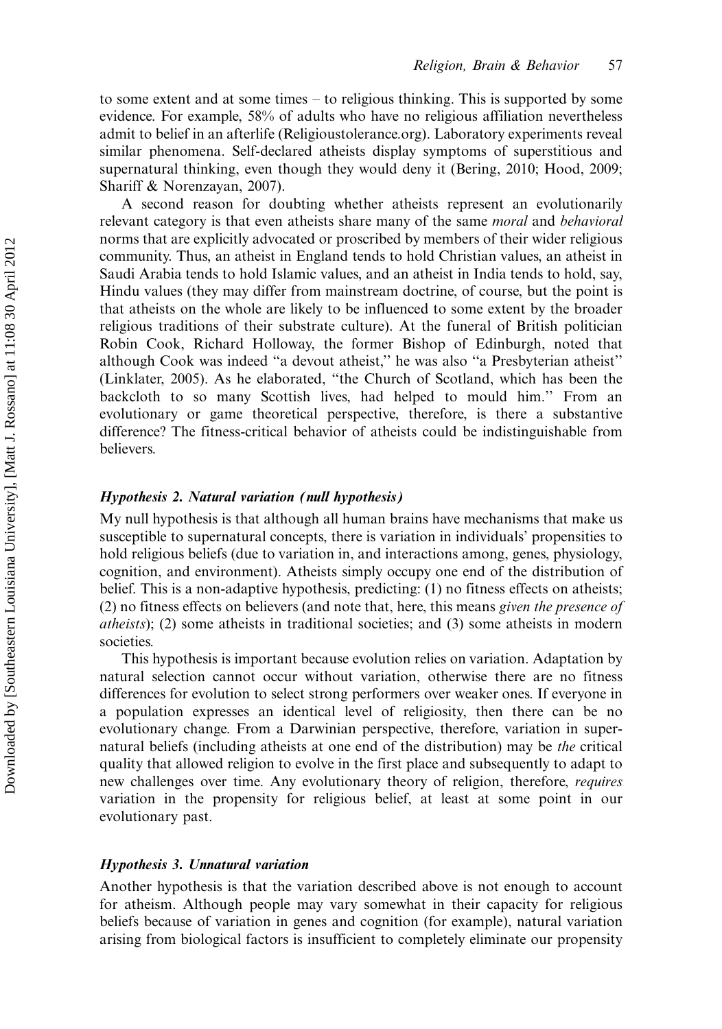to some extent and at some times – to religious thinking. This is supported by some evidence. For example, 58% of adults who have no religious affiliation nevertheless admit to belief in an afterlife (Religioustolerance.org). Laboratory experiments reveal similar phenomena. Self-declared atheists display symptoms of superstitious and supernatural thinking, even though they would deny it (Bering, 2010; Hood, 2009; Shariff & Norenzayan, 2007).

A second reason for doubting whether atheists represent an evolutionarily relevant category is that even atheists share many of the same *moral* and *behavioral* norms that are explicitly advocated or proscribed by members of their wider religious community. Thus, an atheist in England tends to hold Christian values, an atheist in Saudi Arabia tends to hold Islamic values, and an atheist in India tends to hold, say, Hindu values (they may differ from mainstream doctrine, of course, but the point is that atheists on the whole are likely to be influenced to some extent by the broader religious traditions of their substrate culture). At the funeral of British politician Robin Cook, Richard Holloway, the former Bishop of Edinburgh, noted that although Cook was indeed "a devout atheist," he was also "a Presbyterian atheist" (Linklater, 2005). As he elaborated, "the Church of Scotland, which has been the backcloth to so many Scottish lives, had helped to mould him." From an evolutionary or game theoretical perspective, therefore, is there a substantive difference? The fitness-critical behavior of atheists could be indistinguishable from believers.

### *Hypothesis 2. Natural variation (null hypothesis)*

My null hypothesis is that although all human brains have mechanisms that make us susceptible to supernatural concepts, there is variation in individuals' propensities to hold religious beliefs (due to variation in, and interactions among, genes, physiology, cognition, and environment). Atheists simply occupy one end of the distribution of belief. This is a non-adaptive hypothesis, predicting: (1) no fitness effects on atheists; (2) no fitness effects on believers (and note that, here, this means *given the presence of atheists*); (2) some atheists in traditional societies; and (3) some atheists in modern societies.

This hypothesis is important because evolution relies on variation. Adaptation by natural selection cannot occur without variation, otherwise there are no fitness differences for evolution to select strong performers over weaker ones. If everyone in a population expresses an identical level of religiosity, then there can be no evolutionary change. From a Darwinian perspective, therefore, variation in supernatural beliefs (including atheists at one end of the distribution) may be *the* critical quality that allowed religion to evolve in the first place and subsequently to adapt to new challenges over time. Any evolutionary theory of religion, therefore, *requires* variation in the propensity for religious belief, at least at some point in our evolutionary past.

### *Hypothesis 3. Unnatural variation*

Another hypothesis is that the variation described above is not enough to account for atheism. Although people may vary somewhat in their capacity for religious beliefs because of variation in genes and cognition (for example), natural variation arising from biological factors is insufficient to completely eliminate our propensity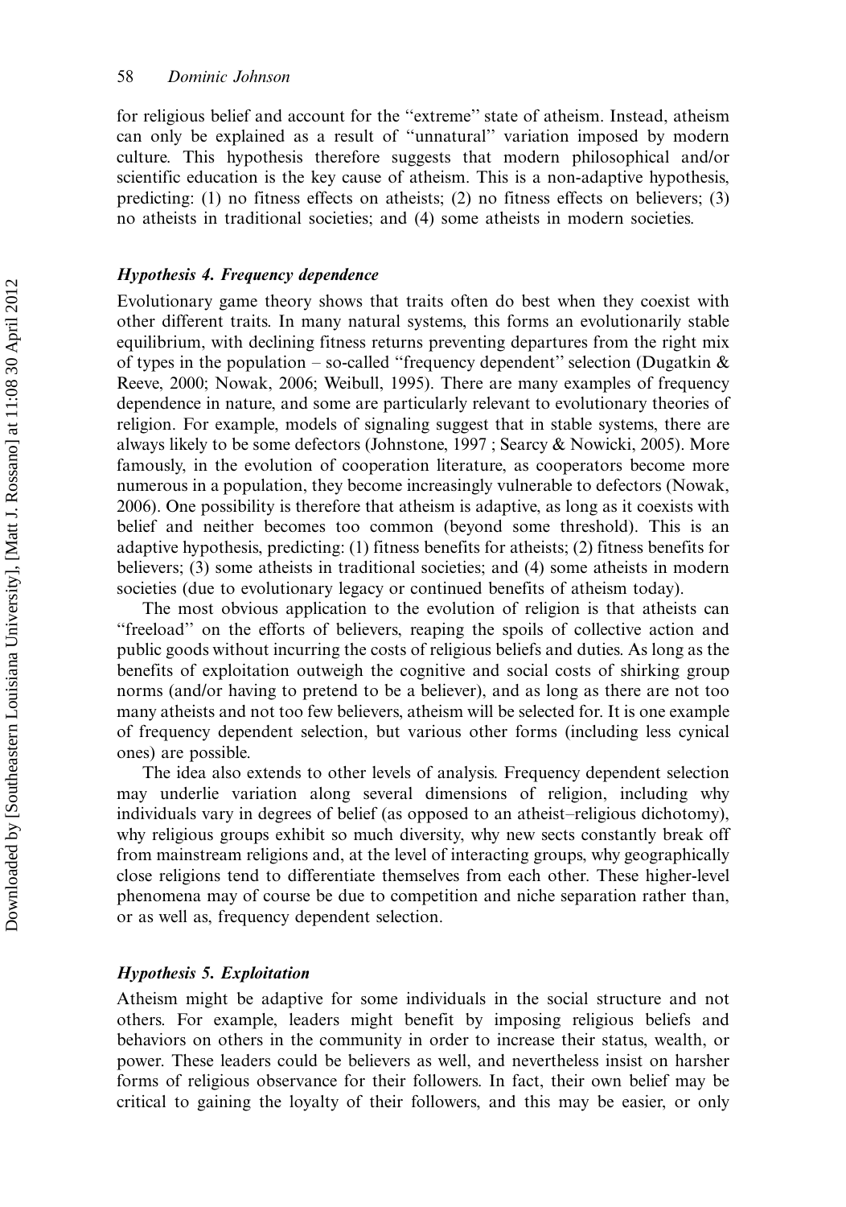for religious belief and account for the "extreme" state of atheism. Instead, atheism can only be explained as a result of "unnatural" variation imposed by modern culture. This hypothesis therefore suggests that modern philosophical and/or scientific education is the key cause of atheism. This is a non-adaptive hypothesis, predicting: (1) no fitness effects on atheists; (2) no fitness effects on believers; (3) no atheists in traditional societies; and (4) some atheists in modern societies.

### *Hypothesis 4. Frequency dependence*

Evolutionary game theory shows that traits often do best when they coexist with other different traits. In many natural systems, this forms an evolutionarily stable equilibrium, with declining fitness returns preventing departures from the right mix of types in the population – so-called "frequency dependent" selection (Dugatkin & Reeve, 2000; Nowak, 2006; Weibull, 1995). There are many examples of frequency dependence in nature, and some are particularly relevant to evolutionary theories of religion. For example, models of signaling suggest that in stable systems, there are always likely to be some defectors (Johnstone, 1997 ; Searcy & Nowicki, 2005). More famously, in the evolution of cooperation literature, as cooperators become more numerous in a population, they become increasingly vulnerable to defectors (Nowak, 2006). One possibility is therefore that atheism is adaptive, as long as it coexists with belief and neither becomes too common (beyond some threshold). This is an adaptive hypothesis, predicting: (1) fitness benefits for atheists; (2) fitness benefits for believers; (3) some atheists in traditional societies; and (4) some atheists in modern societies (due to evolutionary legacy or continued benefits of atheism today).

The most obvious application to the evolution of religion is that atheists can "freeload" on the efforts of believers, reaping the spoils of collective action and public goods without incurring the costs of religious beliefs and duties. As long as the benefits of exploitation outweigh the cognitive and social costs of shirking group norms (and/or having to pretend to be a believer), and as long as there are not too many atheists and not too few believers, atheism will be selected for. It is one example of frequency dependent selection, but various other forms (including less cynical ones) are possible.

The idea also extends to other levels of analysis. Frequency dependent selection may underlie variation along several dimensions of religion, including why individuals vary in degrees of belief (as opposed to an atheist–religious dichotomy), why religious groups exhibit so much diversity, why new sects constantly break off from mainstream religions and, at the level of interacting groups, why geographically close religions tend to differentiate themselves from each other. These higher-level phenomena may of course be due to competition and niche separation rather than, or as well as, frequency dependent selection.

### *Hypothesis 5. Exploitation*

Atheism might be adaptive for some individuals in the social structure and not others. For example, leaders might benefit by imposing religious beliefs and behaviors on others in the community in order to increase their status, wealth, or power. These leaders could be believers as well, and nevertheless insist on harsher forms of religious observance for their followers. In fact, their own belief may be critical to gaining the loyalty of their followers, and this may be easier, or only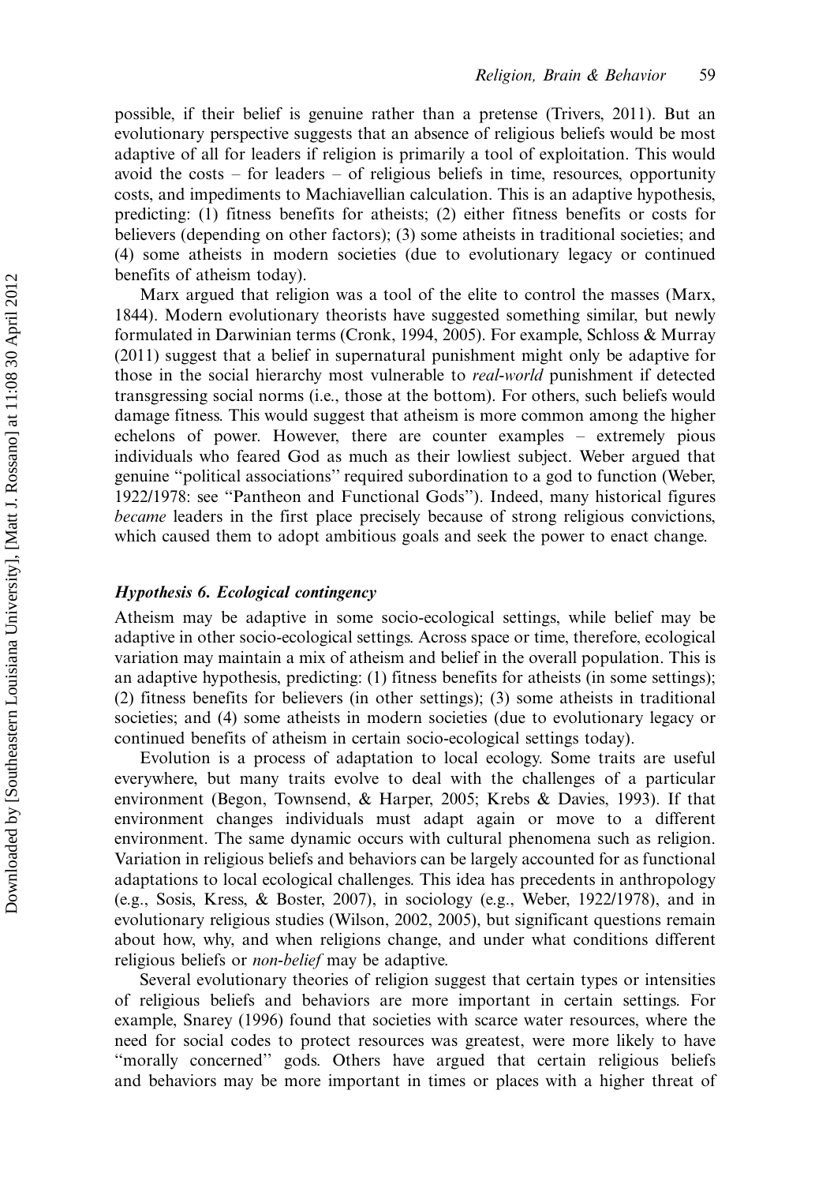possible, if their belief is genuine rather than a pretense (Trivers, 2011). But an evolutionary perspective suggests that an absence of religious beliefs would be most adaptive of all for leaders if religion is primarily a tool of exploitation. This would avoid the costs – for leaders – of religious beliefs in time, resources, opportunity costs, and impediments to Machiavellian calculation. This is an adaptive hypothesis, predicting: (1) fitness benefits for atheists; (2) either fitness benefits or costs for believers (depending on other factors); (3) some atheists in traditional societies; and (4) some atheists in modern societies (due to evolutionary legacy or continued benefits of atheism today).

Marx argued that religion was a tool of the elite to control the masses (Marx, 1844). Modern evolutionary theorists have suggested something similar, but newly formulated in Darwinian terms (Cronk, 1994, 2005). For example, Schloss & Murray (2011) suggest that a belief in supernatural punishment might only be adaptive for those in the social hierarchy most vulnerable to *real-world* punishment if detected transgressing social norms (i.e., those at the bottom). For others, such beliefs would damage fitness. This would suggest that atheism is more common among the higher echelons of power. However, there are counter examples – extremely pious individuals who feared God as much as their lowliest subject. Weber argued that genuine "political associations" required subordination to a god to function (Weber, 1922/1978: see "Pantheon and Functional Gods"). Indeed, many historical figures *became* leaders in the first place precisely because of strong religious convictions, which caused them to adopt ambitious goals and seek the power to enact change.

### *Hypothesis 6. Ecological contingency*

Atheism may be adaptive in some socio-ecological settings, while belief may be adaptive in other socio-ecological settings. Across space or time, therefore, ecological variation may maintain a mix of atheism and belief in the overall population. This is an adaptive hypothesis, predicting: (1) fitness benefits for atheists (in some settings); (2) fitness benefits for believers (in other settings); (3) some atheists in traditional societies; and (4) some atheists in modern societies (due to evolutionary legacy or continued benefits of atheism in certain socio-ecological settings today).

Evolution is a process of adaptation to local ecology. Some traits are useful everywhere, but many traits evolve to deal with the challenges of a particular environment (Begon, Townsend, & Harper, 2005; Krebs & Davies, 1993). If that environment changes individuals must adapt again or move to a different environment. The same dynamic occurs with cultural phenomena such as religion. Variation in religious beliefs and behaviors can be largely accounted for as functional adaptations to local ecological challenges. This idea has precedents in anthropology (e.g., Sosis, Kress, & Boster, 2007), in sociology (e.g., Weber, 1922/1978), and in evolutionary religious studies (Wilson, 2002, 2005), but significant questions remain about how, why, and when religions change, and under what conditions different religious beliefs or *non-belief* may be adaptive.

Several evolutionary theories of religion suggest that certain types or intensities of religious beliefs and behaviors are more important in certain settings. For example, Snarey (1996) found that societies with scarce water resources, where the need for social codes to protect resources was greatest, were more likely to have "morally concerned" gods. Others have argued that certain religious beliefs and behaviors may be more important in times or places with a higher threat of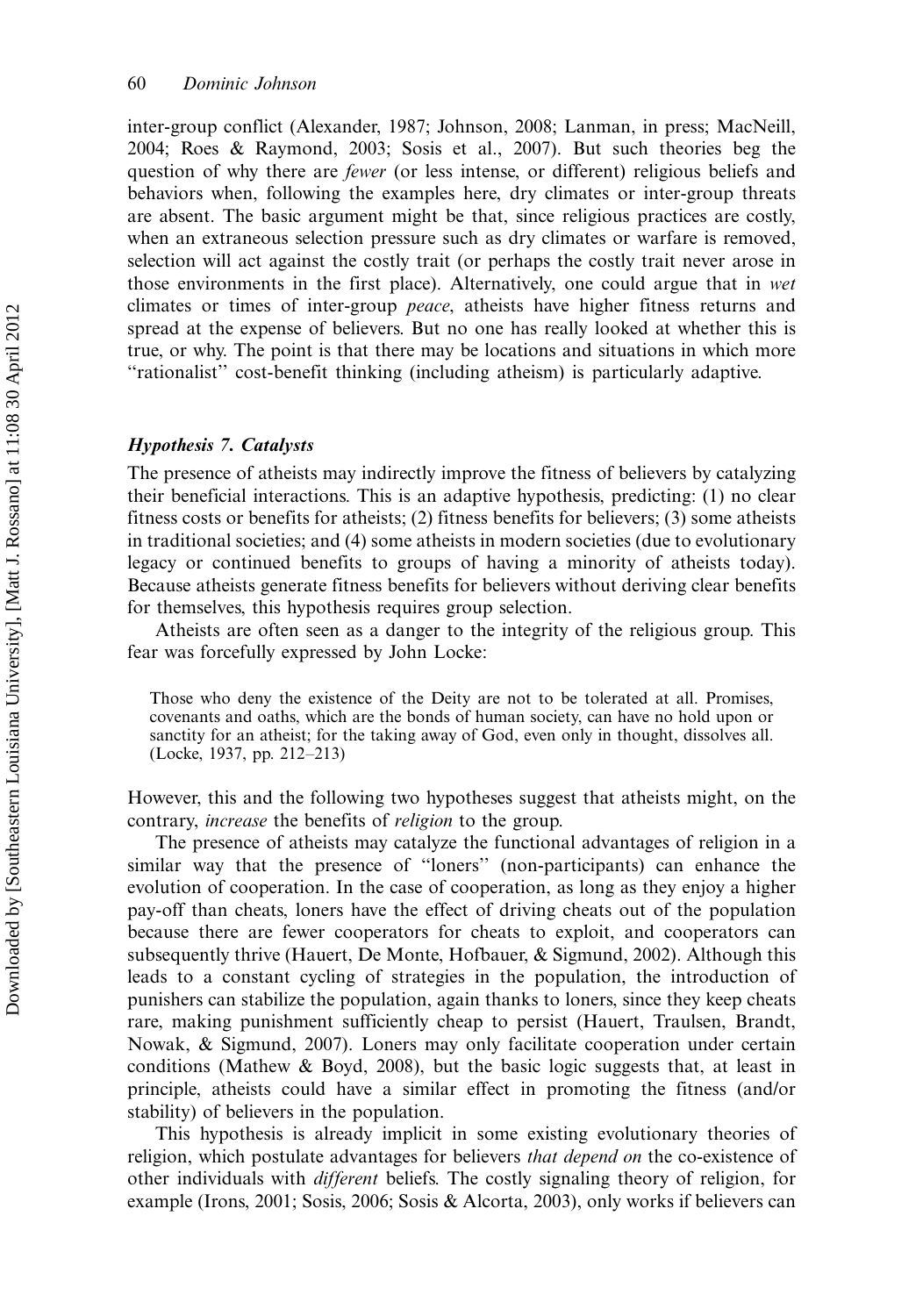inter-group conflict (Alexander, 1987; Johnson, 2008; Lanman, in press; MacNeill, 2004; Roes & Raymond, 2003; Sosis et al., 2007). But such theories beg the question of why there are *fewer* (or less intense, or different) religious beliefs and behaviors when, following the examples here, dry climates or inter-group threats are absent. The basic argument might be that, since religious practices are costly, when an extraneous selection pressure such as dry climates or warfare is removed, selection will act against the costly trait (or perhaps the costly trait never arose in those environments in the first place). Alternatively, one could argue that in *wet* climates or times of inter-group *peace*, atheists have higher fitness returns and spread at the expense of believers. But no one has really looked at whether this is true, or why. The point is that there may be locations and situations in which more "rationalist" cost-benefit thinking (including atheism) is particularly adaptive.

### *Hypothesis 7. Catalysts*

The presence of atheists may indirectly improve the fitness of believers by catalyzing their beneficial interactions. This is an adaptive hypothesis, predicting: (1) no clear fitness costs or benefits for atheists; (2) fitness benefits for believers; (3) some atheists in traditional societies; and (4) some atheists in modern societies (due to evolutionary legacy or continued benefits to groups of having a minority of atheists today). Because atheists generate fitness benefits for believers without deriving clear benefits for themselves, this hypothesis requires group selection.

Atheists are often seen as a danger to the integrity of the religious group. This fear was forcefully expressed by John Locke:

> Those who deny the existence of the Deity are not to be tolerated at all. Promises, covenants and oaths, which are the bonds of human society, can have no hold upon or sanctity for an atheist; for the taking away of God, even only in thought, dissolves all. (Locke, 1937, pp. 212–213)

However, this and the following two hypotheses suggest that atheists might, on the contrary, *increase* the benefits of *religion* to the group.

The presence of atheists may catalyze the functional advantages of religion in a similar way that the presence of "loners" (non-participants) can enhance the evolution of cooperation. In the case of cooperation, as long as they enjoy a higher pay-off than cheats, loners have the effect of driving cheats out of the population because there are fewer cooperators for cheats to exploit, and cooperators can subsequently thrive (Hauert, De Monte, Hofbauer, & Sigmund, 2002). Although this leads to a constant cycling of strategies in the population, the introduction of punishers can stabilize the population, again thanks to loners, since they keep cheats rare, making punishment sufficiently cheap to persist (Hauert, Traulsen, Brandt, Nowak, & Sigmund, 2007). Loners may only facilitate cooperation under certain conditions (Mathew & Boyd, 2008), but the basic logic suggests that, at least in principle, atheists could have a similar effect in promoting the fitness (and/or stability) of believers in the population.

This hypothesis is already implicit in some existing evolutionary theories of religion, which postulate advantages for believers *that depend on* the co-existence of other individuals with *different* beliefs. The costly signaling theory of religion, for example (Irons, 2001; Sosis, 2006; Sosis & Alcorta, 2003), only works if believers can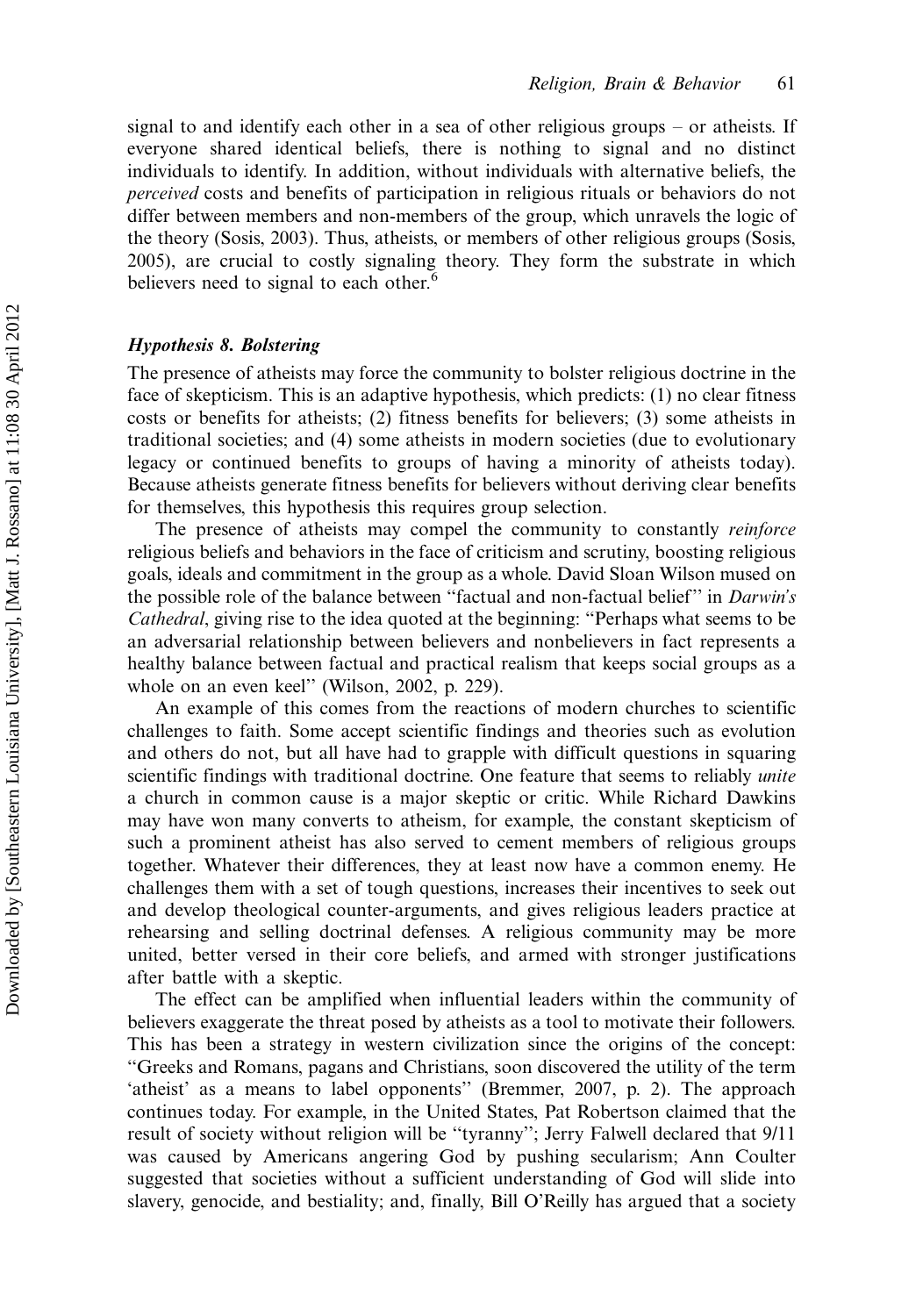signal to and identify each other in a sea of other religious groups – or atheists. If everyone shared identical beliefs, there is nothing to signal and no distinct individuals to identify. In addition, without individuals with alternative beliefs, the *perceived* costs and benefits of participation in religious rituals or behaviors do not differ between members and non-members of the group, which unravels the logic of the theory (Sosis, 2003). Thus, atheists, or members of other religious groups (Sosis, 2005), are crucial to costly signaling theory. They form the substrate in which believers need to signal to each other.[6]

### *Hypothesis 8. Bolstering*

The presence of atheists may force the community to bolster religious doctrine in the face of skepticism. This is an adaptive hypothesis, which predicts: (1) no clear fitness costs or benefits for atheists; (2) fitness benefits for believers; (3) some atheists in traditional societies; and (4) some atheists in modern societies (due to evolutionary legacy or continued benefits to groups of having a minority of atheists today). Because atheists generate fitness benefits for believers without deriving clear benefits for themselves, this hypothesis this requires group selection.

The presence of atheists may compel the community to constantly *reinforce* religious beliefs and behaviors in the face of criticism and scrutiny, boosting religious goals, ideals and commitment in the group as a whole. David Sloan Wilson mused on the possible role of the balance between "factual and non-factual belief" in *Darwin's Cathedral*, giving rise to the idea quoted at the beginning: "Perhaps what seems to be an adversarial relationship between believers and nonbelievers in fact represents a healthy balance between factual and practical realism that keeps social groups as a whole on an even keel" (Wilson, 2002, p. 229).

An example of this comes from the reactions of modern churches to scientific challenges to faith. Some accept scientific findings and theories such as evolution and others do not, but all have had to grapple with difficult questions in squaring scientific findings with traditional doctrine. One feature that seems to reliably *unite* a church in common cause is a major skeptic or critic. While Richard Dawkins may have won many converts to atheism, for example, the constant skepticism of such a prominent atheist has also served to cement members of religious groups together. Whatever their differences, they at least now have a common enemy. He challenges them with a set of tough questions, increases their incentives to seek out and develop theological counter-arguments, and gives religious leaders practice at rehearsing and selling doctrinal defenses. A religious community may be more united, better versed in their core beliefs, and armed with stronger justifications after battle with a skeptic.

The effect can be amplified when influential leaders within the community of believers exaggerate the threat posed by atheists as a tool to motivate their followers. This has been a strategy in western civilization since the origins of the concept: "Greeks and Romans, pagans and Christians, soon discovered the utility of the term 'atheist' as a means to label opponents" (Bremmer, 2007, p. 2). The approach continues today. For example, in the United States, Pat Robertson claimed that the result of society without religion will be "tyranny"; Jerry Falwell declared that 9/11 was caused by Americans angering God by pushing secularism; Ann Coulter suggested that societies without a sufficient understanding of God will slide into slavery, genocide, and bestiality; and, finally, Bill O'Reilly has argued that a society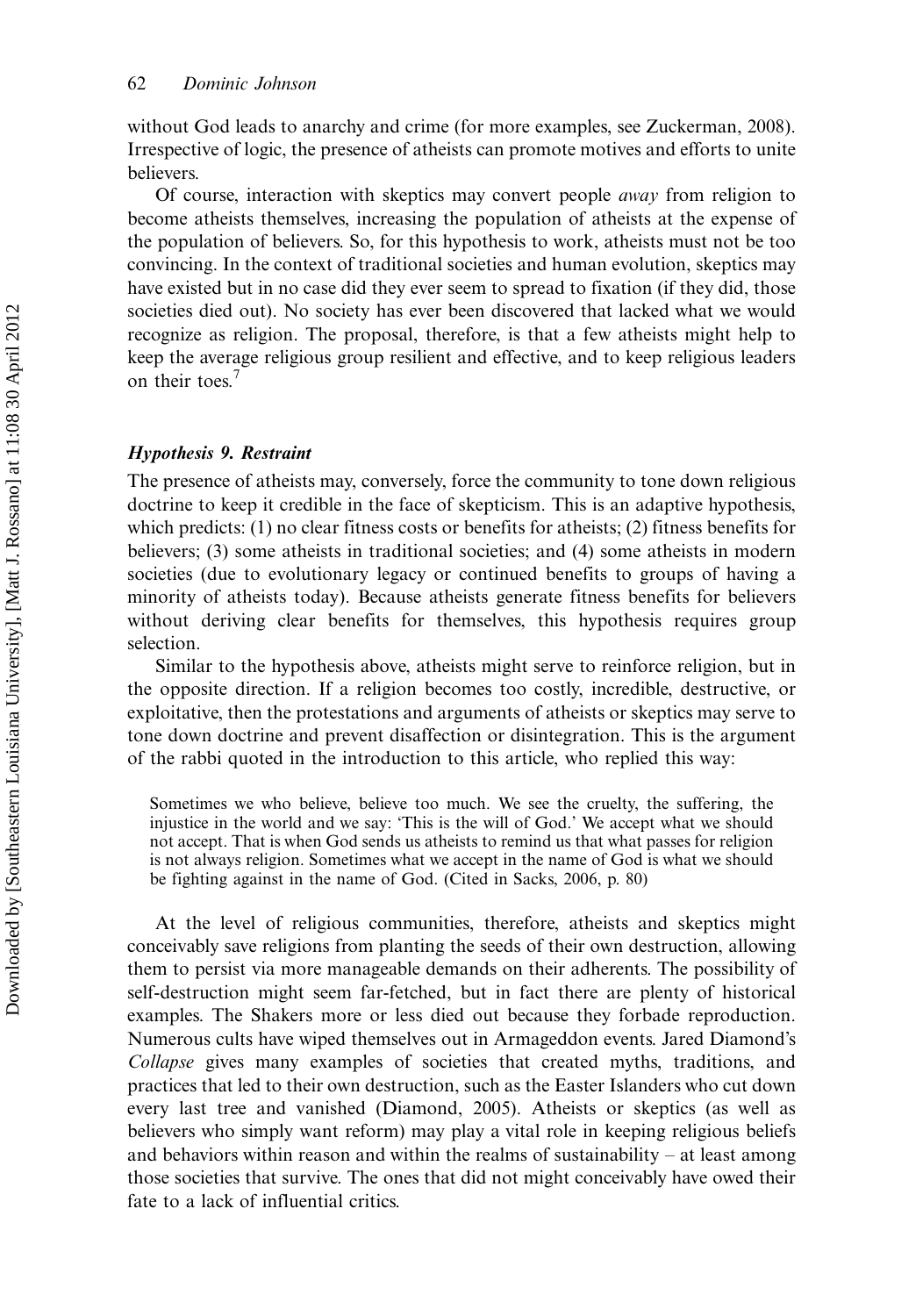without God leads to anarchy and crime (for more examples, see Zuckerman, 2008). Irrespective of logic, the presence of atheists can promote motives and efforts to unite believers.

Of course, interaction with skeptics may convert people *away* from religion to become atheists themselves, increasing the population of atheists at the expense of the population of believers. So, for this hypothesis to work, atheists must not be too convincing. In the context of traditional societies and human evolution, skeptics may have existed but in no case did they ever seem to spread to fixation (if they did, those societies died out). No society has ever been discovered that lacked what we would recognize as religion. The proposal, therefore, is that a few atheists might help to keep the average religious group resilient and effective, and to keep religious leaders on their toes.[7]

### *Hypothesis 9. Restraint*

The presence of atheists may, conversely, force the community to tone down religious doctrine to keep it credible in the face of skepticism. This is an adaptive hypothesis, which predicts: (1) no clear fitness costs or benefits for atheists; (2) fitness benefits for believers; (3) some atheists in traditional societies; and (4) some atheists in modern societies (due to evolutionary legacy or continued benefits to groups of having a minority of atheists today). Because atheists generate fitness benefits for believers without deriving clear benefits for themselves, this hypothesis requires group selection.

Similar to the hypothesis above, atheists might serve to reinforce religion, but in the opposite direction. If a religion becomes too costly, incredible, destructive, or exploitative, then the protestations and arguments of atheists or skeptics may serve to tone down doctrine and prevent disaffection or disintegration. This is the argument of the rabbi quoted in the introduction to this article, who replied this way:

> Sometimes we who believe, believe too much. We see the cruelty, the suffering, the injustice in the world and we say: 'This is the will of God.' We accept what we should not accept. That is when God sends us atheists to remind us that what passes for religion is not always religion. Sometimes what we accept in the name of God is what we should be fighting against in the name of God. (Cited in Sacks, 2006, p. 80)

At the level of religious communities, therefore, atheists and skeptics might conceivably save religions from planting the seeds of their own destruction, allowing them to persist via more manageable demands on their adherents. The possibility of self-destruction might seem far-fetched, but in fact there are plenty of historical examples. The Shakers more or less died out because they forbade reproduction. Numerous cults have wiped themselves out in Armageddon events. Jared Diamond's *Collapse* gives many examples of societies that created myths, traditions, and practices that led to their own destruction, such as the Easter Islanders who cut down every last tree and vanished (Diamond, 2005). Atheists or skeptics (as well as believers who simply want reform) may play a vital role in keeping religious beliefs and behaviors within reason and within the realms of sustainability – at least among those societies that survive. The ones that did not might conceivably have owed their fate to a lack of influential critics.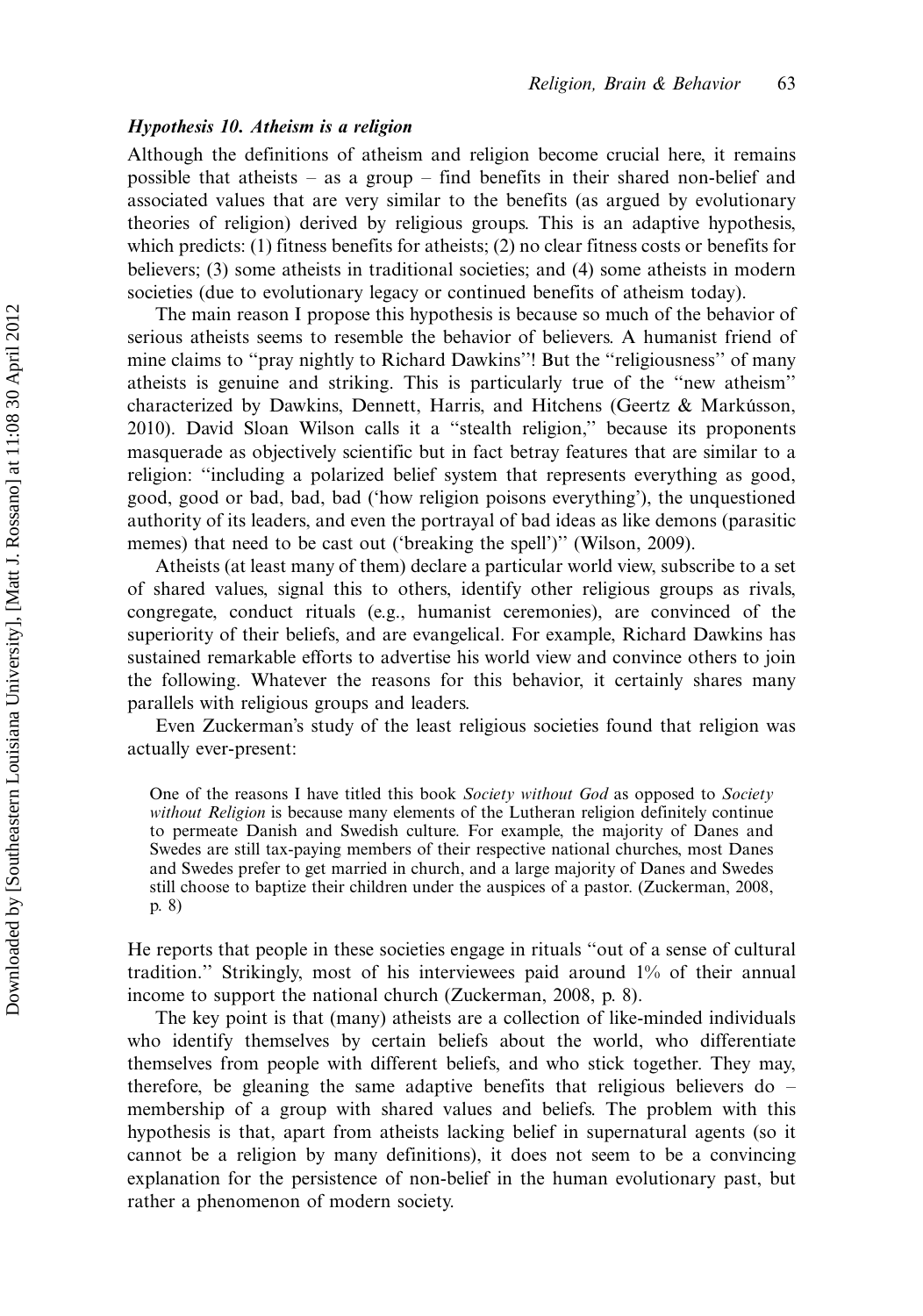### *Hypothesis 10. Atheism is a religion*

Although the definitions of atheism and religion become crucial here, it remains possible that atheists – as a group – find benefits in their shared non-belief and associated values that are very similar to the benefits (as argued by evolutionary theories of religion) derived by religious groups. This is an adaptive hypothesis, which predicts: (1) fitness benefits for atheists; (2) no clear fitness costs or benefits for believers; (3) some atheists in traditional societies; and (4) some atheists in modern societies (due to evolutionary legacy or continued benefits of atheism today).

The main reason I propose this hypothesis is because so much of the behavior of serious atheists seems to resemble the behavior of believers. A humanist friend of mine claims to ''pray nightly to Richard Dawkins''! But the ''religiousness'' of many atheists is genuine and striking. This is particularly true of the ''new atheism'' characterized by Dawkins, Dennett, Harris, and Hitchens (Geertz & Markússon, 2010). David Sloan Wilson calls it a ''stealth religion,'' because its proponents masquerade as objectively scientific but in fact betray features that are similar to a religion: ''including a polarized belief system that represents everything as good, good, good or bad, bad, bad ('how religion poisons everything'), the unquestioned authority of its leaders, and even the portrayal of bad ideas as like demons (parasitic memes) that need to be cast out ('breaking the spell')'' (Wilson, 2009).

Atheists (at least many of them) declare a particular world view, subscribe to a set of shared values, signal this to others, identify other religious groups as rivals, congregate, conduct rituals (e.g., humanist ceremonies), are convinced of the superiority of their beliefs, and are evangelical. For example, Richard Dawkins has sustained remarkable efforts to advertise his world view and convince others to join the following. Whatever the reasons for this behavior, it certainly shares many parallels with religious groups and leaders.

Even Zuckerman's study of the least religious societies found that religion was actually ever-present:

> One of the reasons I have titled this book *Society without God* as opposed to *Society without Religion* is because many elements of the Lutheran religion definitely continue to permeate Danish and Swedish culture. For example, the majority of Danes and Swedes are still tax-paying members of their respective national churches, most Danes and Swedes prefer to get married in church, and a large majority of Danes and Swedes still choose to baptize their children under the auspices of a pastor. (Zuckerman, 2008, p. 8)

He reports that people in these societies engage in rituals ''out of a sense of cultural tradition.'' Strikingly, most of his interviewees paid around 1% of their annual income to support the national church (Zuckerman, 2008, p. 8).

The key point is that (many) atheists are a collection of like-minded individuals who identify themselves by certain beliefs about the world, who differentiate themselves from people with different beliefs, and who stick together. They may, therefore, be gleaning the same adaptive benefits that religious believers do – membership of a group with shared values and beliefs. The problem with this hypothesis is that, apart from atheists lacking belief in supernatural agents (so it cannot be a religion by many definitions), it does not seem to be a convincing explanation for the persistence of non-belief in the human evolutionary past, but rather a phenomenon of modern society.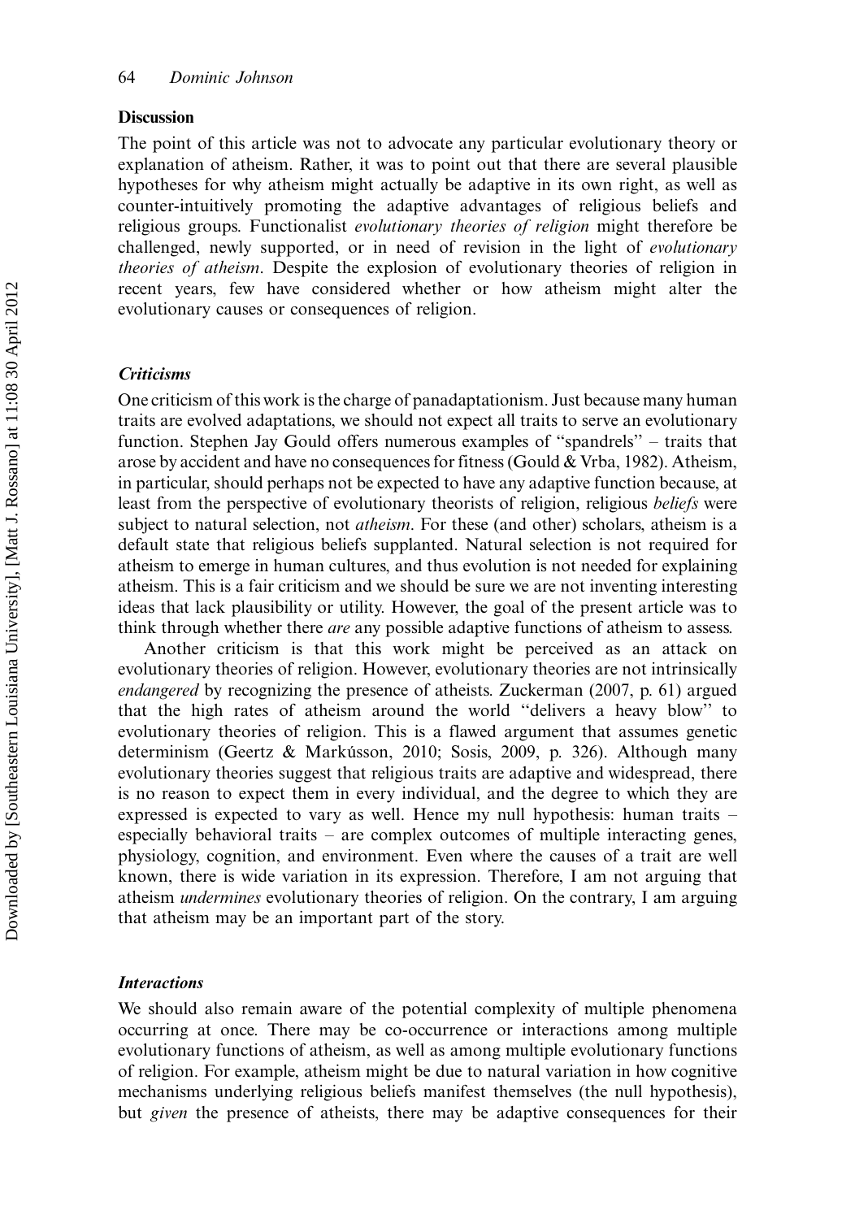## Discussion

The point of this article was not to advocate any particular evolutionary theory or explanation of atheism. Rather, it was to point out that there are several plausible hypotheses for why atheism might actually be adaptive in its own right, as well as counter-intuitively promoting the adaptive advantages of religious beliefs and religious groups. Functionalist *evolutionary theories of religion* might therefore be challenged, newly supported, or in need of revision in the light of *evolutionary theories of atheism*. Despite the explosion of evolutionary theories of religion in recent years, few have considered whether or how atheism might alter the evolutionary causes or consequences of religion.

### *Criticisms*

One criticism of this work is the charge of panadaptationism. Just because many human traits are evolved adaptations, we should not expect all traits to serve an evolutionary function. Stephen Jay Gould offers numerous examples of "spandrels" – traits that arose by accident and have no consequences for fitness (Gould & Vrba, 1982). Atheism, in particular, should perhaps not be expected to have any adaptive function because, at least from the perspective of evolutionary theorists of religion, religious *beliefs* were subject to natural selection, not *atheism*. For these (and other) scholars, atheism is a default state that religious beliefs supplanted. Natural selection is not required for atheism to emerge in human cultures, and thus evolution is not needed for explaining atheism. This is a fair criticism and we should be sure we are not inventing interesting ideas that lack plausibility or utility. However, the goal of the present article was to think through whether there *are* any possible adaptive functions of atheism to assess.

Another criticism is that this work might be perceived as an attack on evolutionary theories of religion. However, evolutionary theories are not intrinsically *endangered* by recognizing the presence of atheists. Zuckerman (2007, p. 61) argued that the high rates of atheism around the world "delivers a heavy blow" to evolutionary theories of religion. This is a flawed argument that assumes genetic determinism (Geertz & Markússon, 2010; Sosis, 2009, p. 326). Although many evolutionary theories suggest that religious traits are adaptive and widespread, there is no reason to expect them in every individual, and the degree to which they are expressed is expected to vary as well. Hence my null hypothesis: human traits – especially behavioral traits – are complex outcomes of multiple interacting genes, physiology, cognition, and environment. Even where the causes of a trait are well known, there is wide variation in its expression. Therefore, I am not arguing that atheism *undermines* evolutionary theories of religion. On the contrary, I am arguing that atheism may be an important part of the story.

### *Interactions*

We should also remain aware of the potential complexity of multiple phenomena occurring at once. There may be co-occurrence or interactions among multiple evolutionary functions of atheism, as well as among multiple evolutionary functions of religion. For example, atheism might be due to natural variation in how cognitive mechanisms underlying religious beliefs manifest themselves (the null hypothesis), but *given* the presence of atheists, there may be adaptive consequences for their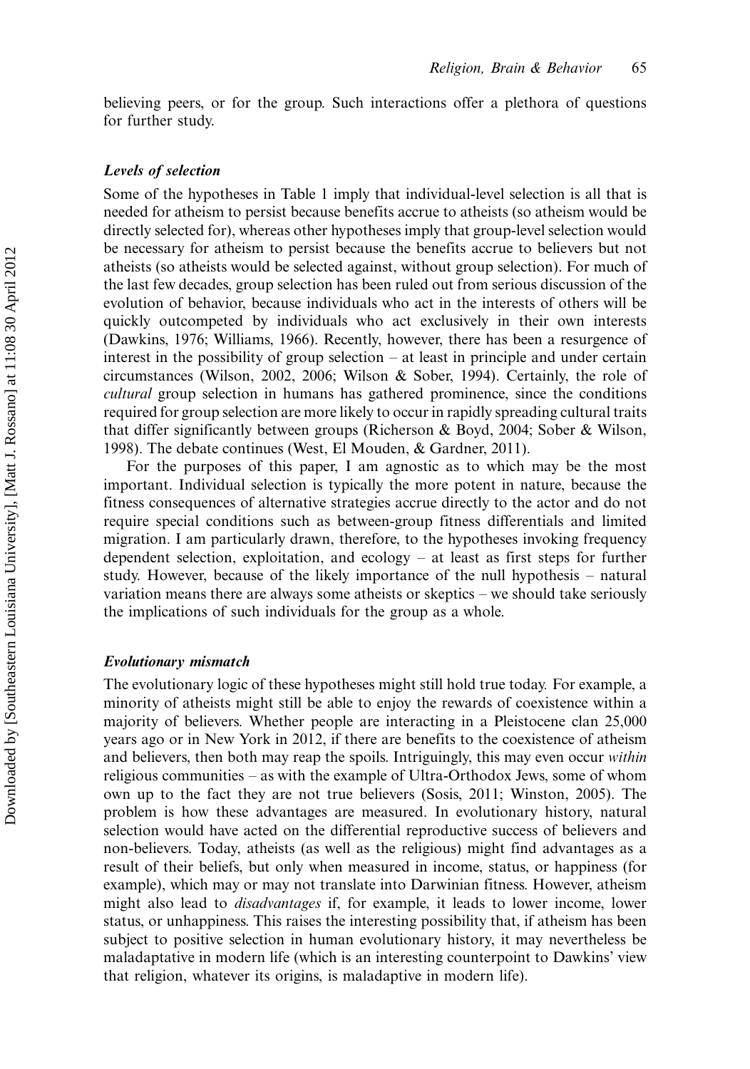believing peers, or for the group. Such interactions offer a plethora of questions for further study.

### *Levels of selection*

Some of the hypotheses in Table 1 imply that individual-level selection is all that is needed for atheism to persist because benefits accrue to atheists (so atheism would be directly selected for), whereas other hypotheses imply that group-level selection would be necessary for atheism to persist because the benefits accrue to believers but not atheists (so atheists would be selected against, without group selection). For much of the last few decades, group selection has been ruled out from serious discussion of the evolution of behavior, because individuals who act in the interests of others will be quickly outcompeted by individuals who act exclusively in their own interests (Dawkins, 1976; Williams, 1966). Recently, however, there has been a resurgence of interest in the possibility of group selection – at least in principle and under certain circumstances (Wilson, 2002, 2006; Wilson & Sober, 1994). Certainly, the role of *cultural* group selection in humans has gathered prominence, since the conditions required for group selection are more likely to occur in rapidly spreading cultural traits that differ significantly between groups (Richerson & Boyd, 2004; Sober & Wilson, 1998). The debate continues (West, El Mouden, & Gardner, 2011).

For the purposes of this paper, I am agnostic as to which may be the most important. Individual selection is typically the more potent in nature, because the fitness consequences of alternative strategies accrue directly to the actor and do not require special conditions such as between-group fitness differentials and limited migration. I am particularly drawn, therefore, to the hypotheses invoking frequency dependent selection, exploitation, and ecology – at least as first steps for further study. However, because of the likely importance of the null hypothesis – natural variation means there are always some atheists or skeptics – we should take seriously the implications of such individuals for the group as a whole.

### *Evolutionary mismatch*

The evolutionary logic of these hypotheses might still hold true today. For example, a minority of atheists might still be able to enjoy the rewards of coexistence within a majority of believers. Whether people are interacting in a Pleistocene clan 25,000 years ago or in New York in 2012, if there are benefits to the coexistence of atheism and believers, then both may reap the spoils. Intriguingly, this may even occur *within* religious communities – as with the example of Ultra-Orthodox Jews, some of whom own up to the fact they are not true believers (Sosis, 2011; Winston, 2005). The problem is how these advantages are measured. In evolutionary history, natural selection would have acted on the differential reproductive success of believers and non-believers. Today, atheists (as well as the religious) might find advantages as a result of their beliefs, but only when measured in income, status, or happiness (for example), which may or may not translate into Darwinian fitness. However, atheism might also lead to *disadvantages* if, for example, it leads to lower income, lower status, or unhappiness. This raises the interesting possibility that, if atheism has been subject to positive selection in human evolutionary history, it may nevertheless be maladaptative in modern life (which is an interesting counterpoint to Dawkins' view that religion, whatever its origins, is maladaptive in modern life).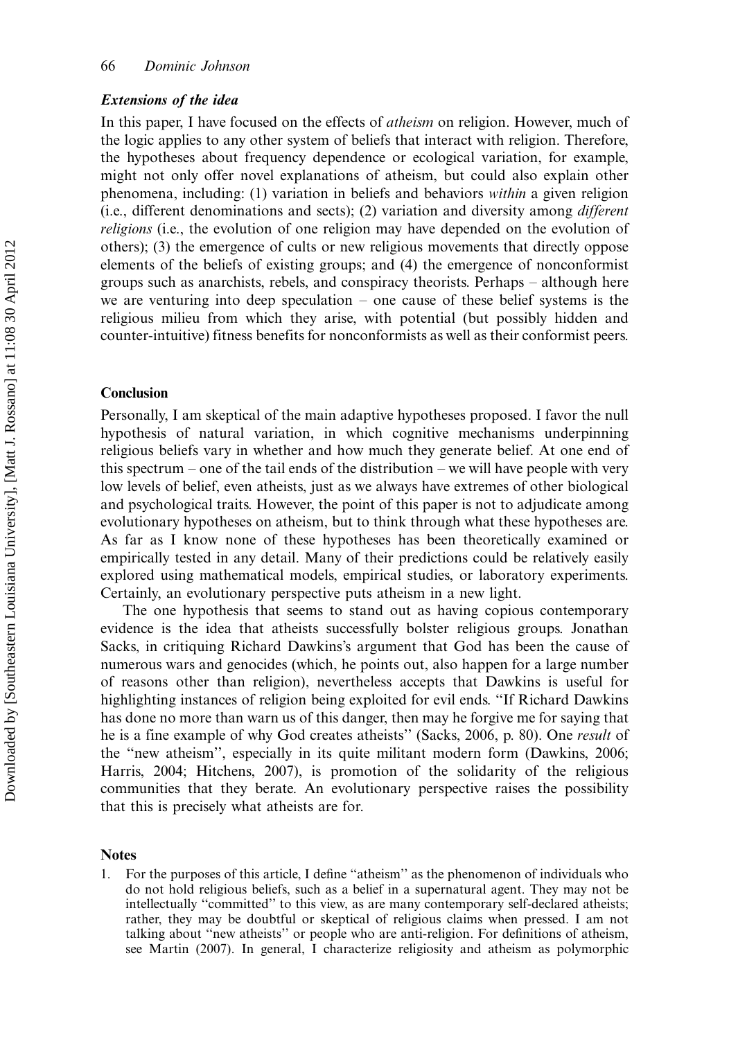### *Extensions of the idea*

In this paper, I have focused on the effects of *atheism* on religion. However, much of the logic applies to any other system of beliefs that interact with religion. Therefore, the hypotheses about frequency dependence or ecological variation, for example, might not only offer novel explanations of atheism, but could also explain other phenomena, including: (1) variation in beliefs and behaviors *within* a given religion (i.e., different denominations and sects); (2) variation and diversity among *different religions* (i.e., the evolution of one religion may have depended on the evolution of others); (3) the emergence of cults or new religious movements that directly oppose elements of the beliefs of existing groups; and (4) the emergence of nonconformist groups such as anarchists, rebels, and conspiracy theorists. Perhaps – although here we are venturing into deep speculation – one cause of these belief systems is the religious milieu from which they arise, with potential (but possibly hidden and counter-intuitive) fitness benefits for nonconformists as well as their conformist peers.

## Conclusion

Personally, I am skeptical of the main adaptive hypotheses proposed. I favor the null hypothesis of natural variation, in which cognitive mechanisms underpinning religious beliefs vary in whether and how much they generate belief. At one end of this spectrum – one of the tail ends of the distribution – we will have people with very low levels of belief, even atheists, just as we always have extremes of other biological and psychological traits. However, the point of this paper is not to adjudicate among evolutionary hypotheses on atheism, but to think through what these hypotheses are. As far as I know none of these hypotheses has been theoretically examined or empirically tested in any detail. Many of their predictions could be relatively easily explored using mathematical models, empirical studies, or laboratory experiments. Certainly, an evolutionary perspective puts atheism in a new light.

The one hypothesis that seems to stand out as having copious contemporary evidence is the idea that atheists successfully bolster religious groups. Jonathan Sacks, in critiquing Richard Dawkins's argument that God has been the cause of numerous wars and genocides (which, he points out, also happen for a large number of reasons other than religion), nevertheless accepts that Dawkins is useful for highlighting instances of religion being exploited for evil ends. "If Richard Dawkins has done no more than warn us of this danger, then may he forgive me for saying that he is a fine example of why God creates atheists" (Sacks, 2006, p. 80). One *result* of the "new atheism", especially in its quite militant modern form (Dawkins, 2006; Harris, 2004; Hitchens, 2007), is promotion of the solidarity of the religious communities that they berate. An evolutionary perspective raises the possibility that this is precisely what atheists are for.

## Notes

1. For the purposes of this article, I define "atheism" as the phenomenon of individuals who do not hold religious beliefs, such as a belief in a supernatural agent. They may not be intellectually "committed" to this view, as are many contemporary self-declared atheists; rather, they may be doubtful or skeptical of religious claims when pressed. I am not talking about "new atheists" or people who are anti-religion. For definitions of atheism, see Martin (2007). In general, I characterize religiosity and atheism as polymorphic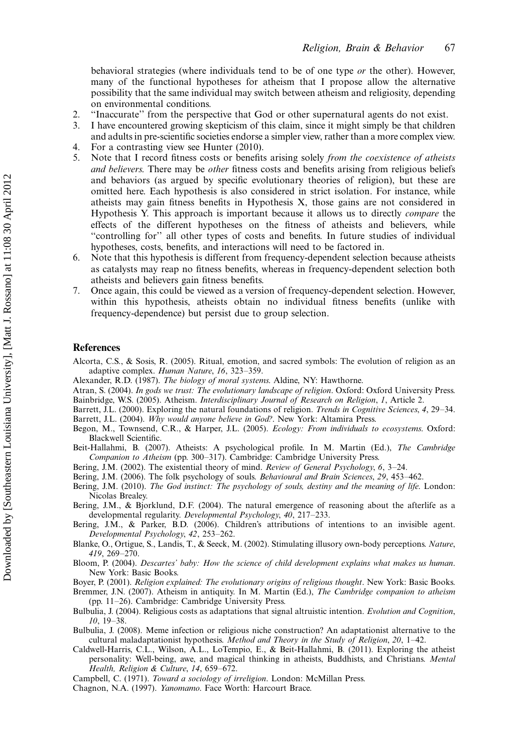behavioral strategies (where individuals tend to be of one type *or* the other). However, many of the functional hypotheses for atheism that I propose allow the alternative possibility that the same individual may switch between atheism and religiosity, depending on environmental conditions.

2. "Inaccurate" from the perspective that God or other supernatural agents do not exist.
3. I have encountered growing skepticism of this claim, since it might simply be that children and adults in pre-scientific societies endorse a simpler view, rather than a more complex view.
4. For a contrasting view see Hunter (2010).
5. Note that I record fitness costs or benefits arising solely *from the coexistence of atheists and believers*. There may be *other* fitness costs and benefits arising from religious beliefs and behaviors (as argued by specific evolutionary theories of religion), but these are omitted here. Each hypothesis is also considered in strict isolation. For instance, while atheists may gain fitness benefits in Hypothesis X, those gains are not considered in Hypothesis Y. This approach is important because it allows us to directly *compare* the effects of the different hypotheses on the fitness of atheists and believers, while "controlling for" all other types of costs and benefits. In future studies of individual hypotheses, costs, benefits, and interactions will need to be factored in.
6. Note that this hypothesis is different from frequency-dependent selection because atheists as catalysts may reap no fitness benefits, whereas in frequency-dependent selection both atheists and believers gain fitness benefits.
7. Once again, this could be viewed as a version of frequency-dependent selection. However, within this hypothesis, atheists obtain no individual fitness benefits (unlike with frequency-dependence) but persist due to group selection.

## References

Alcorta, C.S., & Sosis, R. (2005). Ritual, emotion, and sacred symbols: The evolution of religion as an adaptive complex. *Human Nature*, *16*, 323–359.

Alexander, R.D. (1987). *The biology of moral systems*. Aldine, NY: Hawthorne.

Atran, S. (2004). *In gods we trust: The evolutionary landscape of religion*. Oxford: Oxford University Press.

Bainbridge, W.S. (2005). Atheism. *Interdisciplinary Journal of Research on Religion*, *1*, Article 2.

Barrett, J.L. (2000). Exploring the natural foundations of religion. *Trends in Cognitive Sciences*, *4*, 29–34.

Barrett, J.L. (2004). *Why would anyone believe in God?*. New York: Altamira Press.

Begon, M., Townsend, C.R., & Harper, J.L. (2005). *Ecology: From individuals to ecosystems*. Oxford: Blackwell Scientific.

Beit-Hallahmi, B. (2007). Atheists: A psychological profile. In M. Martin (Ed.), *The Cambridge Companion to Atheism* (pp. 300–317). Cambridge: Cambridge University Press.

Bering, J.M. (2002). The existential theory of mind. *Review of General Psychology*, *6*, 3–24.

Bering, J.M. (2006). The folk psychology of souls. *Behavioural and Brain Sciences*, *29*, 453–462.

Bering, J.M. (2010). *The God instinct: The psychology of souls, destiny and the meaning of life*. London: Nicolas Brealey.

Bering, J.M., & Bjorklund, D.F. (2004). The natural emergence of reasoning about the afterlife as a developmental regularity. *Developmental Psychology*, *40*, 217–233.

Bering, J.M., & Parker, B.D. (2006). Children's attributions of intentions to an invisible agent. *Developmental Psychology*, *42*, 253–262.

Blanke, O., Ortigue, S., Landis, T., & Seeck, M. (2002). Stimulating illusory own-body perceptions. *Nature*, *419*, 269–270.

Bloom, P. (2004). *Descartes' baby: How the science of child development explains what makes us human*. New York: Basic Books.

Boyer, P. (2001). *Religion explained: The evolutionary origins of religious thought*. New York: Basic Books.

Bremmer, J.N. (2007). Atheism in antiquity. In M. Martin (Ed.), *The Cambridge companion to atheism* (pp. 11–26). Cambridge: Cambridge University Press.

Bulbulia, J. (2004). Religious costs as adaptations that signal altruistic intention. *Evolution and Cognition*, *10*, 19–38.

Bulbulia, J. (2008). Meme infection or religious niche construction? An adaptationist alternative to the cultural maladaptationist hypothesis. *Method and Theory in the Study of Religion*, *20*, 1–42.

Caldwell-Harris, C.L., Wilson, A.L., LoTempio, E., & Beit-Hallahmi, B. (2011). Exploring the atheist personality: Well-being, awe, and magical thinking in atheists, Buddhists, and Christians. *Mental Health, Religion & Culture*, *14*, 659–672.

Campbell, C. (1971). *Toward a sociology of irreligion*. London: McMillan Press.

Chagnon, N.A. (1997). *Yanomamo*. Face Worth: Harcourt Brace.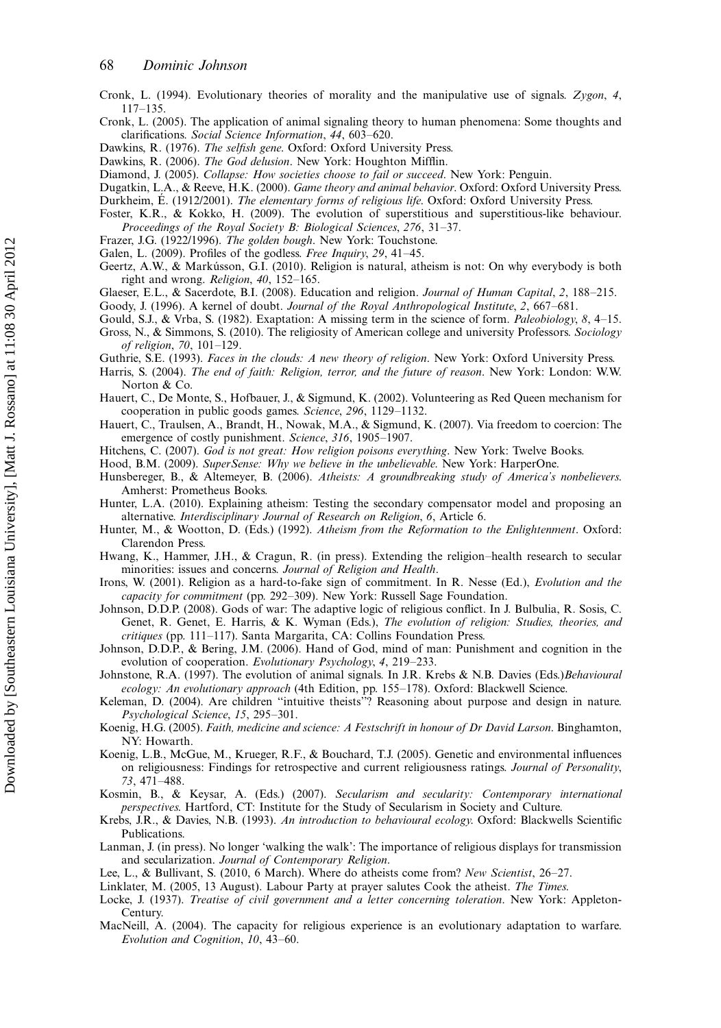Cronk, L. (1994). Evolutionary theories of morality and the manipulative use of signals. *Zygon*, *4*, 117–135.

Cronk, L. (2005). The application of animal signaling theory to human phenomena: Some thoughts and clarifications. *Social Science Information*, *44*, 603–620.

Dawkins, R. (1976). *The selfish gene*. Oxford: Oxford University Press.

Dawkins, R. (2006). *The God delusion*. New York: Houghton Mifflin.

Diamond, J. (2005). *Collapse: How societies choose to fail or succeed*. New York: Penguin.

Dugatkin, L.A., & Reeve, H.K. (2000). *Game theory and animal behavior*. Oxford: Oxford University Press.

Durkheim, É. (1912/2001). *The elementary forms of religious life*. Oxford: Oxford University Press.

Foster, K.R., & Kokko, H. (2009). The evolution of superstitious and superstitious-like behaviour. *Proceedings of the Royal Society B: Biological Sciences*, *276*, 31–37.

Frazer, J.G. (1922/1996). *The golden bough*. New York: Touchstone.

Galen, L. (2009). Profiles of the godless. *Free Inquiry*, *29*, 41–45.

Geertz, A.W., & Markússon, G.I. (2010). Religion is natural, atheism is not: On why everybody is both right and wrong. *Religion*, *40*, 152–165.

Glaeser, E.L., & Sacerdote, B.I. (2008). Education and religion. *Journal of Human Capital*, *2*, 188–215.

Goody, J. (1996). A kernel of doubt. *Journal of the Royal Anthropological Institute*, *2*, 667–681.

Gould, S.J., & Vrba, S. (1982). Exaptation: A missing term in the science of form. *Paleobiology*, *8*, 4–15.

Gross, N., & Simmons, S. (2010). The religiosity of American college and university Professors. *Sociology of religion*, *70*, 101–129.

Guthrie, S.E. (1993). *Faces in the clouds: A new theory of religion*. New York: Oxford University Press.

Harris, S. (2004). *The end of faith: Religion, terror, and the future of reason*. New York: London: W.W. Norton & Co.

Hauert, C., De Monte, S., Hofbauer, J., & Sigmund, K. (2002). Volunteering as Red Queen mechanism for cooperation in public goods games. *Science*, *296*, 1129–1132.

Hauert, C., Traulsen, A., Brandt, H., Nowak, M.A., & Sigmund, K. (2007). Via freedom to coercion: The emergence of costly punishment. *Science*, *316*, 1905–1907.

Hitchens, C. (2007). *God is not great: How religion poisons everything*. New York: Twelve Books.

Hood, B.M. (2009). *SuperSense: Why we believe in the unbelievable*. New York: HarperOne.

Hunsbereger, B., & Altemeyer, B. (2006). *Atheists: A groundbreaking study of America's nonbelievers*. Amherst: Prometheus Books.

Hunter, L.A. (2010). Explaining atheism: Testing the secondary compensator model and proposing an alternative. *Interdisciplinary Journal of Research on Religion*, *6*, Article 6.

Hunter, M., & Wootton, D. (Eds.) (1992). *Atheism from the Reformation to the Enlightenment*. Oxford: Clarendon Press.

Hwang, K., Hammer, J.H., & Cragun, R. (in press). Extending the religion–health research to secular minorities: issues and concerns. *Journal of Religion and Health*.

Irons, W. (2001). Religion as a hard-to-fake sign of commitment. In R. Nesse (Ed.), *Evolution and the capacity for commitment* (pp. 292–309). New York: Russell Sage Foundation.

Johnson, D.D.P. (2008). Gods of war: The adaptive logic of religious conflict. In J. Bulbulia, R. Sosis, C. Genet, R. Genet, E. Harris, & K. Wyman (Eds.), *The evolution of religion: Studies, theories, and critiques* (pp. 111–117). Santa Margarita, CA: Collins Foundation Press.

Johnson, D.D.P., & Bering, J.M. (2006). Hand of God, mind of man: Punishment and cognition in the evolution of cooperation. *Evolutionary Psychology*, *4*, 219–233.

Johnstone, R.A. (1997). The evolution of animal signals. In J.R. Krebs & N.B. Davies (Eds.)*Behavioural ecology: An evolutionary approach* (4th Edition, pp. 155–178). Oxford: Blackwell Science.

Keleman, D. (2004). Are children "intuitive theists"? Reasoning about purpose and design in nature. *Psychological Science*, *15*, 295–301.

Koenig, H.G. (2005). *Faith, medicine and science: A Festschrift in honour of Dr David Larson*. Binghamton, NY: Howarth.

Koenig, L.B., McGue, M., Krueger, R.F., & Bouchard, T.J. (2005). Genetic and environmental influences on religiousness: Findings for retrospective and current religiousness ratings. *Journal of Personality*, *73*, 471–488.

Kosmin, B., & Keysar, A. (Eds.) (2007). *Secularism and secularity: Contemporary international perspectives*. Hartford, CT: Institute for the Study of Secularism in Society and Culture.

Krebs, J.R., & Davies, N.B. (1993). *An introduction to behavioural ecology*. Oxford: Blackwells Scientific Publications.

Lanman, J. (in press). No longer 'walking the walk': The importance of religious displays for transmission and secularization. *Journal of Contemporary Religion*.

Lee, L., & Bullivant, S. (2010, 6 March). Where do atheists come from? *New Scientist*, 26–27.

Linklater, M. (2005, 13 August). Labour Party at prayer salutes Cook the atheist. *The Times*.

Locke, J. (1937). *Treatise of civil government and a letter concerning toleration*. New York: Appleton-Century.

MacNeill, A. (2004). The capacity for religious experience is an evolutionary adaptation to warfare. *Evolution and Cognition*, *10*, 43–60.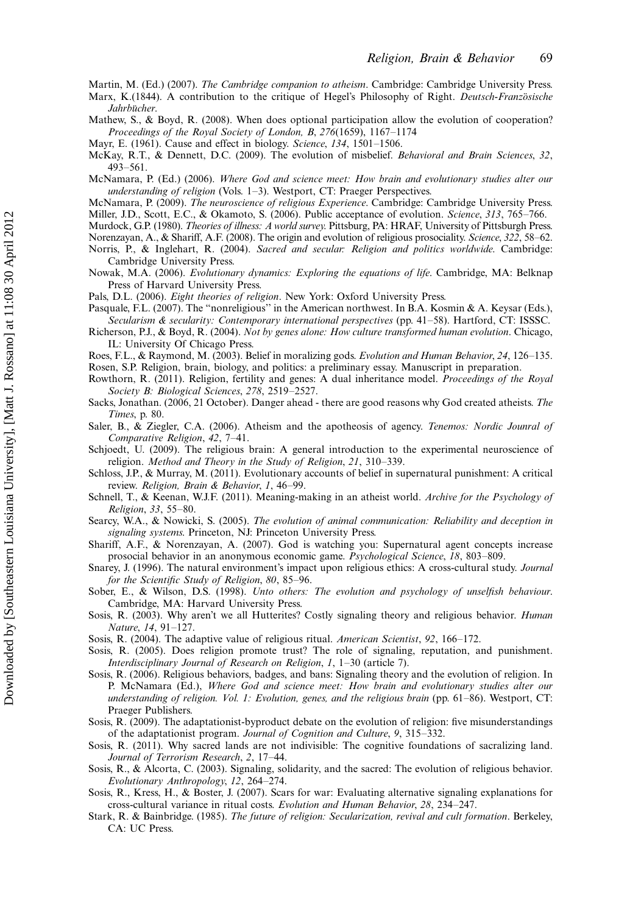Martin, M. (Ed.) (2007). *The Cambridge companion to atheism*. Cambridge: Cambridge University Press.

Marx, K.(1844). A contribution to the critique of Hegel's Philosophy of Right. *Deutsch-Französische Jahrbücher*.

Mathew, S., & Boyd, R. (2008). When does optional participation allow the evolution of cooperation? *Proceedings of the Royal Society of London, B*, *276*(1659), 1167–1174

Mayr, E. (1961). Cause and effect in biology. *Science*, *134*, 1501–1506.

McKay, R.T., & Dennett, D.C. (2009). The evolution of misbelief. *Behavioral and Brain Sciences*, *32*, 493–561.

McNamara, P. (Ed.) (2006). *Where God and science meet: How brain and evolutionary studies alter our understanding of religion* (Vols. 1–3). Westport, CT: Praeger Perspectives.

McNamara, P. (2009). *The neuroscience of religious Experience*. Cambridge: Cambridge University Press.

Miller, J.D., Scott, E.C., & Okamoto, S. (2006). Public acceptance of evolution. *Science*, *313*, 765–766.

Murdock, G.P. (1980). *Theories of illness: A world survey*. Pittsburg, PA: HRAF, University of Pittsburgh Press.

Norenzayan, A., & Shariff, A.F. (2008). The origin and evolution of religious prosociality. *Science*, *322*, 58–62.

Norris, P., & Inglehart, R. (2004). *Sacred and secular: Religion and politics worldwide*. Cambridge: Cambridge University Press.

Nowak, M.A. (2006). *Evolutionary dynamics: Exploring the equations of life*. Cambridge, MA: Belknap Press of Harvard University Press.

Pals, D.L. (2006). *Eight theories of religion*. New York: Oxford University Press.

Pasquale, F.L. (2007). The "nonreligious" in the American northwest. In B.A. Kosmin & A. Keysar (Eds.), *Secularism & secularity: Contemporary international perspectives* (pp. 41–58). Hartford, CT: ISSSC.

Richerson, P.J., & Boyd, R. (2004). *Not by genes alone: How culture transformed human evolution*. Chicago, IL: University Of Chicago Press.

Roes, F.L., & Raymond, M. (2003). Belief in moralizing gods. *Evolution and Human Behavior*, *24*, 126–135.

Rosen, S.P. Religion, brain, biology, and politics: a preliminary essay. Manuscript in preparation.

Rowthorn, R. (2011). Religion, fertility and genes: A dual inheritance model. *Proceedings of the Royal Society B: Biological Sciences*, *278*, 2519–2527.

Sacks, Jonathan. (2006, 21 October). Danger ahead - there are good reasons why God created atheists. *The Times*, p. 80.

Saler, B., & Ziegler, C.A. (2006). Atheism and the apotheosis of agency. *Tenemos: Nordic Jounral of Comparative Religion*, *42*, 7–41.

Schjoedt, U. (2009). The religious brain: A general introduction to the experimental neuroscience of religion. *Method and Theory in the Study of Religion*, *21*, 310–339.

Schloss, J.P., & Murray, M. (2011). Evolutionary accounts of belief in supernatural punishment: A critical review. *Religion, Brain & Behavior*, *1*, 46–99.

Schnell, T., & Keenan, W.J.F. (2011). Meaning-making in an atheist world. *Archive for the Psychology of Religion*, *33*, 55–80.

Searcy, W.A., & Nowicki, S. (2005). *The evolution of animal communication: Reliability and deception in signaling systems*. Princeton, NJ: Princeton University Press.

Shariff, A.F., & Norenzayan, A. (2007). God is watching you: Supernatural agent concepts increase prosocial behavior in an anonymous economic game. *Psychological Science*, *18*, 803–809.

Snarey, J. (1996). The natural environment's impact upon religious ethics: A cross-cultural study. *Journal for the Scientific Study of Religion*, *80*, 85–96.

Sober, E., & Wilson, D.S. (1998). *Unto others: The evolution and psychology of unselfish behaviour*. Cambridge, MA: Harvard University Press.

Sosis, R. (2003). Why aren't we all Hutterites? Costly signaling theory and religious behavior. *Human Nature*, *14*, 91–127.

Sosis, R. (2004). The adaptive value of religious ritual. *American Scientist*, *92*, 166–172.

Sosis, R. (2005). Does religion promote trust? The role of signaling, reputation, and punishment. *Interdisciplinary Journal of Research on Religion*, *1*, 1–30 (article 7).

Sosis, R. (2006). Religious behaviors, badges, and bans: Signaling theory and the evolution of religion. In P. McNamara (Ed.), *Where God and science meet: How brain and evolutionary studies alter our understanding of religion. Vol. 1: Evolution, genes, and the religious brain* (pp. 61–86). Westport, CT: Praeger Publishers.

Sosis, R. (2009). The adaptationist-byproduct debate on the evolution of religion: five misunderstandings of the adaptationist program. *Journal of Cognition and Culture*, *9*, 315–332.

Sosis, R. (2011). Why sacred lands are not indivisible: The cognitive foundations of sacralizing land. *Journal of Terrorism Research*, *2*, 17–44.

Sosis, R., & Alcorta, C. (2003). Signaling, solidarity, and the sacred: The evolution of religious behavior. *Evolutionary Anthropology*, *12*, 264–274.

Sosis, R., Kress, H., & Boster, J. (2007). Scars for war: Evaluating alternative signaling explanations for cross-cultural variance in ritual costs. *Evolution and Human Behavior*, *28*, 234–247.

Stark, R. & Bainbridge. (1985). *The future of religion: Secularization, revival and cult formation*. Berkeley, CA: UC Press.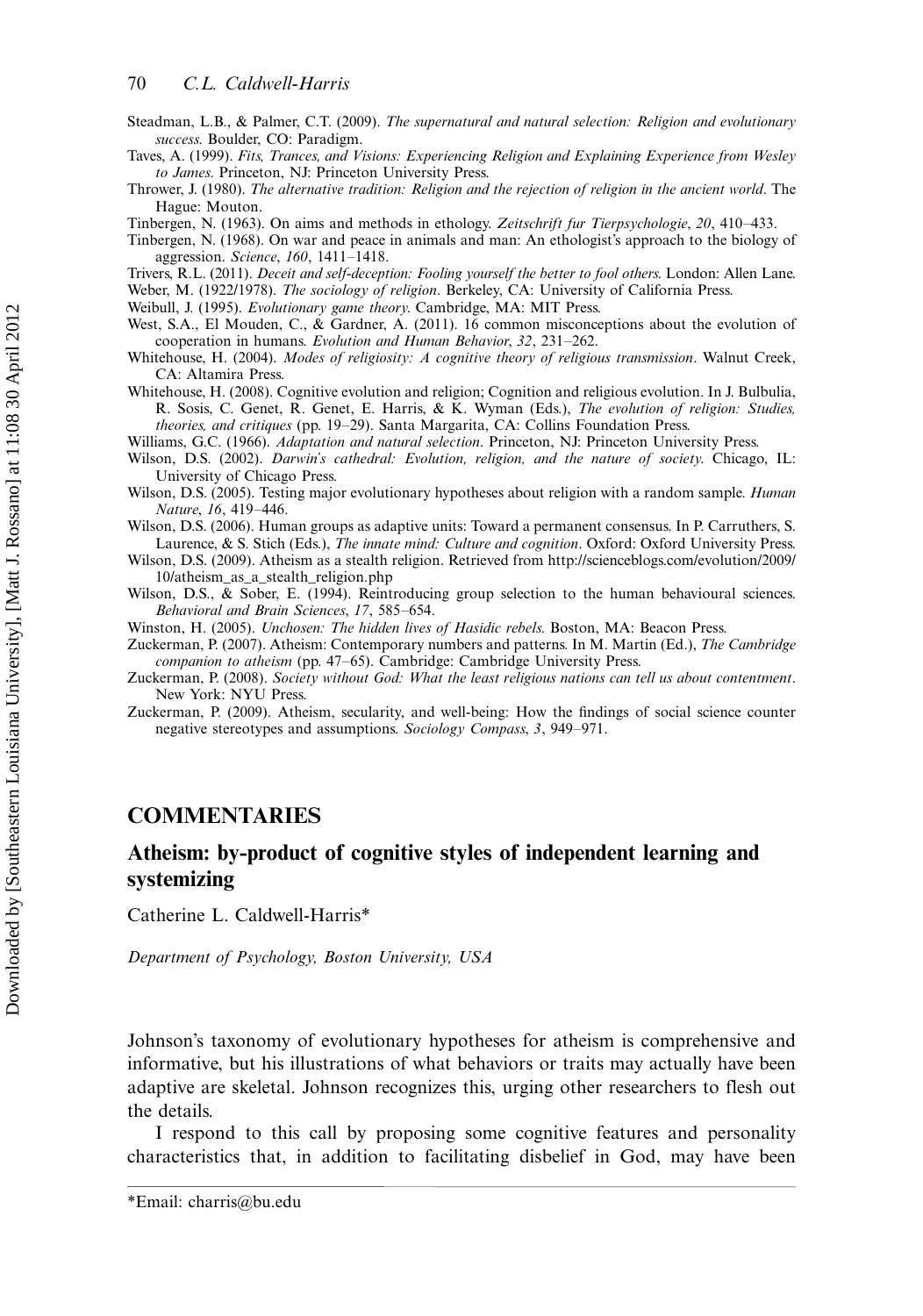Steadman, L.B., & Palmer, C.T. (2009). *The supernatural and natural selection: Religion and evolutionary success*. Boulder, CO: Paradigm.

Taves, A. (1999). *Fits, Trances, and Visions: Experiencing Religion and Explaining Experience from Wesley to James*. Princeton, NJ: Princeton University Press.

Thrower, J. (1980). *The alternative tradition: Religion and the rejection of religion in the ancient world*. The Hague: Mouton.

Tinbergen, N. (1963). On aims and methods in ethology. *Zeitschrift fur Tierpsychologie*, *20*, 410–433.

Tinbergen, N. (1968). On war and peace in animals and man: An ethologist's approach to the biology of aggression. *Science*, *160*, 1411–1418.

Trivers, R.L. (2011). *Deceit and self-deception: Fooling yourself the better to fool others*. London: Allen Lane.

Weber, M. (1922/1978). *The sociology of religion*. Berkeley, CA: University of California Press.

Weibull, J. (1995). *Evolutionary game theory*. Cambridge, MA: MIT Press.

West, S.A., El Mouden, C., & Gardner, A. (2011). 16 common misconceptions about the evolution of cooperation in humans. *Evolution and Human Behavior*, *32*, 231–262.

Whitehouse, H. (2004). *Modes of religiosity: A cognitive theory of religious transmission*. Walnut Creek, CA: Altamira Press.

Whitehouse, H. (2008). Cognitive evolution and religion; Cognition and religious evolution. In J. Bulbulia, R. Sosis, C. Genet, R. Genet, E. Harris, & K. Wyman (Eds.), *The evolution of religion: Studies, theories, and critiques* (pp. 19–29). Santa Margarita, CA: Collins Foundation Press.

Williams, G.C. (1966). *Adaptation and natural selection*. Princeton, NJ: Princeton University Press.

Wilson, D.S. (2002). *Darwin's cathedral: Evolution, religion, and the nature of society*. Chicago, IL: University of Chicago Press.

Wilson, D.S. (2005). Testing major evolutionary hypotheses about religion with a random sample. *Human Nature*, *16*, 419–446.

Wilson, D.S. (2006). Human groups as adaptive units: Toward a permanent consensus. In P. Carruthers, S. Laurence, & S. Stich (Eds.), *The innate mind: Culture and cognition*. Oxford: Oxford University Press.

Wilson, D.S. (2009). Atheism as a stealth religion. Retrieved from http://scienceblogs.com/evolution/2009/10/atheism_as_a_stealth_religion.php

Wilson, D.S., & Sober, E. (1994). Reintroducing group selection to the human behavioural sciences. *Behavioral and Brain Sciences*, *17*, 585–654.

Winston, H. (2005). *Unchosen: The hidden lives of Hasidic rebels*. Boston, MA: Beacon Press.

Zuckerman, P. (2007). Atheism: Contemporary numbers and patterns. In M. Martin (Ed.), *The Cambridge companion to atheism* (pp. 47–65). Cambridge: Cambridge University Press.

Zuckerman, P. (2008). *Society without God: What the least religious nations can tell us about contentment*. New York: NYU Press.

Zuckerman, P. (2009). Atheism, secularity, and well-being: How the findings of social science counter negative stereotypes and assumptions. *Sociology Compass*, *3*, 949–971.

# COMMENTARIES

## Atheism: by-product of cognitive styles of independent learning and systemizing

Catherine L. Caldwell-Harris*

*Department of Psychology, Boston University, USA*

Johnson's taxonomy of evolutionary hypotheses for atheism is comprehensive and informative, but his illustrations of what behaviors or traits may actually have been adaptive are skeletal. Johnson recognizes this, urging other researchers to flesh out the details.

I respond to this call by proposing some cognitive features and personality characteristics that, in addition to facilitating disbelief in God, may have been

*Email: charris@bu.edu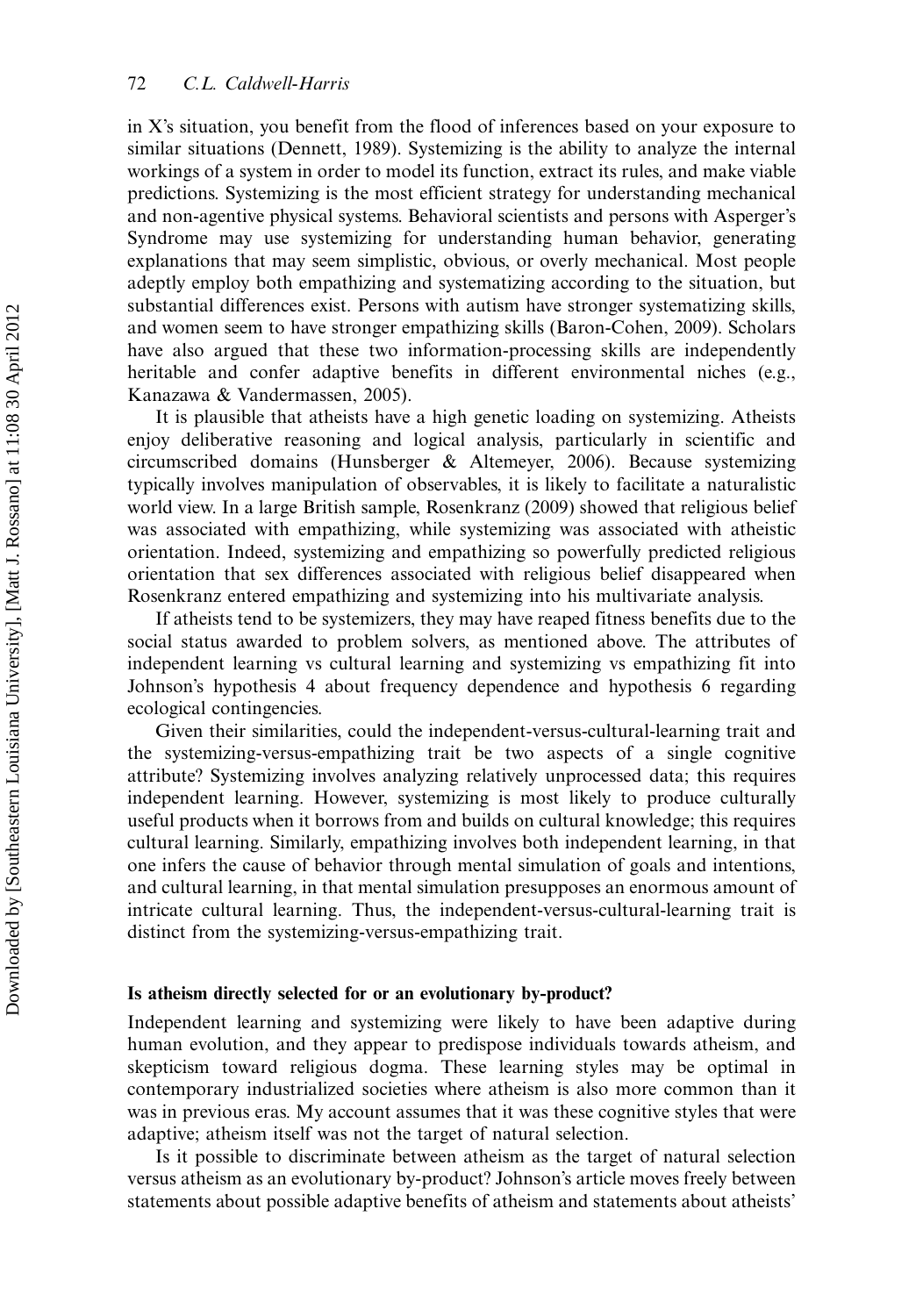in X's situation, you benefit from the flood of inferences based on your exposure to similar situations (Dennett, 1989). Systemizing is the ability to analyze the internal workings of a system in order to model its function, extract its rules, and make viable predictions. Systemizing is the most efficient strategy for understanding mechanical and non-agentive physical systems. Behavioral scientists and persons with Asperger's Syndrome may use systemizing for understanding human behavior, generating explanations that may seem simplistic, obvious, or overly mechanical. Most people adeptly employ both empathizing and systematizing according to the situation, but substantial differences exist. Persons with autism have stronger systematizing skills, and women seem to have stronger empathizing skills (Baron-Cohen, 2009). Scholars have also argued that these two information-processing skills are independently heritable and confer adaptive benefits in different environmental niches (e.g., Kanazawa & Vandermassen, 2005).

It is plausible that atheists have a high genetic loading on systemizing. Atheists enjoy deliberative reasoning and logical analysis, particularly in scientific and circumscribed domains (Hunsberger & Altemeyer, 2006). Because systemizing typically involves manipulation of observables, it is likely to facilitate a naturalistic world view. In a large British sample, Rosenkranz (2009) showed that religious belief was associated with empathizing, while systemizing was associated with atheistic orientation. Indeed, systemizing and empathizing so powerfully predicted religious orientation that sex differences associated with religious belief disappeared when Rosenkranz entered empathizing and systemizing into his multivariate analysis.

If atheists tend to be systemizers, they may have reaped fitness benefits due to the social status awarded to problem solvers, as mentioned above. The attributes of independent learning vs cultural learning and systemizing vs empathizing fit into Johnson's hypothesis 4 about frequency dependence and hypothesis 6 regarding ecological contingencies.

Given their similarities, could the independent-versus-cultural-learning trait and the systemizing-versus-empathizing trait be two aspects of a single cognitive attribute? Systemizing involves analyzing relatively unprocessed data; this requires independent learning. However, systemizing is most likely to produce culturally useful products when it borrows from and builds on cultural knowledge; this requires cultural learning. Similarly, empathizing involves both independent learning, in that one infers the cause of behavior through mental simulation of goals and intentions, and cultural learning, in that mental simulation presupposes an enormous amount of intricate cultural learning. Thus, the independent-versus-cultural-learning trait is distinct from the systemizing-versus-empathizing trait.

#### Is atheism directly selected for or an evolutionary by-product?

Independent learning and systemizing were likely to have been adaptive during human evolution, and they appear to predispose individuals towards atheism, and skepticism toward religious dogma. These learning styles may be optimal in contemporary industrialized societies where atheism is also more common than it was in previous eras. My account assumes that it was these cognitive styles that were adaptive; atheism itself was not the target of natural selection.

Is it possible to discriminate between atheism as the target of natural selection versus atheism as an evolutionary by-product? Johnson's article moves freely between statements about possible adaptive benefits of atheism and statements about atheists'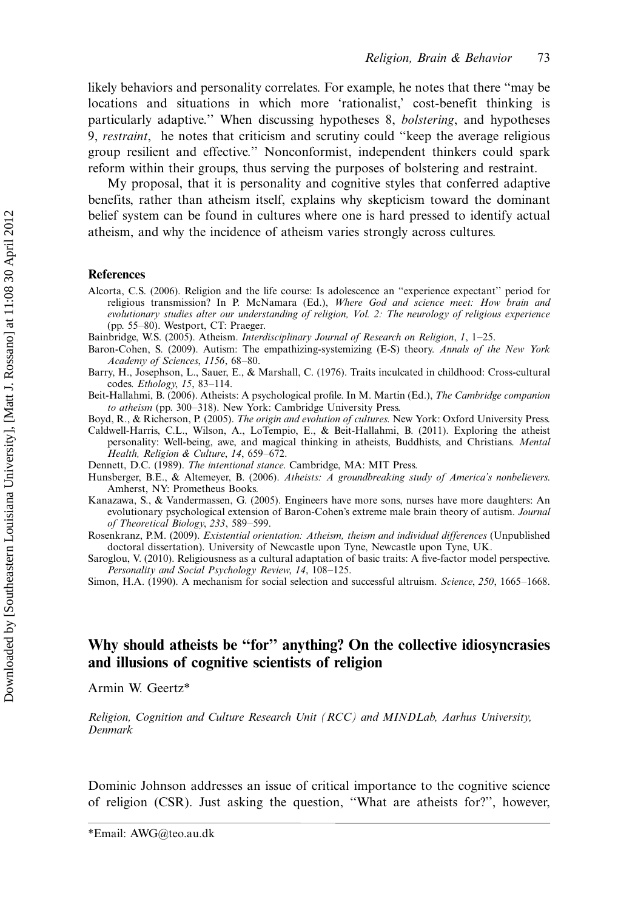likely behaviors and personality correlates. For example, he notes that there "may be locations and situations in which more 'rationalist,' cost-benefit thinking is particularly adaptive." When discussing hypotheses 8, *bolstering*, and hypotheses 9, *restraint*, he notes that criticism and scrutiny could "keep the average religious group resilient and effective." Nonconformist, independent thinkers could spark reform within their groups, thus serving the purposes of bolstering and restraint.

My proposal, that it is personality and cognitive styles that conferred adaptive benefits, rather than atheism itself, explains why skepticism toward the dominant belief system can be found in cultures where one is hard pressed to identify actual atheism, and why the incidence of atheism varies strongly across cultures.

## References

Alcorta, C.S. (2006). Religion and the life course: Is adolescence an "experience expectant" period for religious transmission? In P. McNamara (Ed.), *Where God and science meet: How brain and evolutionary studies alter our understanding of religion, Vol. 2: The neurology of religious experience* (pp. 55–80). Westport, CT: Praeger.

Bainbridge, W.S. (2005). Atheism. *Interdisciplinary Journal of Research on Religion*, *1*, 1–25.

Baron-Cohen, S. (2009). Autism: The empathizing-systemizing (E-S) theory. *Annals of the New York Academy of Sciences*, *1156*, 68–80.

Barry, H., Josephson, L., Sauer, E., & Marshall, C. (1976). Traits inculcated in childhood: Cross-cultural codes. *Ethology*, *15*, 83–114.

Beit-Hallahmi, B. (2006). Atheists: A psychological profile. In M. Martin (Ed.), *The Cambridge companion to atheism* (pp. 300–318). New York: Cambridge University Press.

Boyd, R., & Richerson, P. (2005). *The origin and evolution of cultures*. New York: Oxford University Press.

Caldwell-Harris, C.L., Wilson, A., LoTempio, E., & Beit-Hallahmi, B. (2011). Exploring the atheist personality: Well-being, awe, and magical thinking in atheists, Buddhists, and Christians. *Mental Health, Religion & Culture*, *14*, 659–672.

Dennett, D.C. (1989). *The intentional stance*. Cambridge, MA: MIT Press.

Hunsberger, B.E., & Altemeyer, B. (2006). *Atheists: A groundbreaking study of America's nonbelievers*. Amherst, NY: Prometheus Books.

Kanazawa, S., & Vandermassen, G. (2005). Engineers have more sons, nurses have more daughters: An evolutionary psychological extension of Baron-Cohen's extreme male brain theory of autism. *Journal of Theoretical Biology*, *233*, 589–599.

Rosenkranz, P.M. (2009). *Existential orientation: Atheism, theism and individual differences* (Unpublished doctoral dissertation). University of Newcastle upon Tyne, Newcastle upon Tyne, UK.

Saroglou, V. (2010). Religiousness as a cultural adaptation of basic traits: A five-factor model perspective. *Personality and Social Psychology Review*, *14*, 108–125.

Simon, H.A. (1990). A mechanism for social selection and successful altruism. *Science*, *250*, 1665–1668.

# Why should atheists be "for" anything? On the collective idiosyncrasies and illusions of cognitive scientists of religion

Armin W. Geertz*

*Religion, Cognition and Culture Research Unit (RCC) and MINDLab, Aarhus University, Denmark*

Dominic Johnson addresses an issue of critical importance to the cognitive science of religion (CSR). Just asking the question, "What are atheists for?", however,

*Email: AWG@teo.au.dk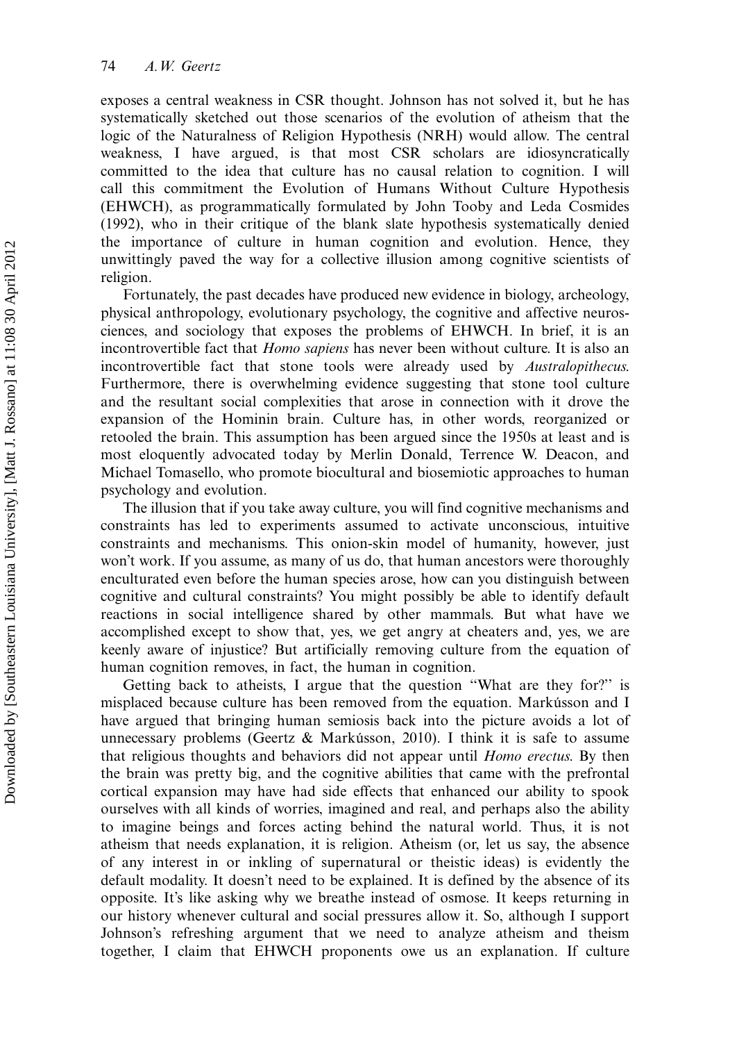exposes a central weakness in CSR thought. Johnson has not solved it, but he has systematically sketched out those scenarios of the evolution of atheism that the logic of the Naturalness of Religion Hypothesis (NRH) would allow. The central weakness, I have argued, is that most CSR scholars are idiosyncratically committed to the idea that culture has no causal relation to cognition. I will call this commitment the Evolution of Humans Without Culture Hypothesis (EHWCH), as programmatically formulated by John Tooby and Leda Cosmides (1992), who in their critique of the blank slate hypothesis systematically denied the importance of culture in human cognition and evolution. Hence, they unwittingly paved the way for a collective illusion among cognitive scientists of religion.

Fortunately, the past decades have produced new evidence in biology, archeology, physical anthropology, evolutionary psychology, the cognitive and affective neurosciences, and sociology that exposes the problems of EHWCH. In brief, it is an incontrovertible fact that *Homo sapiens* has never been without culture. It is also an incontrovertible fact that stone tools were already used by *Australopithecus*. Furthermore, there is overwhelming evidence suggesting that stone tool culture and the resultant social complexities that arose in connection with it drove the expansion of the Hominin brain. Culture has, in other words, reorganized or retooled the brain. This assumption has been argued since the 1950s at least and is most eloquently advocated today by Merlin Donald, Terrence W. Deacon, and Michael Tomasello, who promote biocultural and biosemiotic approaches to human psychology and evolution.

The illusion that if you take away culture, you will find cognitive mechanisms and constraints has led to experiments assumed to activate unconscious, intuitive constraints and mechanisms. This onion-skin model of humanity, however, just won't work. If you assume, as many of us do, that human ancestors were thoroughly enculturated even before the human species arose, how can you distinguish between cognitive and cultural constraints? You might possibly be able to identify default reactions in social intelligence shared by other mammals. But what have we accomplished except to show that, yes, we get angry at cheaters and, yes, we are keenly aware of injustice? But artificially removing culture from the equation of human cognition removes, in fact, the human in cognition.

Getting back to atheists, I argue that the question "What are they for?" is misplaced because culture has been removed from the equation. Markússon and I have argued that bringing human semiosis back into the picture avoids a lot of unnecessary problems (Geertz & Markússon, 2010). I think it is safe to assume that religious thoughts and behaviors did not appear until *Homo erectus*. By then the brain was pretty big, and the cognitive abilities that came with the prefrontal cortical expansion may have had side effects that enhanced our ability to spook ourselves with all kinds of worries, imagined and real, and perhaps also the ability to imagine beings and forces acting behind the natural world. Thus, it is not atheism that needs explanation, it is religion. Atheism (or, let us say, the absence of any interest in or inkling of supernatural or theistic ideas) is evidently the default modality. It doesn't need to be explained. It is defined by the absence of its opposite. It's like asking why we breathe instead of osmose. It keeps returning in our history whenever cultural and social pressures allow it. So, although I support Johnson's refreshing argument that we need to analyze atheism and theism together, I claim that EHWCH proponents owe us an explanation. If culture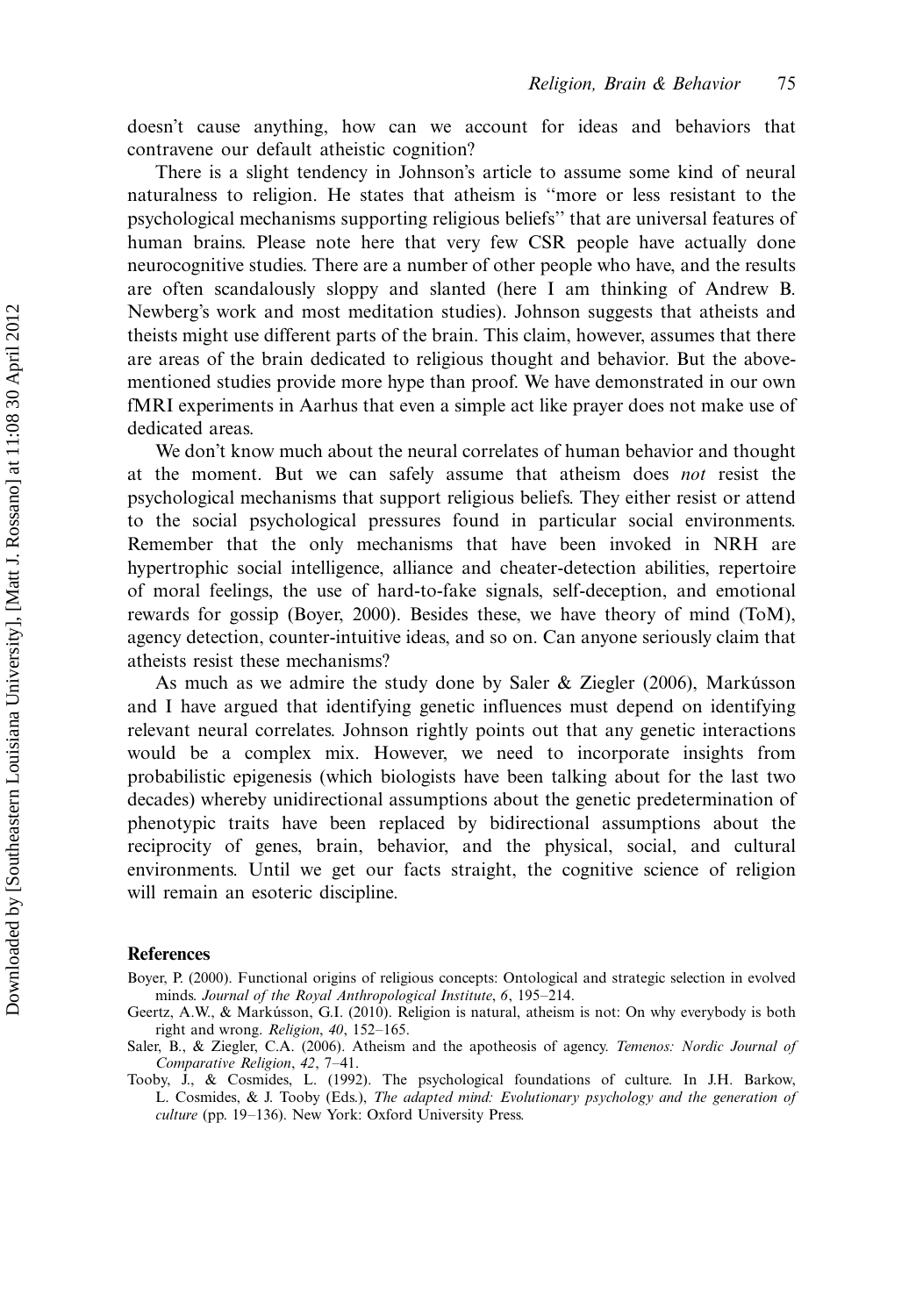doesn't cause anything, how can we account for ideas and behaviors that contravene our default atheistic cognition?

There is a slight tendency in Johnson's article to assume some kind of neural naturalness to religion. He states that atheism is "more or less resistant to the psychological mechanisms supporting religious beliefs" that are universal features of human brains. Please note here that very few CSR people have actually done neurocognitive studies. There are a number of other people who have, and the results are often scandalously sloppy and slanted (here I am thinking of Andrew B. Newberg's work and most meditation studies). Johnson suggests that atheists and theists might use different parts of the brain. This claim, however, assumes that there are areas of the brain dedicated to religious thought and behavior. But the above-mentioned studies provide more hype than proof. We have demonstrated in our own fMRI experiments in Aarhus that even a simple act like prayer does not make use of dedicated areas.

We don't know much about the neural correlates of human behavior and thought at the moment. But we can safely assume that atheism does *not* resist the psychological mechanisms that support religious beliefs. They either resist or attend to the social psychological pressures found in particular social environments. Remember that the only mechanisms that have been invoked in NRH are hypertrophic social intelligence, alliance and cheater-detection abilities, repertoire of moral feelings, the use of hard-to-fake signals, self-deception, and emotional rewards for gossip (Boyer, 2000). Besides these, we have theory of mind (ToM), agency detection, counter-intuitive ideas, and so on. Can anyone seriously claim that atheists resist these mechanisms?

As much as we admire the study done by Saler & Ziegler (2006), Markússon and I have argued that identifying genetic influences must depend on identifying relevant neural correlates. Johnson rightly points out that any genetic interactions would be a complex mix. However, we need to incorporate insights from probabilistic epigenesis (which biologists have been talking about for the last two decades) whereby unidirectional assumptions about the genetic predetermination of phenotypic traits have been replaced by bidirectional assumptions about the reciprocity of genes, brain, behavior, and the physical, social, and cultural environments. Until we get our facts straight, the cognitive science of religion will remain an esoteric discipline.

## References

Boyer, P. (2000). Functional origins of religious concepts: Ontological and strategic selection in evolved minds. *Journal of the Royal Anthropological Institute*, *6*, 195–214.

Geertz, A.W., & Markússon, G.I. (2010). Religion is natural, atheism is not: On why everybody is both right and wrong. *Religion*, *40*, 152–165.

Saler, B., & Ziegler, C.A. (2006). Atheism and the apotheosis of agency. *Temenos: Nordic Journal of Comparative Religion*, *42*, 7–41.

Tooby, J., & Cosmides, L. (1992). The psychological foundations of culture. In J.H. Barkow, L. Cosmides, & J. Tooby (Eds.), *The adapted mind: Evolutionary psychology and the generation of culture* (pp. 19–136). New York: Oxford University Press.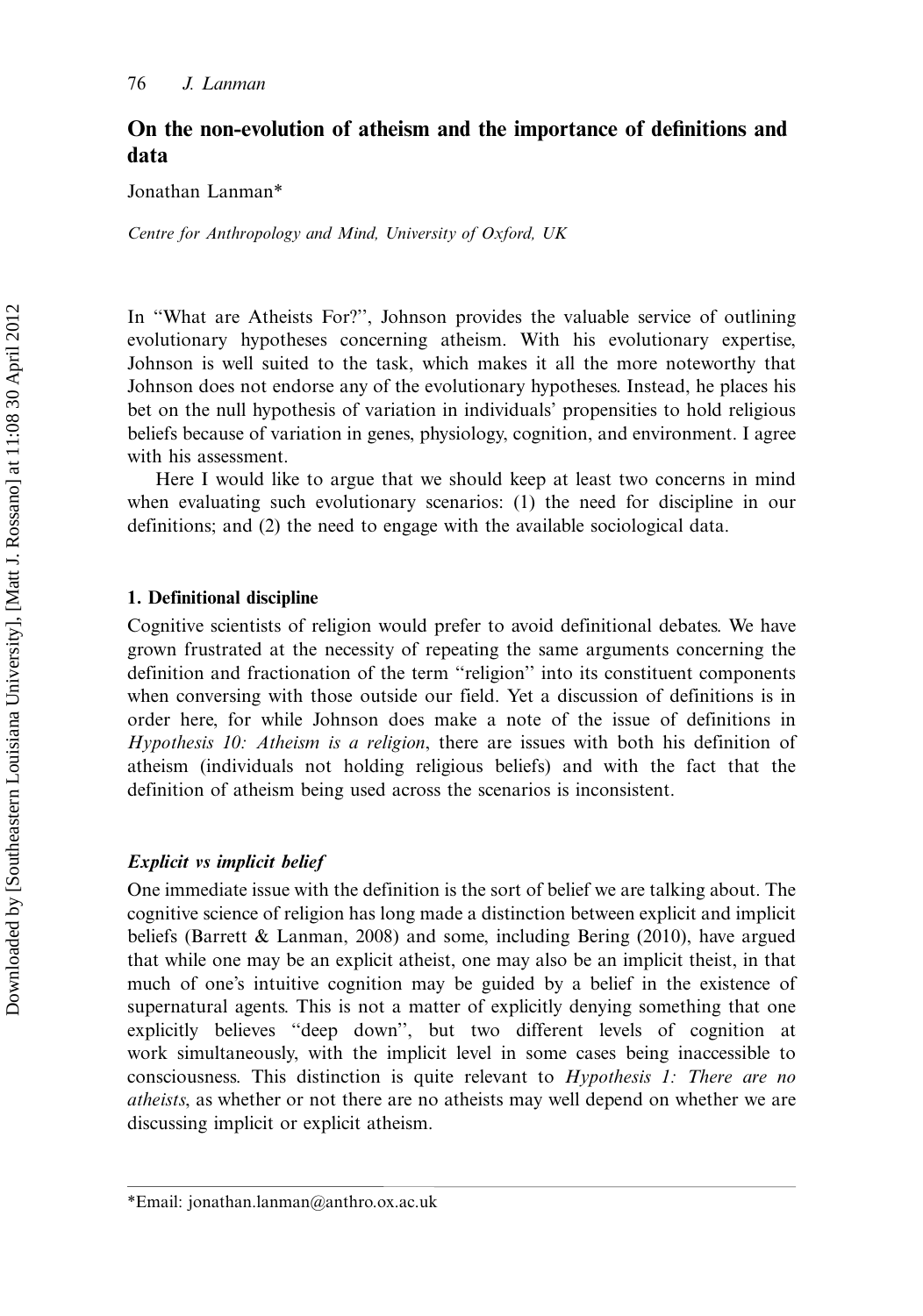## On the non-evolution of atheism and the importance of definitions and data

Jonathan Lanman*

*Centre for Anthropology and Mind, University of Oxford, UK*

In "What are Atheists For?", Johnson provides the valuable service of outlining evolutionary hypotheses concerning atheism. With his evolutionary expertise, Johnson is well suited to the task, which makes it all the more noteworthy that Johnson does not endorse any of the evolutionary hypotheses. Instead, he places his bet on the null hypothesis of variation in individuals' propensities to hold religious beliefs because of variation in genes, physiology, cognition, and environment. I agree with his assessment.

Here I would like to argue that we should keep at least two concerns in mind when evaluating such evolutionary scenarios: (1) the need for discipline in our definitions; and (2) the need to engage with the available sociological data.

### 1. Definitional discipline

Cognitive scientists of religion would prefer to avoid definitional debates. We have grown frustrated at the necessity of repeating the same arguments concerning the definition and fractionation of the term "religion" into its constituent components when conversing with those outside our field. Yet a discussion of definitions is in order here, for while Johnson does make a note of the issue of definitions in *Hypothesis 10: Atheism is a religion*, there are issues with both his definition of atheism (individuals not holding religious beliefs) and with the fact that the definition of atheism being used across the scenarios is inconsistent.

#### *Explicit vs implicit belief*

One immediate issue with the definition is the sort of belief we are talking about. The cognitive science of religion has long made a distinction between explicit and implicit beliefs (Barrett & Lanman, 2008) and some, including Bering (2010), have argued that while one may be an explicit atheist, one may also be an implicit theist, in that much of one's intuitive cognition may be guided by a belief in the existence of supernatural agents. This is not a matter of explicitly denying something that one explicitly believes "deep down", but two different levels of cognition at work simultaneously, with the implicit level in some cases being inaccessible to consciousness. This distinction is quite relevant to *Hypothesis 1: There are no atheists*, as whether or not there are no atheists may well depend on whether we are discussing implicit or explicit atheism.

*Email: jonathan.lanman@anthro.ox.ac.uk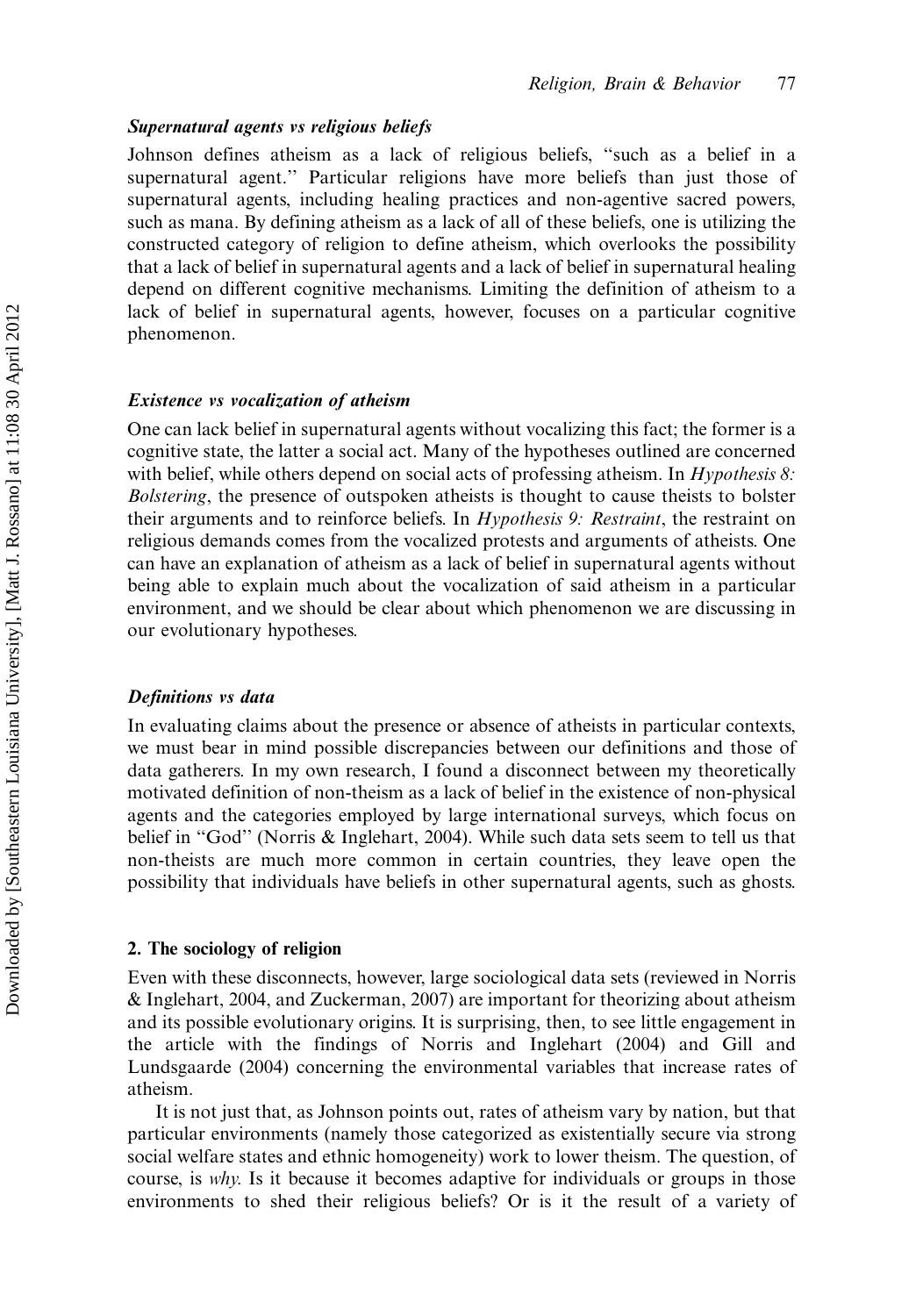### *Supernatural agents vs religious beliefs*

Johnson defines atheism as a lack of religious beliefs, "such as a belief in a supernatural agent." Particular religions have more beliefs than just those of supernatural agents, including healing practices and non-agentive sacred powers, such as mana. By defining atheism as a lack of all of these beliefs, one is utilizing the constructed category of religion to define atheism, which overlooks the possibility that a lack of belief in supernatural agents and a lack of belief in supernatural healing depend on different cognitive mechanisms. Limiting the definition of atheism to a lack of belief in supernatural agents, however, focuses on a particular cognitive phenomenon.

### *Existence vs vocalization of atheism*

One can lack belief in supernatural agents without vocalizing this fact; the former is a cognitive state, the latter a social act. Many of the hypotheses outlined are concerned with belief, while others depend on social acts of professing atheism. In *Hypothesis 8: Bolstering*, the presence of outspoken atheists is thought to cause theists to bolster their arguments and to reinforce beliefs. In *Hypothesis 9: Restraint*, the restraint on religious demands comes from the vocalized protests and arguments of atheists. One can have an explanation of atheism as a lack of belief in supernatural agents without being able to explain much about the vocalization of said atheism in a particular environment, and we should be clear about which phenomenon we are discussing in our evolutionary hypotheses.

### *Definitions vs data*

In evaluating claims about the presence or absence of atheists in particular contexts, we must bear in mind possible discrepancies between our definitions and those of data gatherers. In my own research, I found a disconnect between my theoretically motivated definition of non-theism as a lack of belief in the existence of non-physical agents and the categories employed by large international surveys, which focus on belief in "God" (Norris & Inglehart, 2004). While such data sets seem to tell us that non-theists are much more common in certain countries, they leave open the possibility that individuals have beliefs in other supernatural agents, such as ghosts.

## 2. The sociology of religion

Even with these disconnects, however, large sociological data sets (reviewed in Norris & Inglehart, 2004, and Zuckerman, 2007) are important for theorizing about atheism and its possible evolutionary origins. It is surprising, then, to see little engagement in the article with the findings of Norris and Inglehart (2004) and Gill and Lundsgaarde (2004) concerning the environmental variables that increase rates of atheism.

It is not just that, as Johnson points out, rates of atheism vary by nation, but that particular environments (namely those categorized as existentially secure via strong social welfare states and ethnic homogeneity) work to lower theism. The question, of course, is *why*. Is it because it becomes adaptive for individuals or groups in those environments to shed their religious beliefs? Or is it the result of a variety of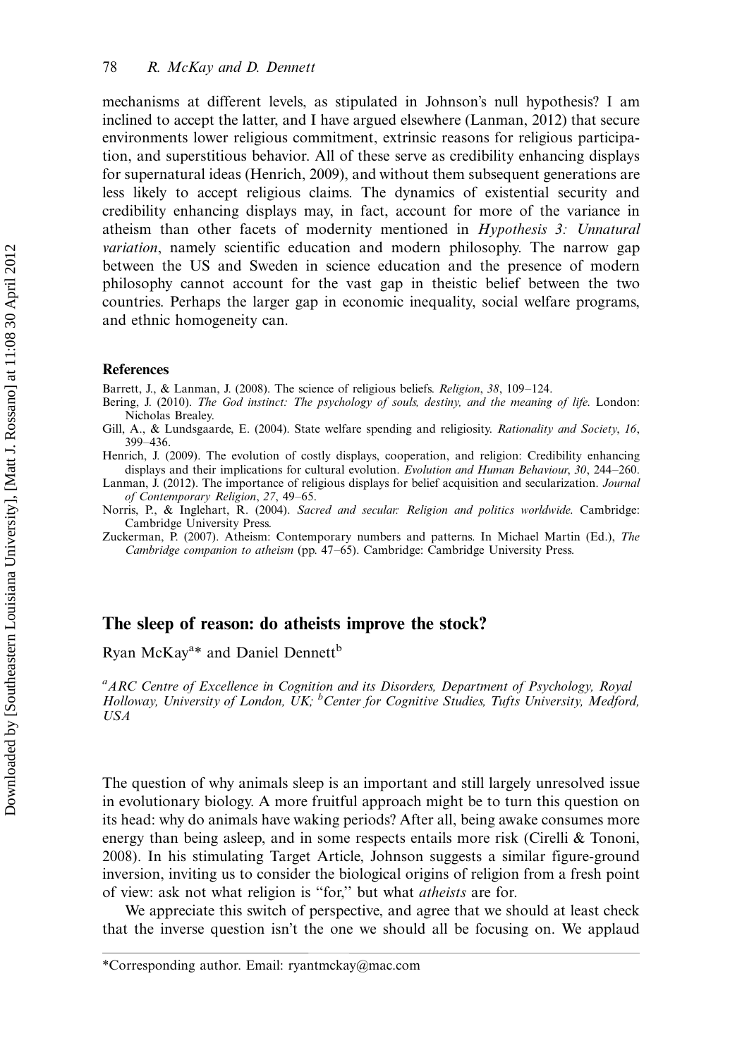mechanisms at different levels, as stipulated in Johnson's null hypothesis? I am inclined to accept the latter, and I have argued elsewhere (Lanman, 2012) that secure environments lower religious commitment, extrinsic reasons for religious participation, and superstitious behavior. All of these serve as credibility enhancing displays for supernatural ideas (Henrich, 2009), and without them subsequent generations are less likely to accept religious claims. The dynamics of existential security and credibility enhancing displays may, in fact, account for more of the variance in atheism than other facets of modernity mentioned in *Hypothesis 3: Unnatural variation*, namely scientific education and modern philosophy. The narrow gap between the US and Sweden in science education and the presence of modern philosophy cannot account for the vast gap in theistic belief between the two countries. Perhaps the larger gap in economic inequality, social welfare programs, and ethnic homogeneity can.

### References

Barrett, J., & Lanman, J. (2008). The science of religious beliefs. *Religion*, *38*, 109–124.

Bering, J. (2010). *The God instinct: The psychology of souls, destiny, and the meaning of life*. London: Nicholas Brealey.

Gill, A., & Lundsgaarde, E. (2004). State welfare spending and religiosity. *Rationality and Society*, *16*, 399–436.

Henrich, J. (2009). The evolution of costly displays, cooperation, and religion: Credibility enhancing displays and their implications for cultural evolution. *Evolution and Human Behaviour*, *30*, 244–260.

Lanman, J. (2012). The importance of religious displays for belief acquisition and secularization. *Journal of Contemporary Religion*, *27*, 49–65.

Norris, P., & Inglehart, R. (2004). *Sacred and secular: Religion and politics worldwide*. Cambridge: Cambridge University Press.

Zuckerman, P. (2007). Atheism: Contemporary numbers and patterns. In Michael Martin (Ed.), *The Cambridge companion to atheism* (pp. 47–65). Cambridge: Cambridge University Press.

## The sleep of reason: do atheists improve the stock?

Ryan McKay[a]* and Daniel Dennett[b]

[a]*ARC Centre of Excellence in Cognition and its Disorders, Department of Psychology, Royal Holloway, University of London, UK;* [b]*Center for Cognitive Studies, Tufts University, Medford, USA*

The question of why animals sleep is an important and still largely unresolved issue in evolutionary biology. A more fruitful approach might be to turn this question on its head: why do animals have waking periods? After all, being awake consumes more energy than being asleep, and in some respects entails more risk (Cirelli & Tononi, 2008). In his stimulating Target Article, Johnson suggests a similar figure-ground inversion, inviting us to consider the biological origins of religion from a fresh point of view: ask not what religion is "for," but what *atheists* are for.

We appreciate this switch of perspective, and agree that we should at least check that the inverse question isn't the one we should all be focusing on. We applaud

*Corresponding author. Email: ryantmckay@mac.com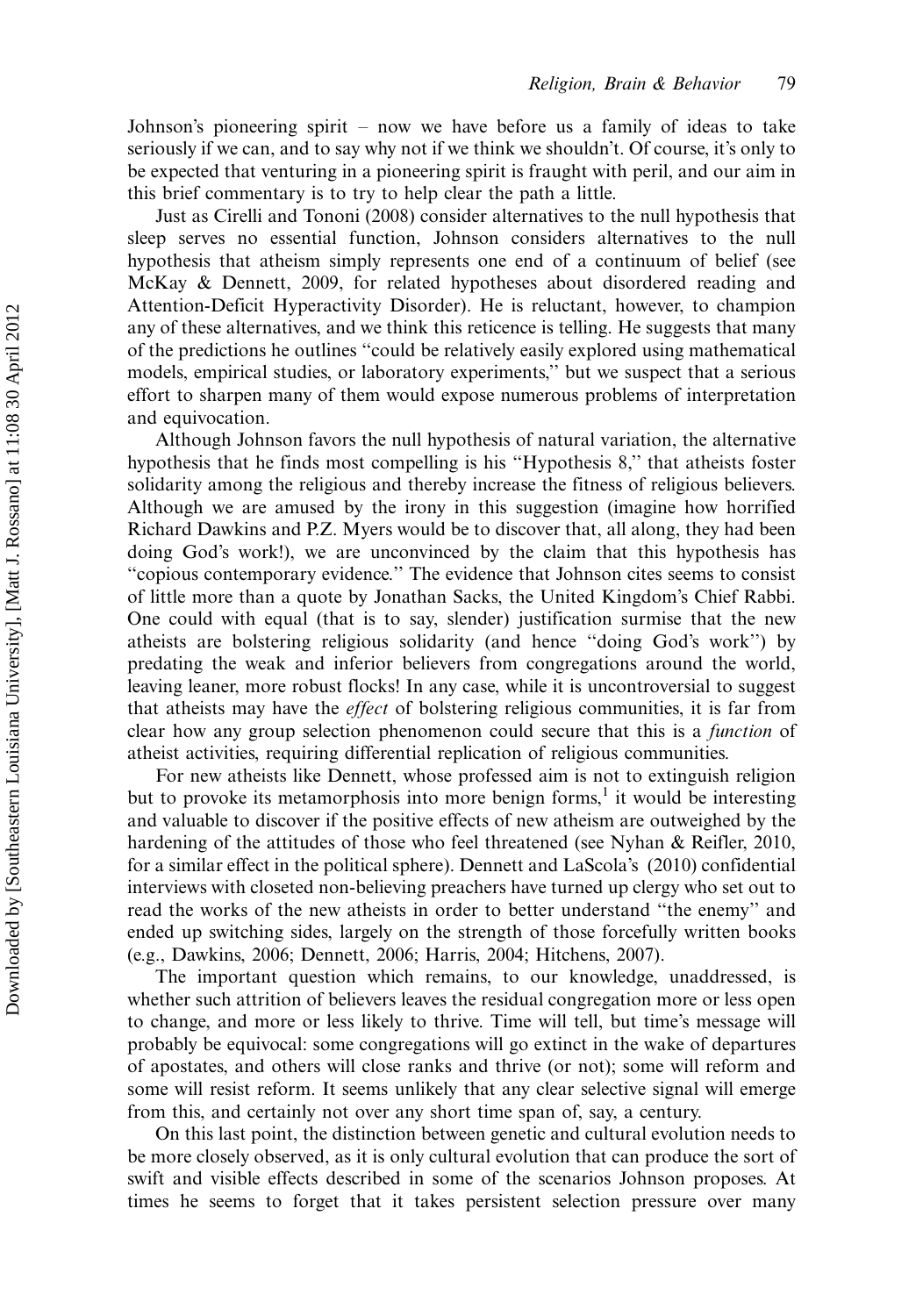Johnson's pioneering spirit – now we have before us a family of ideas to take seriously if we can, and to say why not if we think we shouldn't. Of course, it's only to be expected that venturing in a pioneering spirit is fraught with peril, and our aim in this brief commentary is to try to help clear the path a little.

Just as Cirelli and Tononi (2008) consider alternatives to the null hypothesis that sleep serves no essential function, Johnson considers alternatives to the null hypothesis that atheism simply represents one end of a continuum of belief (see McKay & Dennett, 2009, for related hypotheses about disordered reading and Attention-Deficit Hyperactivity Disorder). He is reluctant, however, to champion any of these alternatives, and we think this reticence is telling. He suggests that many of the predictions he outlines "could be relatively easily explored using mathematical models, empirical studies, or laboratory experiments," but we suspect that a serious effort to sharpen many of them would expose numerous problems of interpretation and equivocation.

Although Johnson favors the null hypothesis of natural variation, the alternative hypothesis that he finds most compelling is his "Hypothesis 8," that atheists foster solidarity among the religious and thereby increase the fitness of religious believers. Although we are amused by the irony in this suggestion (imagine how horrified Richard Dawkins and P.Z. Myers would be to discover that, all along, they had been doing God's work!), we are unconvinced by the claim that this hypothesis has "copious contemporary evidence." The evidence that Johnson cites seems to consist of little more than a quote by Jonathan Sacks, the United Kingdom's Chief Rabbi. One could with equal (that is to say, slender) justification surmise that the new atheists are bolstering religious solidarity (and hence "doing God's work") by predating the weak and inferior believers from congregations around the world, leaving leaner, more robust flocks! In any case, while it is uncontroversial to suggest that atheists may have the *effect* of bolstering religious communities, it is far from clear how any group selection phenomenon could secure that this is a *function* of atheist activities, requiring differential replication of religious communities.

For new atheists like Dennett, whose professed aim is not to extinguish religion but to provoke its metamorphosis into more benign forms,[1] it would be interesting and valuable to discover if the positive effects of new atheism are outweighed by the hardening of the attitudes of those who feel threatened (see Nyhan & Reifler, 2010, for a similar effect in the political sphere). Dennett and LaScola's (2010) confidential interviews with closeted non-believing preachers have turned up clergy who set out to read the works of the new atheists in order to better understand "the enemy" and ended up switching sides, largely on the strength of those forcefully written books (e.g., Dawkins, 2006; Dennett, 2006; Harris, 2004; Hitchens, 2007).

The important question which remains, to our knowledge, unaddressed, is whether such attrition of believers leaves the residual congregation more or less open to change, and more or less likely to thrive. Time will tell, but time's message will probably be equivocal: some congregations will go extinct in the wake of departures of apostates, and others will close ranks and thrive (or not); some will reform and some will resist reform. It seems unlikely that any clear selective signal will emerge from this, and certainly not over any short time span of, say, a century.

On this last point, the distinction between genetic and cultural evolution needs to be more closely observed, as it is only cultural evolution that can produce the sort of swift and visible effects described in some of the scenarios Johnson proposes. At times he seems to forget that it takes persistent selection pressure over many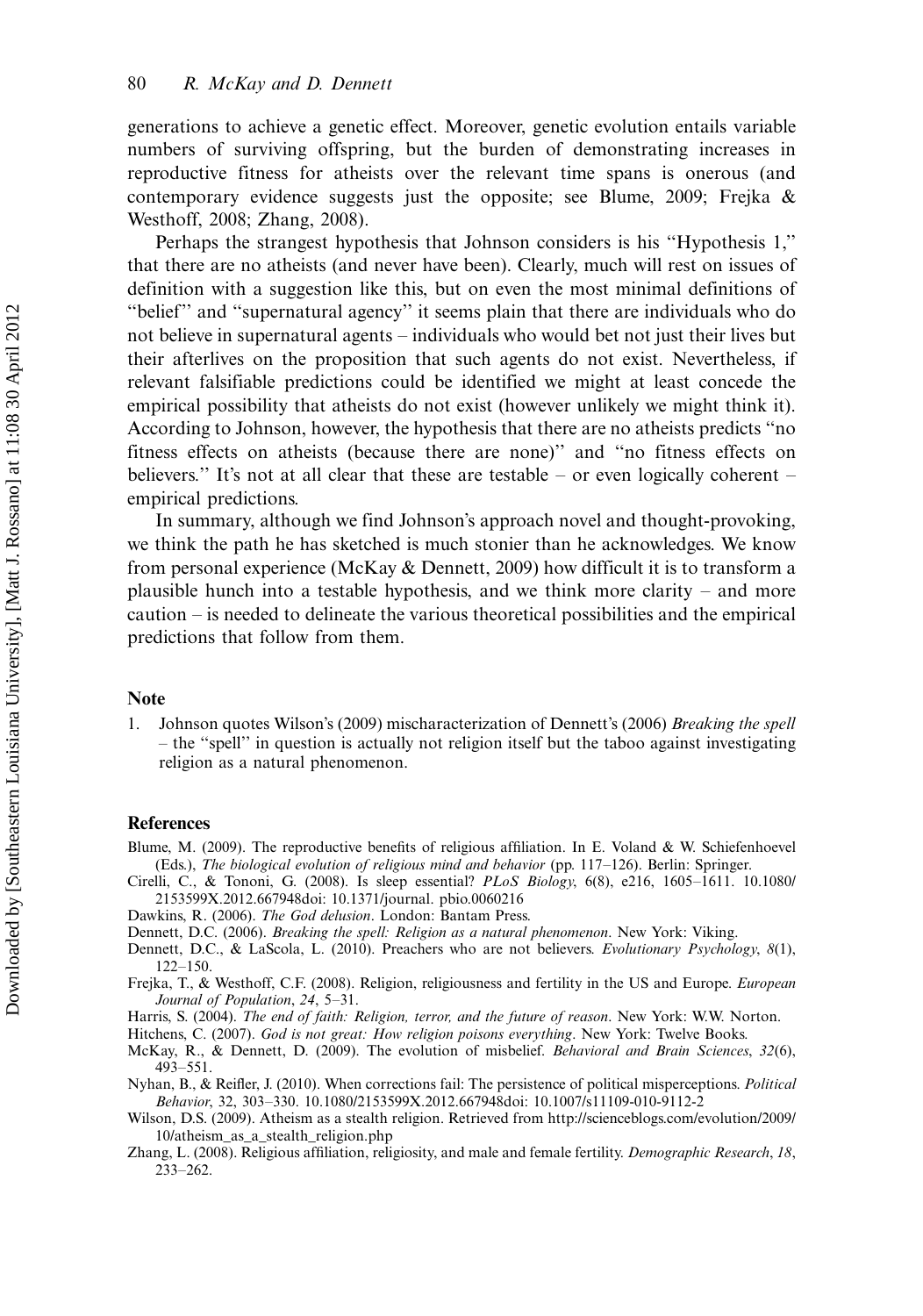generations to achieve a genetic effect. Moreover, genetic evolution entails variable numbers of surviving offspring, but the burden of demonstrating increases in reproductive fitness for atheists over the relevant time spans is onerous (and contemporary evidence suggests just the opposite; see Blume, 2009; Frejka & Westhoff, 2008; Zhang, 2008).

Perhaps the strangest hypothesis that Johnson considers is his "Hypothesis 1," that there are no atheists (and never have been). Clearly, much will rest on issues of definition with a suggestion like this, but on even the most minimal definitions of "belief" and "supernatural agency" it seems plain that there are individuals who do not believe in supernatural agents – individuals who would bet not just their lives but their afterlives on the proposition that such agents do not exist. Nevertheless, if relevant falsifiable predictions could be identified we might at least concede the empirical possibility that atheists do not exist (however unlikely we might think it). According to Johnson, however, the hypothesis that there are no atheists predicts "no fitness effects on atheists (because there are none)" and "no fitness effects on believers." It's not at all clear that these are testable – or even logically coherent – empirical predictions.

In summary, although we find Johnson's approach novel and thought-provoking, we think the path he has sketched is much stonier than he acknowledges. We know from personal experience (McKay & Dennett, 2009) how difficult it is to transform a plausible hunch into a testable hypothesis, and we think more clarity – and more caution – is needed to delineate the various theoretical possibilities and the empirical predictions that follow from them.

## Note

1. Johnson quotes Wilson's (2009) mischaracterization of Dennett's (2006) *Breaking the spell* – the "spell" in question is actually not religion itself but the taboo against investigating religion as a natural phenomenon.

## References

Blume, M. (2009). The reproductive benefits of religious affiliation. In E. Voland & W. Schiefenhoevel (Eds.), *The biological evolution of religious mind and behavior* (pp. 117–126). Berlin: Springer.

Cirelli, C., & Tononi, G. (2008). Is sleep essential? *PLoS Biology*, 6(8), e216, 1605–1611. 10.1080/2153599X.2012.667948doi: 10.1371/journal. pbio.0060216

Dawkins, R. (2006). *The God delusion*. London: Bantam Press.

Dennett, D.C. (2006). *Breaking the spell: Religion as a natural phenomenon*. New York: Viking.

Dennett, D.C., & LaScola, L. (2010). Preachers who are not believers. *Evolutionary Psychology*, *8*(1), 122–150.

Frejka, T., & Westhoff, C.F. (2008). Religion, religiousness and fertility in the US and Europe. *European Journal of Population*, *24*, 5–31.

Harris, S. (2004). *The end of faith: Religion, terror, and the future of reason*. New York: W.W. Norton.

Hitchens, C. (2007). *God is not great: How religion poisons everything*. New York: Twelve Books.

McKay, R., & Dennett, D. (2009). The evolution of misbelief. *Behavioral and Brain Sciences*, *32*(6), 493–551.

Nyhan, B., & Reifler, J. (2010). When corrections fail: The persistence of political misperceptions. *Political Behavior*, 32, 303–330. 10.1080/2153599X.2012.667948doi: 10.1007/s11109-010-9112-2

Wilson, D.S. (2009). Atheism as a stealth religion. Retrieved from http://scienceblogs.com/evolution/2009/10/atheism_as_a_stealth_religion.php

Zhang, L. (2008). Religious affiliation, religiosity, and male and female fertility. *Demographic Research*, *18*, 233–262.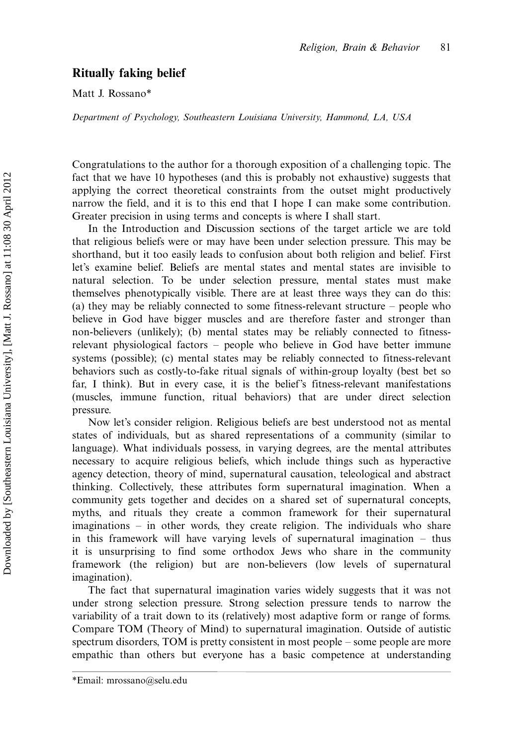## Ritually faking belief

Matt J. Rossano*

*Department of Psychology, Southeastern Louisiana University, Hammond, LA, USA*

Congratulations to the author for a thorough exposition of a challenging topic. The fact that we have 10 hypotheses (and this is probably not exhaustive) suggests that applying the correct theoretical constraints from the outset might productively narrow the field, and it is to this end that I hope I can make some contribution. Greater precision in using terms and concepts is where I shall start.

In the Introduction and Discussion sections of the target article we are told that religious beliefs were or may have been under selection pressure. This may be shorthand, but it too easily leads to confusion about both religion and belief. First let's examine belief. Beliefs are mental states and mental states are invisible to natural selection. To be under selection pressure, mental states must make themselves phenotypically visible. There are at least three ways they can do this: (a) they may be reliably connected to some fitness-relevant structure – people who believe in God have bigger muscles and are therefore faster and stronger than non-believers (unlikely); (b) mental states may be reliably connected to fitness-relevant physiological factors – people who believe in God have better immune systems (possible); (c) mental states may be reliably connected to fitness-relevant behaviors such as costly-to-fake ritual signals of within-group loyalty (best bet so far, I think). But in every case, it is the belief's fitness-relevant manifestations (muscles, immune function, ritual behaviors) that are under direct selection pressure.

Now let's consider religion. Religious beliefs are best understood not as mental states of individuals, but as shared representations of a community (similar to language). What individuals possess, in varying degrees, are the mental attributes necessary to acquire religious beliefs, which include things such as hyperactive agency detection, theory of mind, supernatural causation, teleological and abstract thinking. Collectively, these attributes form supernatural imagination. When a community gets together and decides on a shared set of supernatural concepts, myths, and rituals they create a common framework for their supernatural imaginations – in other words, they create religion. The individuals who share in this framework will have varying levels of supernatural imagination – thus it is unsurprising to find some orthodox Jews who share in the community framework (the religion) but are non-believers (low levels of supernatural imagination).

The fact that supernatural imagination varies widely suggests that it was not under strong selection pressure. Strong selection pressure tends to narrow the variability of a trait down to its (relatively) most adaptive form or range of forms. Compare TOM (Theory of Mind) to supernatural imagination. Outside of autistic spectrum disorders, TOM is pretty consistent in most people – some people are more empathic than others but everyone has a basic competence at understanding

*Email: mrossano@selu.edu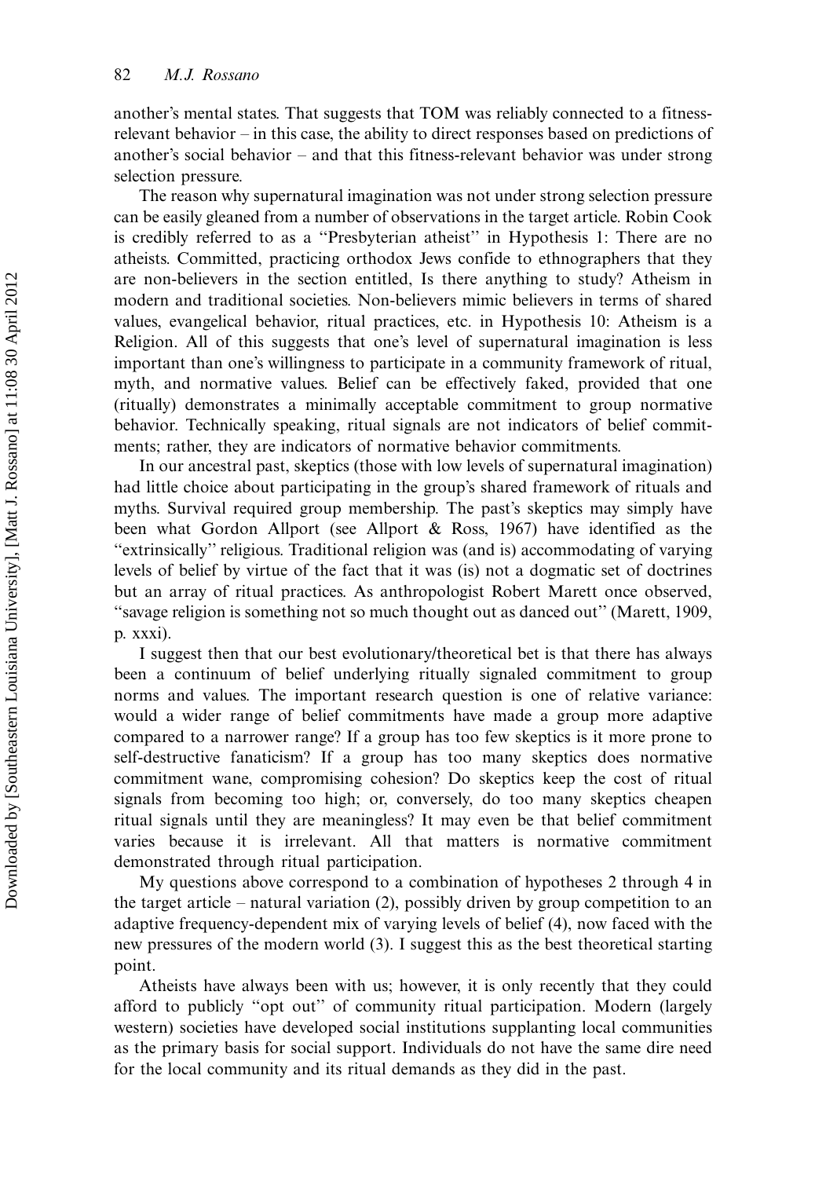another's mental states. That suggests that TOM was reliably connected to a fitness-relevant behavior – in this case, the ability to direct responses based on predictions of another's social behavior – and that this fitness-relevant behavior was under strong selection pressure.

The reason why supernatural imagination was not under strong selection pressure can be easily gleaned from a number of observations in the target article. Robin Cook is credibly referred to as a "Presbyterian atheist" in Hypothesis 1: There are no atheists. Committed, practicing orthodox Jews confide to ethnographers that they are non-believers in the section entitled, Is there anything to study? Atheism in modern and traditional societies. Non-believers mimic believers in terms of shared values, evangelical behavior, ritual practices, etc. in Hypothesis 10: Atheism is a Religion. All of this suggests that one's level of supernatural imagination is less important than one's willingness to participate in a community framework of ritual, myth, and normative values. Belief can be effectively faked, provided that one (ritually) demonstrates a minimally acceptable commitment to group normative behavior. Technically speaking, ritual signals are not indicators of belief commitments; rather, they are indicators of normative behavior commitments.

In our ancestral past, skeptics (those with low levels of supernatural imagination) had little choice about participating in the group's shared framework of rituals and myths. Survival required group membership. The past's skeptics may simply have been what Gordon Allport (see Allport & Ross, 1967) have identified as the "extrinsically" religious. Traditional religion was (and is) accommodating of varying levels of belief by virtue of the fact that it was (is) not a dogmatic set of doctrines but an array of ritual practices. As anthropologist Robert Marett once observed, "savage religion is something not so much thought out as danced out" (Marett, 1909, p. xxxi).

I suggest then that our best evolutionary/theoretical bet is that there has always been a continuum of belief underlying ritually signaled commitment to group norms and values. The important research question is one of relative variance: would a wider range of belief commitments have made a group more adaptive compared to a narrower range? If a group has too few skeptics is it more prone to self-destructive fanaticism? If a group has too many skeptics does normative commitment wane, compromising cohesion? Do skeptics keep the cost of ritual signals from becoming too high; or, conversely, do too many skeptics cheapen ritual signals until they are meaningless? It may even be that belief commitment varies because it is irrelevant. All that matters is normative commitment demonstrated through ritual participation.

My questions above correspond to a combination of hypotheses 2 through 4 in the target article – natural variation (2), possibly driven by group competition to an adaptive frequency-dependent mix of varying levels of belief (4), now faced with the new pressures of the modern world (3). I suggest this as the best theoretical starting point.

Atheists have always been with us; however, it is only recently that they could afford to publicly "opt out" of community ritual participation. Modern (largely western) societies have developed social institutions supplanting local communities as the primary basis for social support. Individuals do not have the same dire need for the local community and its ritual demands as they did in the past.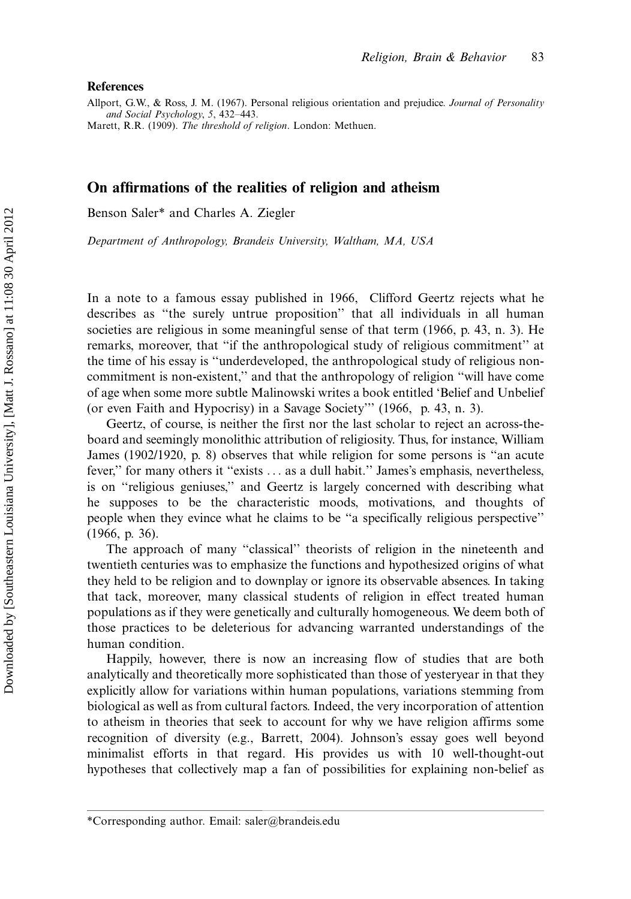**References**

Allport, G.W., & Ross, J. M. (1967). Personal religious orientation and prejudice. *Journal of Personality and Social Psychology*, *5*, 432–443.

Marett, R.R. (1909). *The threshold of religion*. London: Methuen.

## On affirmations of the realities of religion and atheism

Benson Saler* and Charles A. Ziegler

*Department of Anthropology, Brandeis University, Waltham, MA, USA*

In a note to a famous essay published in 1966, Clifford Geertz rejects what he describes as "the surely untrue proposition" that all individuals in all human societies are religious in some meaningful sense of that term (1966, p. 43, n. 3). He remarks, moreover, that "if the anthropological study of religious commitment" at the time of his essay is "underdeveloped, the anthropological study of religious non-commitment is non-existent," and that the anthropology of religion "will have come of age when some more subtle Malinowski writes a book entitled 'Belief and Unbelief (or even Faith and Hypocrisy) in a Savage Society'" (1966, p. 43, n. 3).

Geertz, of course, is neither the first nor the last scholar to reject an across-the-board and seemingly monolithic attribution of religiosity. Thus, for instance, William James (1902/1920, p. 8) observes that while religion for some persons is "an acute fever," for many others it "exists … as a dull habit." James's emphasis, nevertheless, is on "religious geniuses," and Geertz is largely concerned with describing what he supposes to be the characteristic moods, motivations, and thoughts of people when they evince what he claims to be "a specifically religious perspective" (1966, p. 36).

The approach of many "classical" theorists of religion in the nineteenth and twentieth centuries was to emphasize the functions and hypothesized origins of what they held to be religion and to downplay or ignore its observable absences. In taking that tack, moreover, many classical students of religion in effect treated human populations as if they were genetically and culturally homogeneous. We deem both of those practices to be deleterious for advancing warranted understandings of the human condition.

Happily, however, there is now an increasing flow of studies that are both analytically and theoretically more sophisticated than those of yesteryear in that they explicitly allow for variations within human populations, variations stemming from biological as well as from cultural factors. Indeed, the very incorporation of attention to atheism in theories that seek to account for why we have religion affirms some recognition of diversity (e.g., Barrett, 2004). Johnson's essay goes well beyond minimalist efforts in that regard. His provides us with 10 well-thought-out hypotheses that collectively map a fan of possibilities for explaining non-belief as

*Corresponding author. Email: saler@brandeis.edu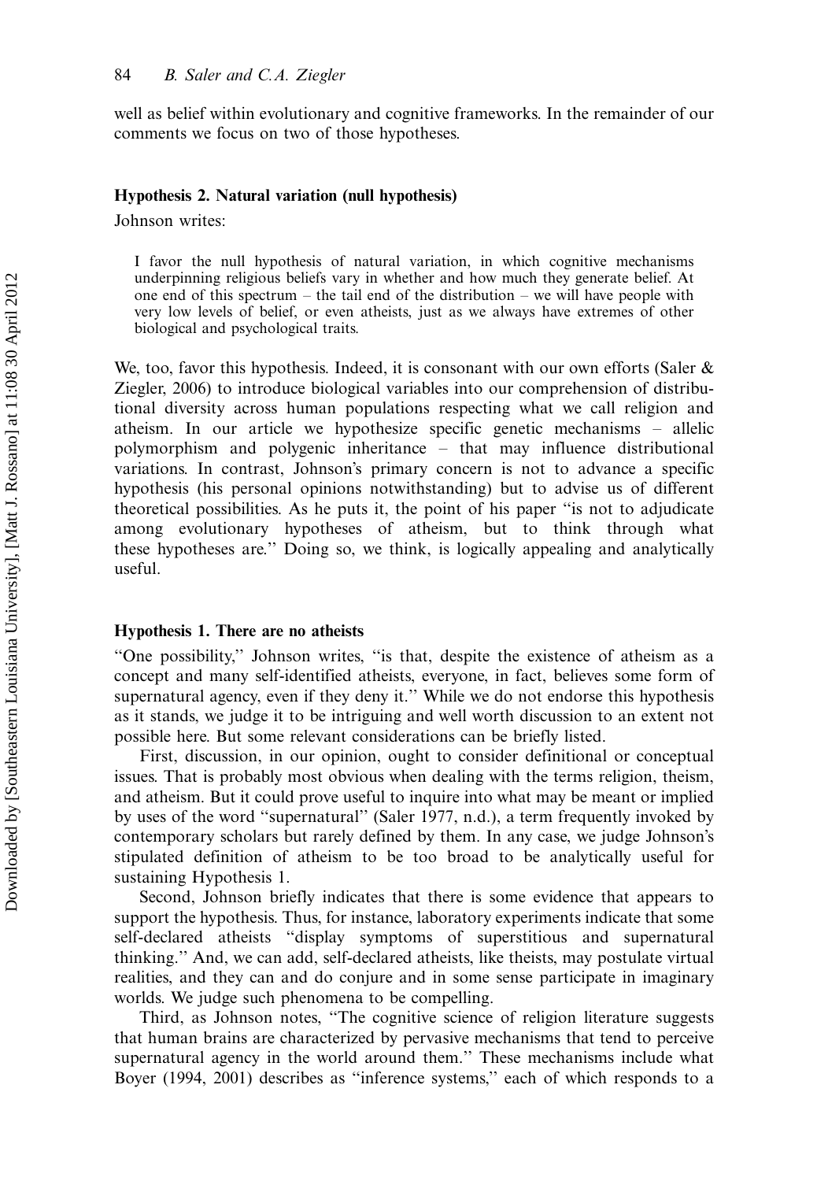well as belief within evolutionary and cognitive frameworks. In the remainder of our comments we focus on two of those hypotheses.

### Hypothesis 2. Natural variation (null hypothesis)

Johnson writes:

> I favor the null hypothesis of natural variation, in which cognitive mechanisms underpinning religious beliefs vary in whether and how much they generate belief. At one end of this spectrum – the tail end of the distribution – we will have people with very low levels of belief, or even atheists, just as we always have extremes of other biological and psychological traits.

We, too, favor this hypothesis. Indeed, it is consonant with our own efforts (Saler & Ziegler, 2006) to introduce biological variables into our comprehension of distributional diversity across human populations respecting what we call religion and atheism. In our article we hypothesize specific genetic mechanisms – allelic polymorphism and polygenic inheritance – that may influence distributional variations. In contrast, Johnson's primary concern is not to advance a specific hypothesis (his personal opinions notwithstanding) but to advise us of different theoretical possibilities. As he puts it, the point of his paper "is not to adjudicate among evolutionary hypotheses of atheism, but to think through what these hypotheses are." Doing so, we think, is logically appealing and analytically useful.

### Hypothesis 1. There are no atheists

"One possibility," Johnson writes, "is that, despite the existence of atheism as a concept and many self-identified atheists, everyone, in fact, believes some form of supernatural agency, even if they deny it." While we do not endorse this hypothesis as it stands, we judge it to be intriguing and well worth discussion to an extent not possible here. But some relevant considerations can be briefly listed.

First, discussion, in our opinion, ought to consider definitional or conceptual issues. That is probably most obvious when dealing with the terms religion, theism, and atheism. But it could prove useful to inquire into what may be meant or implied by uses of the word "supernatural" (Saler 1977, n.d.), a term frequently invoked by contemporary scholars but rarely defined by them. In any case, we judge Johnson's stipulated definition of atheism to be too broad to be analytically useful for sustaining Hypothesis 1.

Second, Johnson briefly indicates that there is some evidence that appears to support the hypothesis. Thus, for instance, laboratory experiments indicate that some self-declared atheists "display symptoms of superstitious and supernatural thinking." And, we can add, self-declared atheists, like theists, may postulate virtual realities, and they can and do conjure and in some sense participate in imaginary worlds. We judge such phenomena to be compelling.

Third, as Johnson notes, "The cognitive science of religion literature suggests that human brains are characterized by pervasive mechanisms that tend to perceive supernatural agency in the world around them." These mechanisms include what Boyer (1994, 2001) describes as "inference systems," each of which responds to a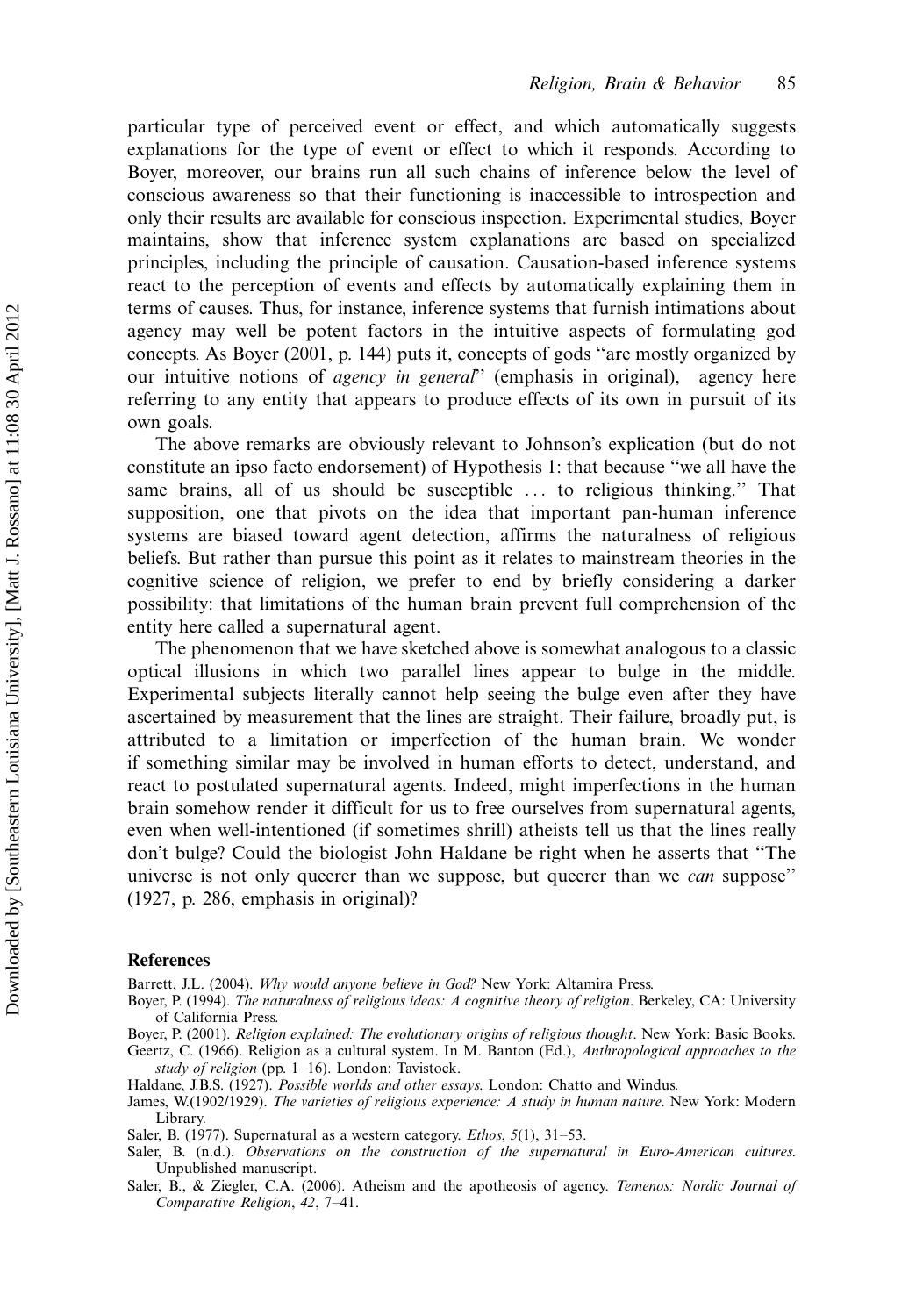particular type of perceived event or effect, and which automatically suggests explanations for the type of event or effect to which it responds. According to Boyer, moreover, our brains run all such chains of inference below the level of conscious awareness so that their functioning is inaccessible to introspection and only their results are available for conscious inspection. Experimental studies, Boyer maintains, show that inference system explanations are based on specialized principles, including the principle of causation. Causation-based inference systems react to the perception of events and effects by automatically explaining them in terms of causes. Thus, for instance, inference systems that furnish intimations about agency may well be potent factors in the intuitive aspects of formulating god concepts. As Boyer (2001, p. 144) puts it, concepts of gods "are mostly organized by our intuitive notions of *agency in general*" (emphasis in original), agency here referring to any entity that appears to produce effects of its own in pursuit of its own goals.

The above remarks are obviously relevant to Johnson's explication (but do not constitute an ipso facto endorsement) of Hypothesis 1: that because "we all have the same brains, all of us should be susceptible ... to religious thinking." That supposition, one that pivots on the idea that important pan-human inference systems are biased toward agent detection, affirms the naturalness of religious beliefs. But rather than pursue this point as it relates to mainstream theories in the cognitive science of religion, we prefer to end by briefly considering a darker possibility: that limitations of the human brain prevent full comprehension of the entity here called a supernatural agent.

The phenomenon that we have sketched above is somewhat analogous to a classic optical illusions in which two parallel lines appear to bulge in the middle. Experimental subjects literally cannot help seeing the bulge even after they have ascertained by measurement that the lines are straight. Their failure, broadly put, is attributed to a limitation or imperfection of the human brain. We wonder if something similar may be involved in human efforts to detect, understand, and react to postulated supernatural agents. Indeed, might imperfections in the human brain somehow render it difficult for us to free ourselves from supernatural agents, even when well-intentioned (if sometimes shrill) atheists tell us that the lines really don't bulge? Could the biologist John Haldane be right when he asserts that "The universe is not only queerer than we suppose, but queerer than we *can* suppose" (1927, p. 286, emphasis in original)?

## References

Barrett, J.L. (2004). *Why would anyone believe in God?* New York: Altamira Press.

Boyer, P. (1994). *The naturalness of religious ideas: A cognitive theory of religion*. Berkeley, CA: University of California Press.

Boyer, P. (2001). *Religion explained: The evolutionary origins of religious thought*. New York: Basic Books.

Geertz, C. (1966). Religion as a cultural system. In M. Banton (Ed.), *Anthropological approaches to the study of religion* (pp. 1–16). London: Tavistock.

Haldane, J.B.S. (1927). *Possible worlds and other essays*. London: Chatto and Windus.

James, W.(1902/1929). *The varieties of religious experience: A study in human nature*. New York: Modern Library.

Saler, B. (1977). Supernatural as a western category. *Ethos*, *5*(1), 31–53.

Saler, B. (n.d.). *Observations on the construction of the supernatural in Euro-American cultures*. Unpublished manuscript.

Saler, B., & Ziegler, C.A. (2006). Atheism and the apotheosis of agency. *Temenos: Nordic Journal of Comparative Religion*, *42*, 7–41.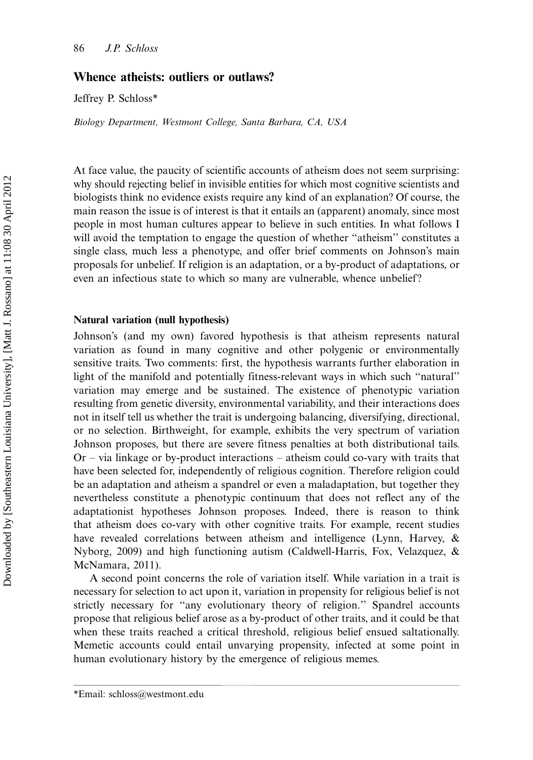## Whence atheists: outliers or outlaws?

Jeffrey P. Schloss*

*Biology Department, Westmont College, Santa Barbara, CA, USA*

At face value, the paucity of scientific accounts of atheism does not seem surprising: why should rejecting belief in invisible entities for which most cognitive scientists and biologists think no evidence exists require any kind of an explanation? Of course, the main reason the issue is of interest is that it entails an (apparent) anomaly, since most people in most human cultures appear to believe in such entities. In what follows I will avoid the temptation to engage the question of whether "atheism" constitutes a single class, much less a phenotype, and offer brief comments on Johnson's main proposals for unbelief. If religion is an adaptation, or a by-product of adaptations, or even an infectious state to which so many are vulnerable, whence unbelief?

### Natural variation (null hypothesis)

Johnson's (and my own) favored hypothesis is that atheism represents natural variation as found in many cognitive and other polygenic or environmentally sensitive traits. Two comments: first, the hypothesis warrants further elaboration in light of the manifold and potentially fitness-relevant ways in which such "natural" variation may emerge and be sustained. The existence of phenotypic variation resulting from genetic diversity, environmental variability, and their interactions does not in itself tell us whether the trait is undergoing balancing, diversifying, directional, or no selection. Birthweight, for example, exhibits the very spectrum of variation Johnson proposes, but there are severe fitness penalties at both distributional tails. Or – via linkage or by-product interactions – atheism could co-vary with traits that have been selected for, independently of religious cognition. Therefore religion could be an adaptation and atheism a spandrel or even a maladaptation, but together they nevertheless constitute a phenotypic continuum that does not reflect any of the adaptationist hypotheses Johnson proposes. Indeed, there is reason to think that atheism does co-vary with other cognitive traits. For example, recent studies have revealed correlations between atheism and intelligence (Lynn, Harvey, & Nyborg, 2009) and high functioning autism (Caldwell-Harris, Fox, Velazquez, & McNamara, 2011).

A second point concerns the role of variation itself. While variation in a trait is necessary for selection to act upon it, variation in propensity for religious belief is not strictly necessary for "any evolutionary theory of religion." Spandrel accounts propose that religious belief arose as a by-product of other traits, and it could be that when these traits reached a critical threshold, religious belief ensued saltationally. Memetic accounts could entail unvarying propensity, infected at some point in human evolutionary history by the emergence of religious memes.

*Email: schloss@westmont.edu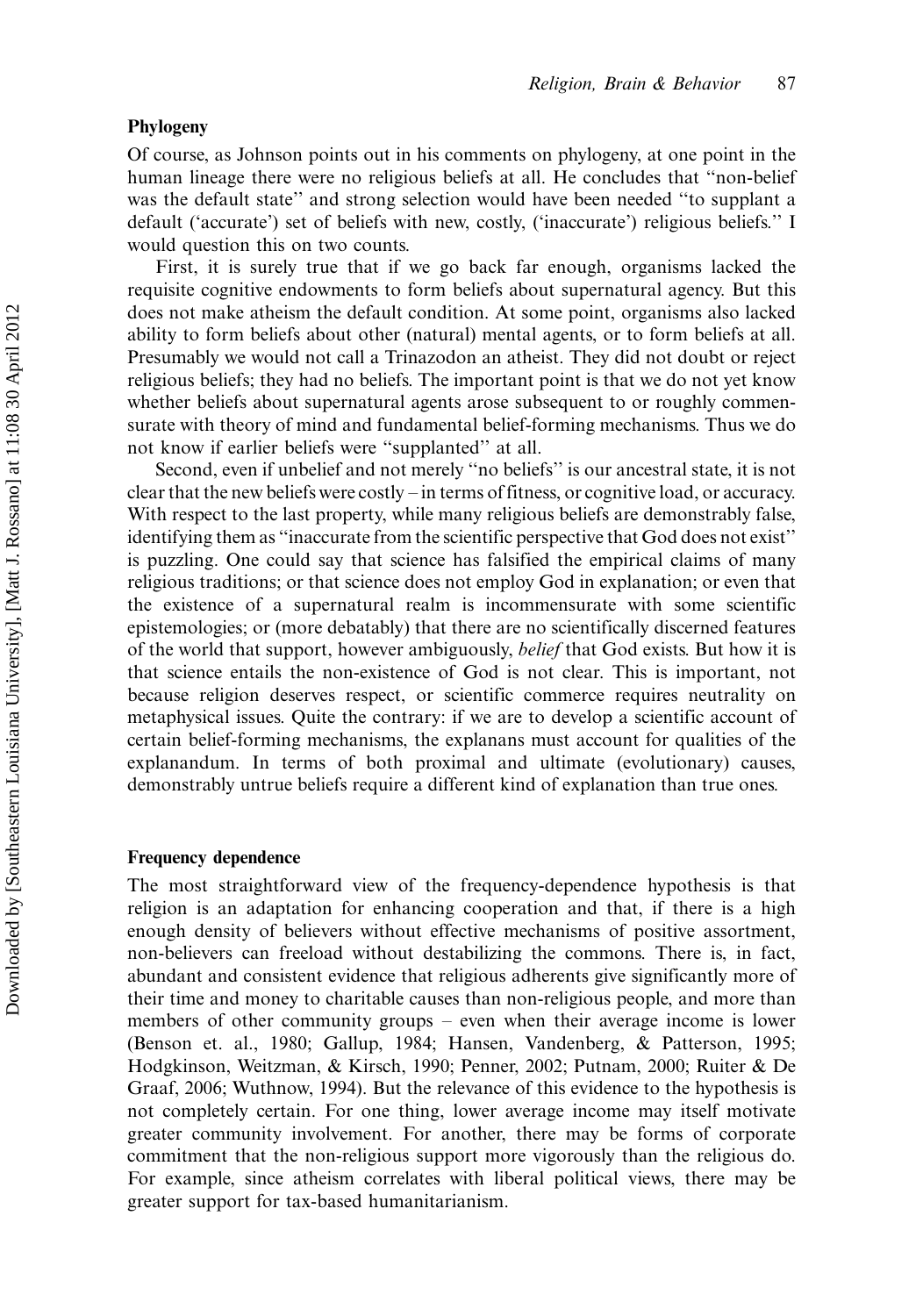## Phylogeny

Of course, as Johnson points out in his comments on phylogeny, at one point in the human lineage there were no religious beliefs at all. He concludes that "non-belief was the default state" and strong selection would have been needed "to supplant a default ('accurate') set of beliefs with new, costly, ('inaccurate') religious beliefs." I would question this on two counts.

First, it is surely true that if we go back far enough, organisms lacked the requisite cognitive endowments to form beliefs about supernatural agency. But this does not make atheism the default condition. At some point, organisms also lacked ability to form beliefs about other (natural) mental agents, or to form beliefs at all. Presumably we would not call a Trinazodon an atheist. They did not doubt or reject religious beliefs; they had no beliefs. The important point is that we do not yet know whether beliefs about supernatural agents arose subsequent to or roughly commensurate with theory of mind and fundamental belief-forming mechanisms. Thus we do not know if earlier beliefs were "supplanted" at all.

Second, even if unbelief and not merely "no beliefs" is our ancestral state, it is not clear that the new beliefs were costly – in terms of fitness, or cognitive load, or accuracy. With respect to the last property, while many religious beliefs are demonstrably false, identifying them as "inaccurate from the scientific perspective that God does not exist" is puzzling. One could say that science has falsified the empirical claims of many religious traditions; or that science does not employ God in explanation; or even that the existence of a supernatural realm is incommensurate with some scientific epistemologies; or (more debatably) that there are no scientifically discerned features of the world that support, however ambiguously, *belief* that God exists. But how it is that science entails the non-existence of God is not clear. This is important, not because religion deserves respect, or scientific commerce requires neutrality on metaphysical issues. Quite the contrary: if we are to develop a scientific account of certain belief-forming mechanisms, the explanans must account for qualities of the explanandum. In terms of both proximal and ultimate (evolutionary) causes, demonstrably untrue beliefs require a different kind of explanation than true ones.

## Frequency dependence

The most straightforward view of the frequency-dependence hypothesis is that religion is an adaptation for enhancing cooperation and that, if there is a high enough density of believers without effective mechanisms of positive assortment, non-believers can freeload without destabilizing the commons. There is, in fact, abundant and consistent evidence that religious adherents give significantly more of their time and money to charitable causes than non-religious people, and more than members of other community groups – even when their average income is lower (Benson et. al., 1980; Gallup, 1984; Hansen, Vandenberg, & Patterson, 1995; Hodgkinson, Weitzman, & Kirsch, 1990; Penner, 2002; Putnam, 2000; Ruiter & De Graaf, 2006; Wuthnow, 1994). But the relevance of this evidence to the hypothesis is not completely certain. For one thing, lower average income may itself motivate greater community involvement. For another, there may be forms of corporate commitment that the non-religious support more vigorously than the religious do. For example, since atheism correlates with liberal political views, there may be greater support for tax-based humanitarianism.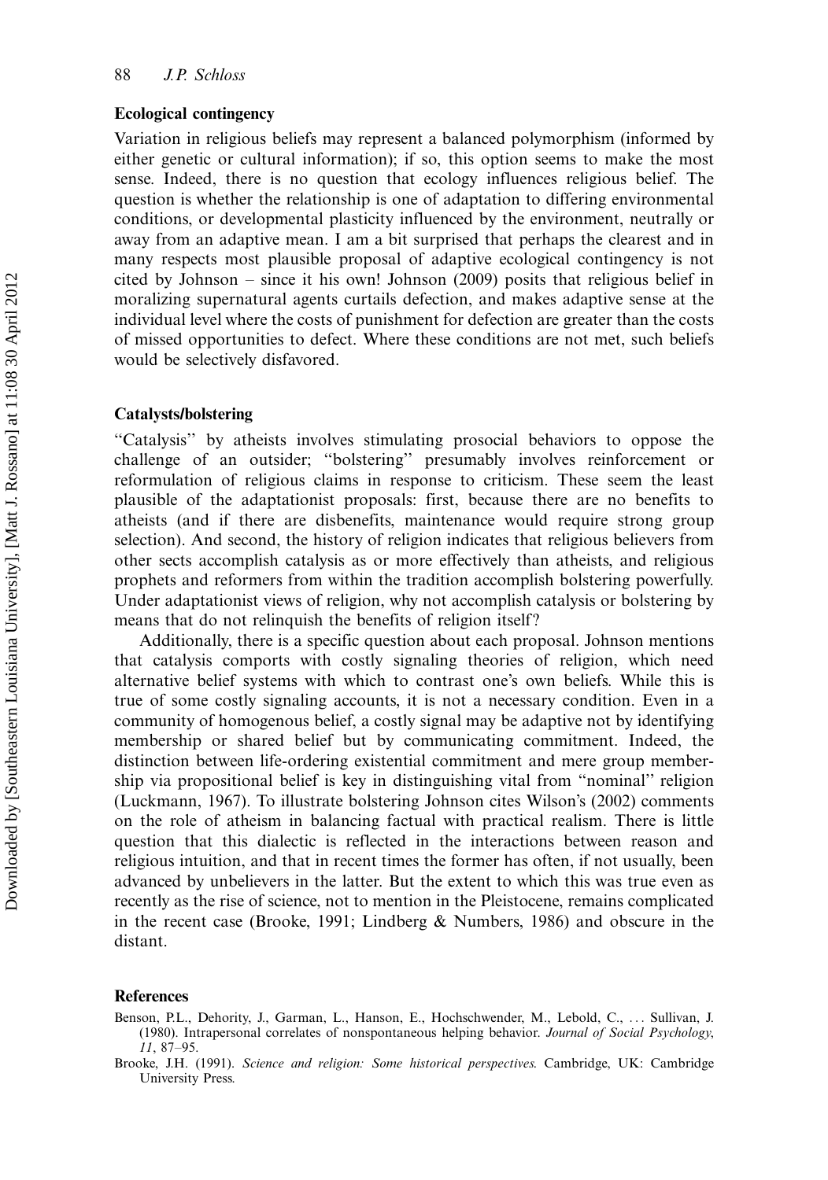### Ecological contingency

Variation in religious beliefs may represent a balanced polymorphism (informed by either genetic or cultural information); if so, this option seems to make the most sense. Indeed, there is no question that ecology influences religious belief. The question is whether the relationship is one of adaptation to differing environmental conditions, or developmental plasticity influenced by the environment, neutrally or away from an adaptive mean. I am a bit surprised that perhaps the clearest and in many respects most plausible proposal of adaptive ecological contingency is not cited by Johnson – since it his own! Johnson (2009) posits that religious belief in moralizing supernatural agents curtails defection, and makes adaptive sense at the individual level where the costs of punishment for defection are greater than the costs of missed opportunities to defect. Where these conditions are not met, such beliefs would be selectively disfavored.

### Catalysts/bolstering

"Catalysis" by atheists involves stimulating prosocial behaviors to oppose the challenge of an outsider; "bolstering" presumably involves reinforcement or reformulation of religious claims in response to criticism. These seem the least plausible of the adaptationist proposals: first, because there are no benefits to atheists (and if there are disbenefits, maintenance would require strong group selection). And second, the history of religion indicates that religious believers from other sects accomplish catalysis as or more effectively than atheists, and religious prophets and reformers from within the tradition accomplish bolstering powerfully. Under adaptationist views of religion, why not accomplish catalysis or bolstering by means that do not relinquish the benefits of religion itself?

Additionally, there is a specific question about each proposal. Johnson mentions that catalysis comports with costly signaling theories of religion, which need alternative belief systems with which to contrast one's own beliefs. While this is true of some costly signaling accounts, it is not a necessary condition. Even in a community of homogenous belief, a costly signal may be adaptive not by identifying membership or shared belief but by communicating commitment. Indeed, the distinction between life-ordering existential commitment and mere group membership via propositional belief is key in distinguishing vital from "nominal" religion (Luckmann, 1967). To illustrate bolstering Johnson cites Wilson's (2002) comments on the role of atheism in balancing factual with practical realism. There is little question that this dialectic is reflected in the interactions between reason and religious intuition, and that in recent times the former has often, if not usually, been advanced by unbelievers in the latter. But the extent to which this was true even as recently as the rise of science, not to mention in the Pleistocene, remains complicated in the recent case (Brooke, 1991; Lindberg & Numbers, 1986) and obscure in the distant.

### References

Benson, P.L., Dehority, J., Garman, L., Hanson, E., Hochschwender, M., Lebold, C., ... Sullivan, J. (1980). Intrapersonal correlates of nonspontaneous helping behavior. *Journal of Social Psychology*, *11*, 87–95.

Brooke, J.H. (1991). *Science and religion: Some historical perspectives.* Cambridge, UK: Cambridge University Press.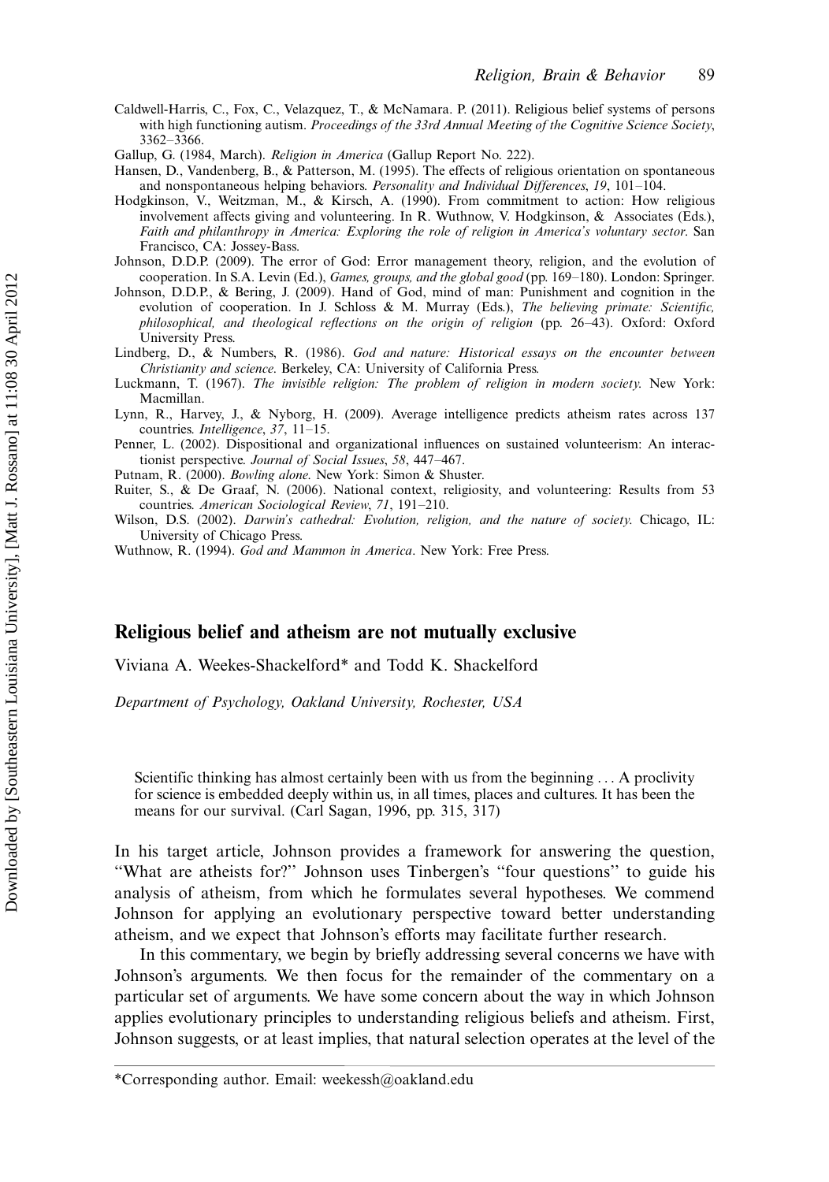Caldwell-Harris, C., Fox, C., Velazquez, T., & McNamara. P. (2011). Religious belief systems of persons with high functioning autism. *Proceedings of the 33rd Annual Meeting of the Cognitive Science Society*, 3362–3366.

Gallup, G. (1984, March). *Religion in America* (Gallup Report No. 222).

Hansen, D., Vandenberg, B., & Patterson, M. (1995). The effects of religious orientation on spontaneous and nonspontaneous helping behaviors. *Personality and Individual Differences*, *19*, 101–104.

Hodgkinson, V., Weitzman, M., & Kirsch, A. (1990). From commitment to action: How religious involvement affects giving and volunteering. In R. Wuthnow, V. Hodgkinson, & Associates (Eds.), *Faith and philanthropy in America: Exploring the role of religion in America's voluntary sector*. San Francisco, CA: Jossey-Bass.

Johnson, D.D.P. (2009). The error of God: Error management theory, religion, and the evolution of cooperation. In S.A. Levin (Ed.), *Games, groups, and the global good* (pp. 169–180). London: Springer.

Johnson, D.D.P., & Bering, J. (2009). Hand of God, mind of man: Punishment and cognition in the evolution of cooperation. In J. Schloss & M. Murray (Eds.), *The believing primate: Scientific, philosophical, and theological reflections on the origin of religion* (pp. 26–43). Oxford: Oxford University Press.

Lindberg, D., & Numbers, R. (1986). *God and nature: Historical essays on the encounter between Christianity and science*. Berkeley, CA: University of California Press.

Luckmann, T. (1967). *The invisible religion: The problem of religion in modern society*. New York: Macmillan.

Lynn, R., Harvey, J., & Nyborg, H. (2009). Average intelligence predicts atheism rates across 137 countries. *Intelligence*, *37*, 11–15.

Penner, L. (2002). Dispositional and organizational influences on sustained volunteerism: An interactionist perspective. *Journal of Social Issues*, *58*, 447–467.

Putnam, R. (2000). *Bowling alone*. New York: Simon & Shuster.

Ruiter, S., & De Graaf, N. (2006). National context, religiosity, and volunteering: Results from 53 countries. *American Sociological Review*, *71*, 191–210.

Wilson, D.S. (2002). *Darwin's cathedral: Evolution, religion, and the nature of society*. Chicago, IL: University of Chicago Press.

Wuthnow, R. (1994). *God and Mammon in America*. New York: Free Press.

## Religious belief and atheism are not mutually exclusive

Viviana A. Weekes-Shackelford* and Todd K. Shackelford

*Department of Psychology, Oakland University, Rochester, USA*

> Scientific thinking has almost certainly been with us from the beginning . . . A proclivity for science is embedded deeply within us, in all times, places and cultures. It has been the means for our survival. (Carl Sagan, 1996, pp. 315, 317)

In his target article, Johnson provides a framework for answering the question, "What are atheists for?" Johnson uses Tinbergen's "four questions" to guide his analysis of atheism, from which he formulates several hypotheses. We commend Johnson for applying an evolutionary perspective toward better understanding atheism, and we expect that Johnson's efforts may facilitate further research.

In this commentary, we begin by briefly addressing several concerns we have with Johnson's arguments. We then focus for the remainder of the commentary on a particular set of arguments. We have some concern about the way in which Johnson applies evolutionary principles to understanding religious beliefs and atheism. First, Johnson suggests, or at least implies, that natural selection operates at the level of the

*Corresponding author. Email: weekessh@oakland.edu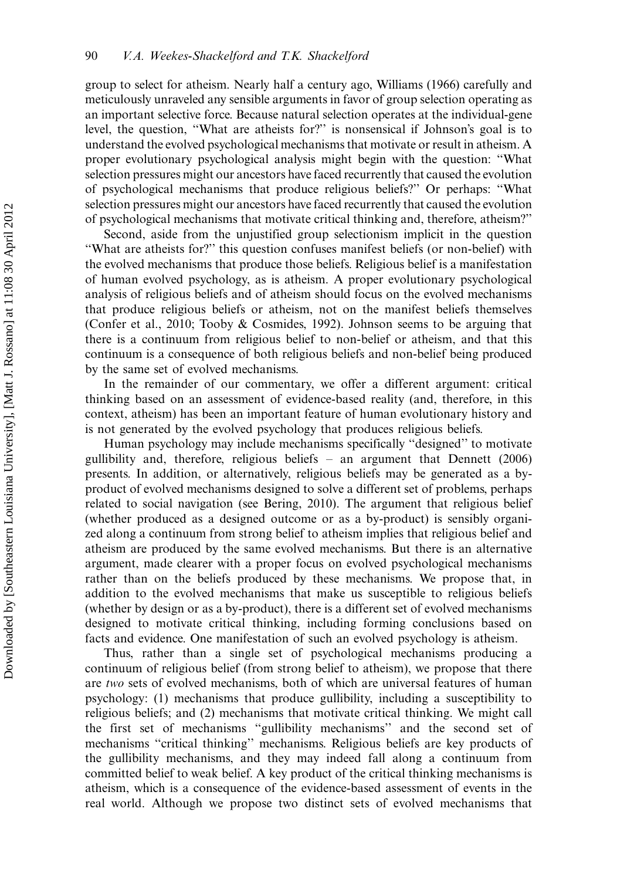group to select for atheism. Nearly half a century ago, Williams (1966) carefully and meticulously unraveled any sensible arguments in favor of group selection operating as an important selective force. Because natural selection operates at the individual-gene level, the question, "What are atheists for?" is nonsensical if Johnson's goal is to understand the evolved psychological mechanisms that motivate or result in atheism. A proper evolutionary psychological analysis might begin with the question: "What selection pressures might our ancestors have faced recurrently that caused the evolution of psychological mechanisms that produce religious beliefs?" Or perhaps: "What selection pressures might our ancestors have faced recurrently that caused the evolution of psychological mechanisms that motivate critical thinking and, therefore, atheism?"

Second, aside from the unjustified group selectionism implicit in the question "What are atheists for?" this question confuses manifest beliefs (or non-belief) with the evolved mechanisms that produce those beliefs. Religious belief is a manifestation of human evolved psychology, as is atheism. A proper evolutionary psychological analysis of religious beliefs and of atheism should focus on the evolved mechanisms that produce religious beliefs or atheism, not on the manifest beliefs themselves (Confer et al., 2010; Tooby & Cosmides, 1992). Johnson seems to be arguing that there is a continuum from religious belief to non-belief or atheism, and that this continuum is a consequence of both religious beliefs and non-belief being produced by the same set of evolved mechanisms.

In the remainder of our commentary, we offer a different argument: critical thinking based on an assessment of evidence-based reality (and, therefore, in this context, atheism) has been an important feature of human evolutionary history and is not generated by the evolved psychology that produces religious beliefs.

Human psychology may include mechanisms specifically "designed" to motivate gullibility and, therefore, religious beliefs – an argument that Dennett (2006) presents. In addition, or alternatively, religious beliefs may be generated as a by-product of evolved mechanisms designed to solve a different set of problems, perhaps related to social navigation (see Bering, 2010). The argument that religious belief (whether produced as a designed outcome or as a by-product) is sensibly organized along a continuum from strong belief to atheism implies that religious belief and atheism are produced by the same evolved mechanisms. But there is an alternative argument, made clearer with a proper focus on evolved psychological mechanisms rather than on the beliefs produced by these mechanisms. We propose that, in addition to the evolved mechanisms that make us susceptible to religious beliefs (whether by design or as a by-product), there is a different set of evolved mechanisms designed to motivate critical thinking, including forming conclusions based on facts and evidence. One manifestation of such an evolved psychology is atheism.

Thus, rather than a single set of psychological mechanisms producing a continuum of religious belief (from strong belief to atheism), we propose that there are *two* sets of evolved mechanisms, both of which are universal features of human psychology: (1) mechanisms that produce gullibility, including a susceptibility to religious beliefs; and (2) mechanisms that motivate critical thinking. We might call the first set of mechanisms "gullibility mechanisms" and the second set of mechanisms "critical thinking" mechanisms. Religious beliefs are key products of the gullibility mechanisms, and they may indeed fall along a continuum from committed belief to weak belief. A key product of the critical thinking mechanisms is atheism, which is a consequence of the evidence-based assessment of events in the real world. Although we propose two distinct sets of evolved mechanisms that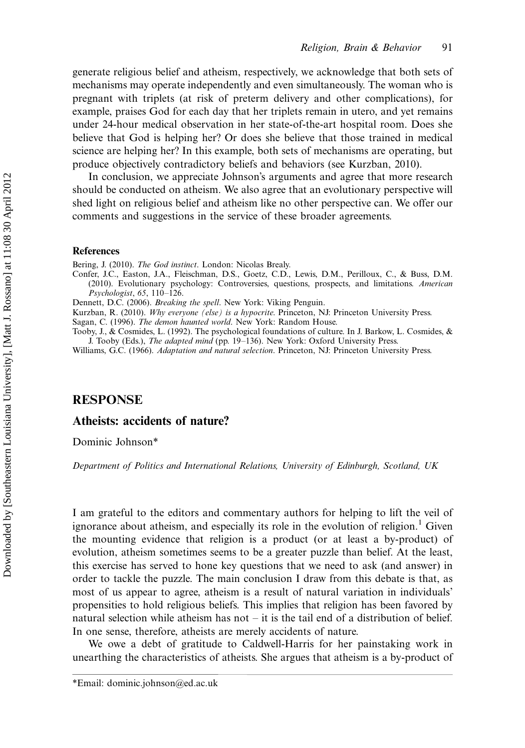generate religious belief and atheism, respectively, we acknowledge that both sets of mechanisms may operate independently and even simultaneously. The woman who is pregnant with triplets (at risk of preterm delivery and other complications), for example, praises God for each day that her triplets remain in utero, and yet remains under 24-hour medical observation in her state-of-the-art hospital room. Does she believe that God is helping her? Or does she believe that those trained in medical science are helping her? In this example, both sets of mechanisms are operating, but produce objectively contradictory beliefs and behaviors (see Kurzban, 2010).

In conclusion, we appreciate Johnson's arguments and agree that more research should be conducted on atheism. We also agree that an evolutionary perspective will shed light on religious belief and atheism like no other perspective can. We offer our comments and suggestions in the service of these broader agreements.

#### References

Bering, J. (2010). *The God instinct*. London: Nicolas Brealy.

Confer, J.C., Easton, J.A., Fleischman, D.S., Goetz, C.D., Lewis, D.M., Perilloux, C., & Buss, D.M. (2010). Evolutionary psychology: Controversies, questions, prospects, and limitations. *American Psychologist*, *65*, 110–126.

Dennett, D.C. (2006). *Breaking the spell*. New York: Viking Penguin.

Kurzban, R. (2010). *Why everyone (else) is a hypocrite*. Princeton, NJ: Princeton University Press.

Sagan, C. (1996). *The demon haunted world*. New York: Random House.

Tooby, J., & Cosmides, L. (1992). The psychological foundations of culture. In J. Barkow, L. Cosmides, & J. Tooby (Eds.), *The adapted mind* (pp. 19–136). New York: Oxford University Press.

Williams, G.C. (1966). *Adaptation and natural selection*. Princeton, NJ: Princeton University Press.

## RESPONSE

### Atheists: accidents of nature?

Dominic Johnson*

*Department of Politics and International Relations, University of Edinburgh, Scotland, UK*

I am grateful to the editors and commentary authors for helping to lift the veil of ignorance about atheism, and especially its role in the evolution of religion.[1] Given the mounting evidence that religion is a product (or at least a by-product) of evolution, atheism sometimes seems to be a greater puzzle than belief. At the least, this exercise has served to hone key questions that we need to ask (and answer) in order to tackle the puzzle. The main conclusion I draw from this debate is that, as most of us appear to agree, atheism is a result of natural variation in individuals' propensities to hold religious beliefs. This implies that religion has been favored by natural selection while atheism has not – it is the tail end of a distribution of belief. In one sense, therefore, atheists are merely accidents of nature.

We owe a debt of gratitude to Caldwell-Harris for her painstaking work in unearthing the characteristics of atheists. She argues that atheism is a by-product of

*Email: dominic.johnson@ed.ac.uk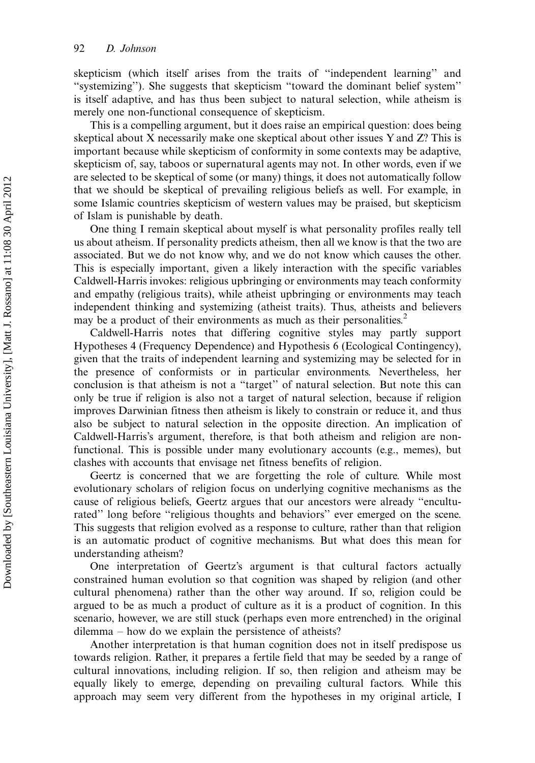skepticism (which itself arises from the traits of "independent learning" and "systemizing"). She suggests that skepticism "toward the dominant belief system" is itself adaptive, and has thus been subject to natural selection, while atheism is merely one non-functional consequence of skepticism.

This is a compelling argument, but it does raise an empirical question: does being skeptical about X necessarily make one skeptical about other issues Y and Z? This is important because while skepticism of conformity in some contexts may be adaptive, skepticism of, say, taboos or supernatural agents may not. In other words, even if we are selected to be skeptical of some (or many) things, it does not automatically follow that we should be skeptical of prevailing religious beliefs as well. For example, in some Islamic countries skepticism of western values may be praised, but skepticism of Islam is punishable by death.

One thing I remain skeptical about myself is what personality profiles really tell us about atheism. If personality predicts atheism, then all we know is that the two are associated. But we do not know why, and we do not know which causes the other. This is especially important, given a likely interaction with the specific variables Caldwell-Harris invokes: religious upbringing or environments may teach conformity and empathy (religious traits), while atheist upbringing or environments may teach independent thinking and systemizing (atheist traits). Thus, atheists and believers may be a product of their environments as much as their personalities.[2]

Caldwell-Harris notes that differing cognitive styles may partly support Hypotheses 4 (Frequency Dependence) and Hypothesis 6 (Ecological Contingency), given that the traits of independent learning and systemizing may be selected for in the presence of conformists or in particular environments. Nevertheless, her conclusion is that atheism is not a "target" of natural selection. But note this can only be true if religion is also not a target of natural selection, because if religion improves Darwinian fitness then atheism is likely to constrain or reduce it, and thus also be subject to natural selection in the opposite direction. An implication of Caldwell-Harris's argument, therefore, is that both atheism and religion are non-functional. This is possible under many evolutionary accounts (e.g., memes), but clashes with accounts that envisage net fitness benefits of religion.

Geertz is concerned that we are forgetting the role of culture. While most evolutionary scholars of religion focus on underlying cognitive mechanisms as the cause of religious beliefs, Geertz argues that our ancestors were already "enculturated" long before "religious thoughts and behaviors" ever emerged on the scene. This suggests that religion evolved as a response to culture, rather than that religion is an automatic product of cognitive mechanisms. But what does this mean for understanding atheism?

One interpretation of Geertz's argument is that cultural factors actually constrained human evolution so that cognition was shaped by religion (and other cultural phenomena) rather than the other way around. If so, religion could be argued to be as much a product of culture as it is a product of cognition. In this scenario, however, we are still stuck (perhaps even more entrenched) in the original dilemma – how do we explain the persistence of atheists?

Another interpretation is that human cognition does not in itself predispose us towards religion. Rather, it prepares a fertile field that may be seeded by a range of cultural innovations, including religion. If so, then religion and atheism may be equally likely to emerge, depending on prevailing cultural factors. While this approach may seem very different from the hypotheses in my original article, I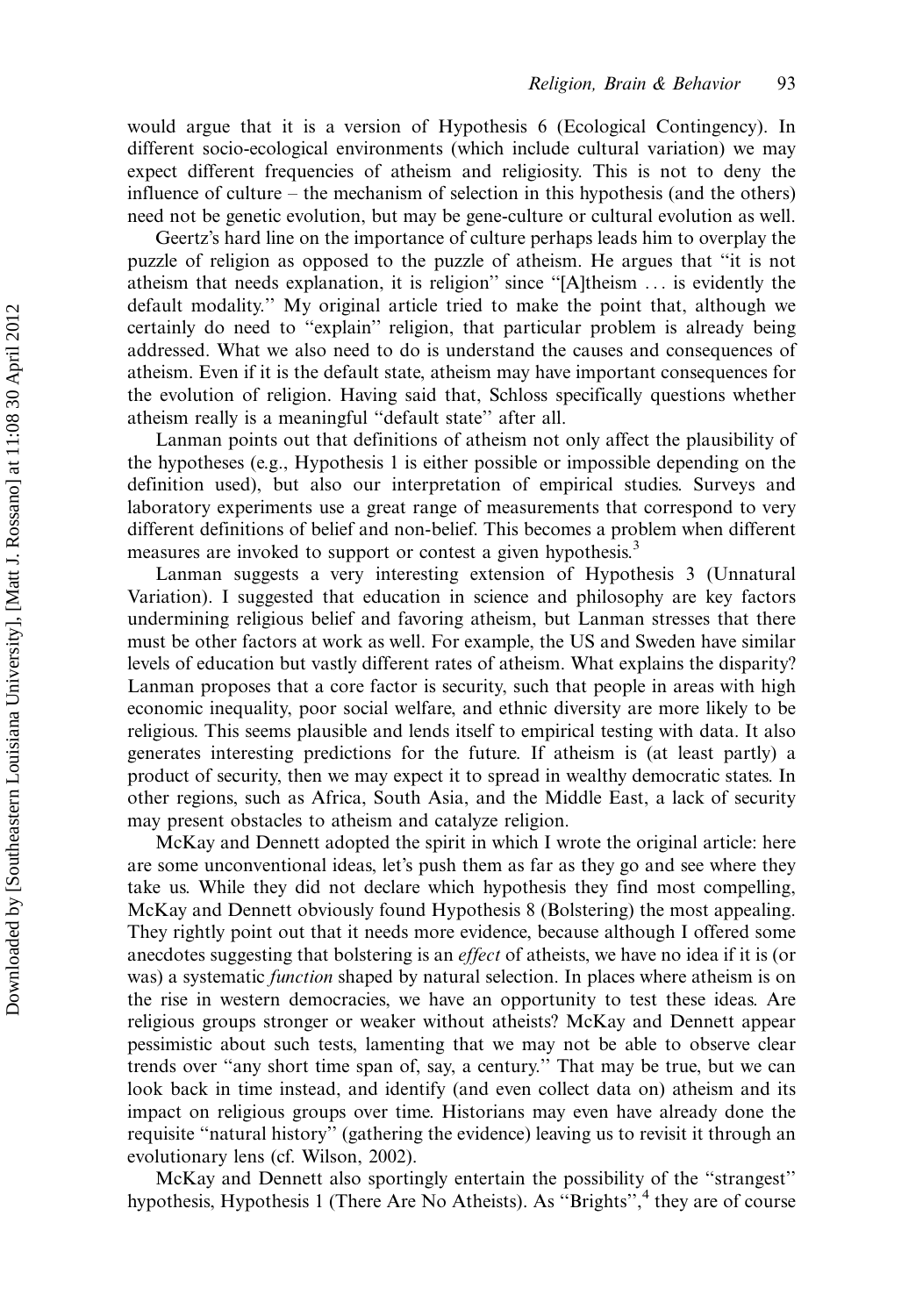would argue that it is a version of Hypothesis 6 (Ecological Contingency). In different socio-ecological environments (which include cultural variation) we may expect different frequencies of atheism and religiosity. This is not to deny the influence of culture – the mechanism of selection in this hypothesis (and the others) need not be genetic evolution, but may be gene-culture or cultural evolution as well.

Geertz's hard line on the importance of culture perhaps leads him to overplay the puzzle of religion as opposed to the puzzle of atheism. He argues that "it is not atheism that needs explanation, it is religion" since "[A]theism … is evidently the default modality." My original article tried to make the point that, although we certainly do need to "explain" religion, that particular problem is already being addressed. What we also need to do is understand the causes and consequences of atheism. Even if it is the default state, atheism may have important consequences for the evolution of religion. Having said that, Schloss specifically questions whether atheism really is a meaningful "default state" after all.

Lanman points out that definitions of atheism not only affect the plausibility of the hypotheses (e.g., Hypothesis 1 is either possible or impossible depending on the definition used), but also our interpretation of empirical studies. Surveys and laboratory experiments use a great range of measurements that correspond to very different definitions of belief and non-belief. This becomes a problem when different measures are invoked to support or contest a given hypothesis.[3]

Lanman suggests a very interesting extension of Hypothesis 3 (Unnatural Variation). I suggested that education in science and philosophy are key factors undermining religious belief and favoring atheism, but Lanman stresses that there must be other factors at work as well. For example, the US and Sweden have similar levels of education but vastly different rates of atheism. What explains the disparity? Lanman proposes that a core factor is security, such that people in areas with high economic inequality, poor social welfare, and ethnic diversity are more likely to be religious. This seems plausible and lends itself to empirical testing with data. It also generates interesting predictions for the future. If atheism is (at least partly) a product of security, then we may expect it to spread in wealthy democratic states. In other regions, such as Africa, South Asia, and the Middle East, a lack of security may present obstacles to atheism and catalyze religion.

McKay and Dennett adopted the spirit in which I wrote the original article: here are some unconventional ideas, let's push them as far as they go and see where they take us. While they did not declare which hypothesis they find most compelling, McKay and Dennett obviously found Hypothesis 8 (Bolstering) the most appealing. They rightly point out that it needs more evidence, because although I offered some anecdotes suggesting that bolstering is an *effect* of atheists, we have no idea if it is (or was) a systematic *function* shaped by natural selection. In places where atheism is on the rise in western democracies, we have an opportunity to test these ideas. Are religious groups stronger or weaker without atheists? McKay and Dennett appear pessimistic about such tests, lamenting that we may not be able to observe clear trends over "any short time span of, say, a century." That may be true, but we can look back in time instead, and identify (and even collect data on) atheism and its impact on religious groups over time. Historians may even have already done the requisite "natural history" (gathering the evidence) leaving us to revisit it through an evolutionary lens (cf. Wilson, 2002).

McKay and Dennett also sportingly entertain the possibility of the "strangest" hypothesis, Hypothesis 1 (There Are No Atheists). As "Brights",[4] they are of course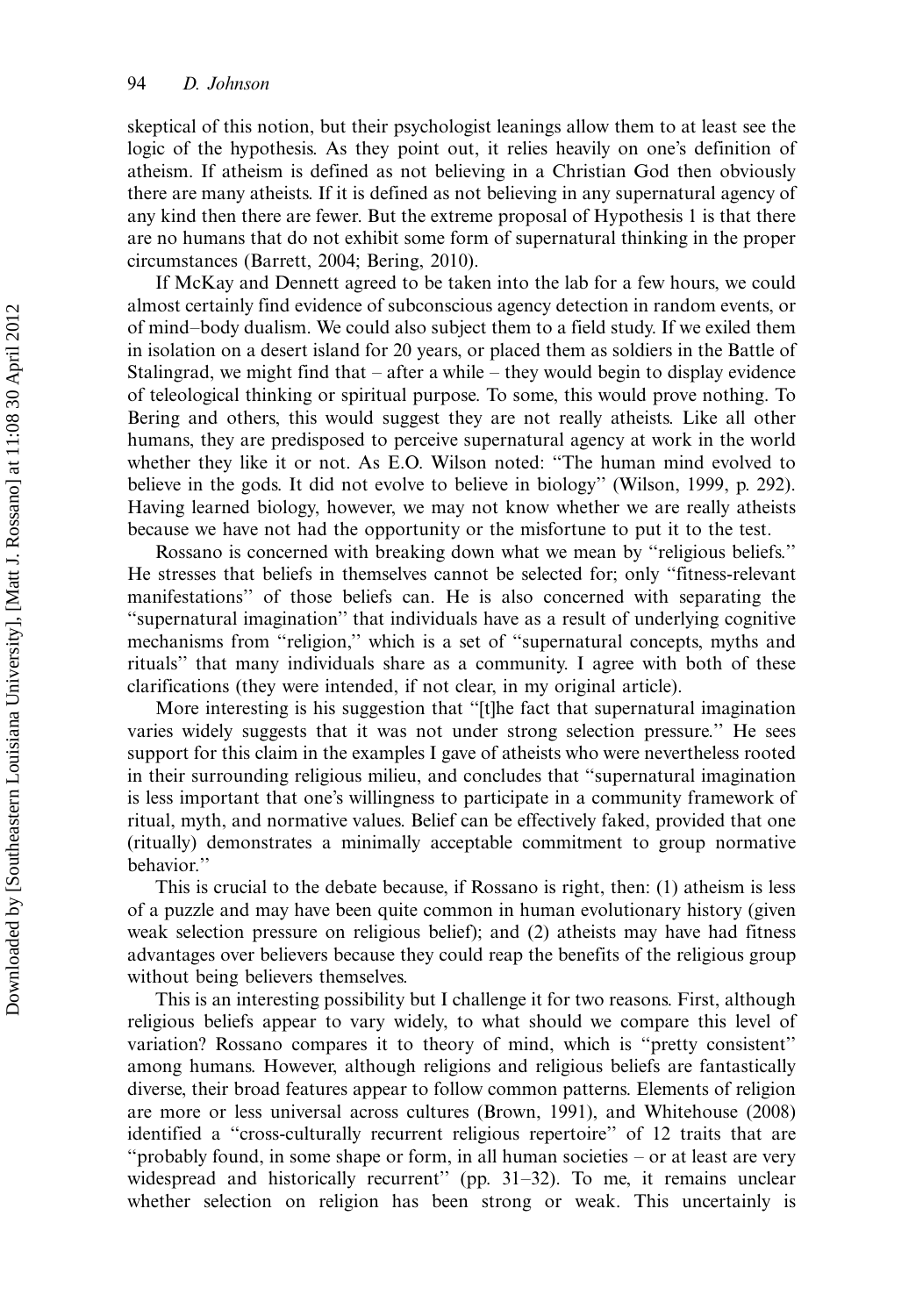skeptical of this notion, but their psychologist leanings allow them to at least see the logic of the hypothesis. As they point out, it relies heavily on one's definition of atheism. If atheism is defined as not believing in a Christian God then obviously there are many atheists. If it is defined as not believing in any supernatural agency of any kind then there are fewer. But the extreme proposal of Hypothesis 1 is that there are no humans that do not exhibit some form of supernatural thinking in the proper circumstances (Barrett, 2004; Bering, 2010).

If McKay and Dennett agreed to be taken into the lab for a few hours, we could almost certainly find evidence of subconscious agency detection in random events, or of mind–body dualism. We could also subject them to a field study. If we exiled them in isolation on a desert island for 20 years, or placed them as soldiers in the Battle of Stalingrad, we might find that – after a while – they would begin to display evidence of teleological thinking or spiritual purpose. To some, this would prove nothing. To Bering and others, this would suggest they are not really atheists. Like all other humans, they are predisposed to perceive supernatural agency at work in the world whether they like it or not. As E.O. Wilson noted: "The human mind evolved to believe in the gods. It did not evolve to believe in biology" (Wilson, 1999, p. 292). Having learned biology, however, we may not know whether we are really atheists because we have not had the opportunity or the misfortune to put it to the test.

Rossano is concerned with breaking down what we mean by "religious beliefs." He stresses that beliefs in themselves cannot be selected for; only "fitness-relevant manifestations" of those beliefs can. He is also concerned with separating the "supernatural imagination" that individuals have as a result of underlying cognitive mechanisms from "religion," which is a set of "supernatural concepts, myths and rituals" that many individuals share as a community. I agree with both of these clarifications (they were intended, if not clear, in my original article).

More interesting is his suggestion that "[t]he fact that supernatural imagination varies widely suggests that it was not under strong selection pressure." He sees support for this claim in the examples I gave of atheists who were nevertheless rooted in their surrounding religious milieu, and concludes that "supernatural imagination is less important that one's willingness to participate in a community framework of ritual, myth, and normative values. Belief can be effectively faked, provided that one (ritually) demonstrates a minimally acceptable commitment to group normative behavior."

This is crucial to the debate because, if Rossano is right, then: (1) atheism is less of a puzzle and may have been quite common in human evolutionary history (given weak selection pressure on religious belief); and (2) atheists may have had fitness advantages over believers because they could reap the benefits of the religious group without being believers themselves.

This is an interesting possibility but I challenge it for two reasons. First, although religious beliefs appear to vary widely, to what should we compare this level of variation? Rossano compares it to theory of mind, which is "pretty consistent" among humans. However, although religions and religious beliefs are fantastically diverse, their broad features appear to follow common patterns. Elements of religion are more or less universal across cultures (Brown, 1991), and Whitehouse (2008) identified a "cross-culturally recurrent religious repertoire" of 12 traits that are "probably found, in some shape or form, in all human societies – or at least are very widespread and historically recurrent" (pp. 31–32). To me, it remains unclear whether selection on religion has been strong or weak. This uncertainly is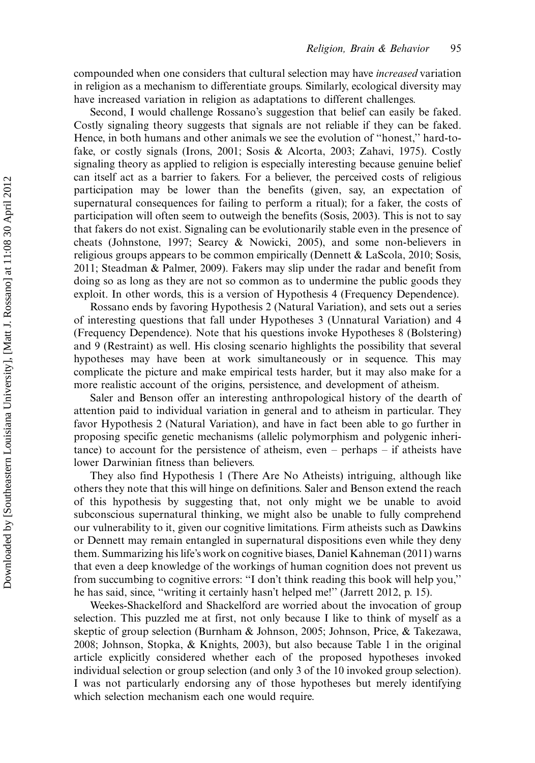compounded when one considers that cultural selection may have *increased* variation in religion as a mechanism to differentiate groups. Similarly, ecological diversity may have increased variation in religion as adaptations to different challenges.

Second, I would challenge Rossano's suggestion that belief can easily be faked. Costly signaling theory suggests that signals are not reliable if they can be faked. Hence, in both humans and other animals we see the evolution of "honest," hard-to-fake, or costly signals (Irons, 2001; Sosis & Alcorta, 2003; Zahavi, 1975). Costly signaling theory as applied to religion is especially interesting because genuine belief can itself act as a barrier to fakers. For a believer, the perceived costs of religious participation may be lower than the benefits (given, say, an expectation of supernatural consequences for failing to perform a ritual); for a faker, the costs of participation will often seem to outweigh the benefits (Sosis, 2003). This is not to say that fakers do not exist. Signaling can be evolutionarily stable even in the presence of cheats (Johnstone, 1997; Searcy & Nowicki, 2005), and some non-believers in religious groups appears to be common empirically (Dennett & LaScola, 2010; Sosis, 2011; Steadman & Palmer, 2009). Fakers may slip under the radar and benefit from doing so as long as they are not so common as to undermine the public goods they exploit. In other words, this is a version of Hypothesis 4 (Frequency Dependence).

Rossano ends by favoring Hypothesis 2 (Natural Variation), and sets out a series of interesting questions that fall under Hypotheses 3 (Unnatural Variation) and 4 (Frequency Dependence). Note that his questions invoke Hypotheses 8 (Bolstering) and 9 (Restraint) as well. His closing scenario highlights the possibility that several hypotheses may have been at work simultaneously or in sequence. This may complicate the picture and make empirical tests harder, but it may also make for a more realistic account of the origins, persistence, and development of atheism.

Saler and Benson offer an interesting anthropological history of the dearth of attention paid to individual variation in general and to atheism in particular. They favor Hypothesis 2 (Natural Variation), and have in fact been able to go further in proposing specific genetic mechanisms (allelic polymorphism and polygenic inheritance) to account for the persistence of atheism, even – perhaps – if atheists have lower Darwinian fitness than believers.

They also find Hypothesis 1 (There Are No Atheists) intriguing, although like others they note that this will hinge on definitions. Saler and Benson extend the reach of this hypothesis by suggesting that, not only might we be unable to avoid subconscious supernatural thinking, we might also be unable to fully comprehend our vulnerability to it, given our cognitive limitations. Firm atheists such as Dawkins or Dennett may remain entangled in supernatural dispositions even while they deny them. Summarizing his life's work on cognitive biases, Daniel Kahneman (2011) warns that even a deep knowledge of the workings of human cognition does not prevent us from succumbing to cognitive errors: "I don't think reading this book will help you," he has said, since, "writing it certainly hasn't helped me!" (Jarrett 2012, p. 15).

Weekes-Shackelford and Shackelford are worried about the invocation of group selection. This puzzled me at first, not only because I like to think of myself as a skeptic of group selection (Burnham & Johnson, 2005; Johnson, Price, & Takezawa, 2008; Johnson, Stopka, & Knights, 2003), but also because Table 1 in the original article explicitly considered whether each of the proposed hypotheses invoked individual selection or group selection (and only 3 of the 10 invoked group selection). I was not particularly endorsing any of those hypotheses but merely identifying which selection mechanism each one would require.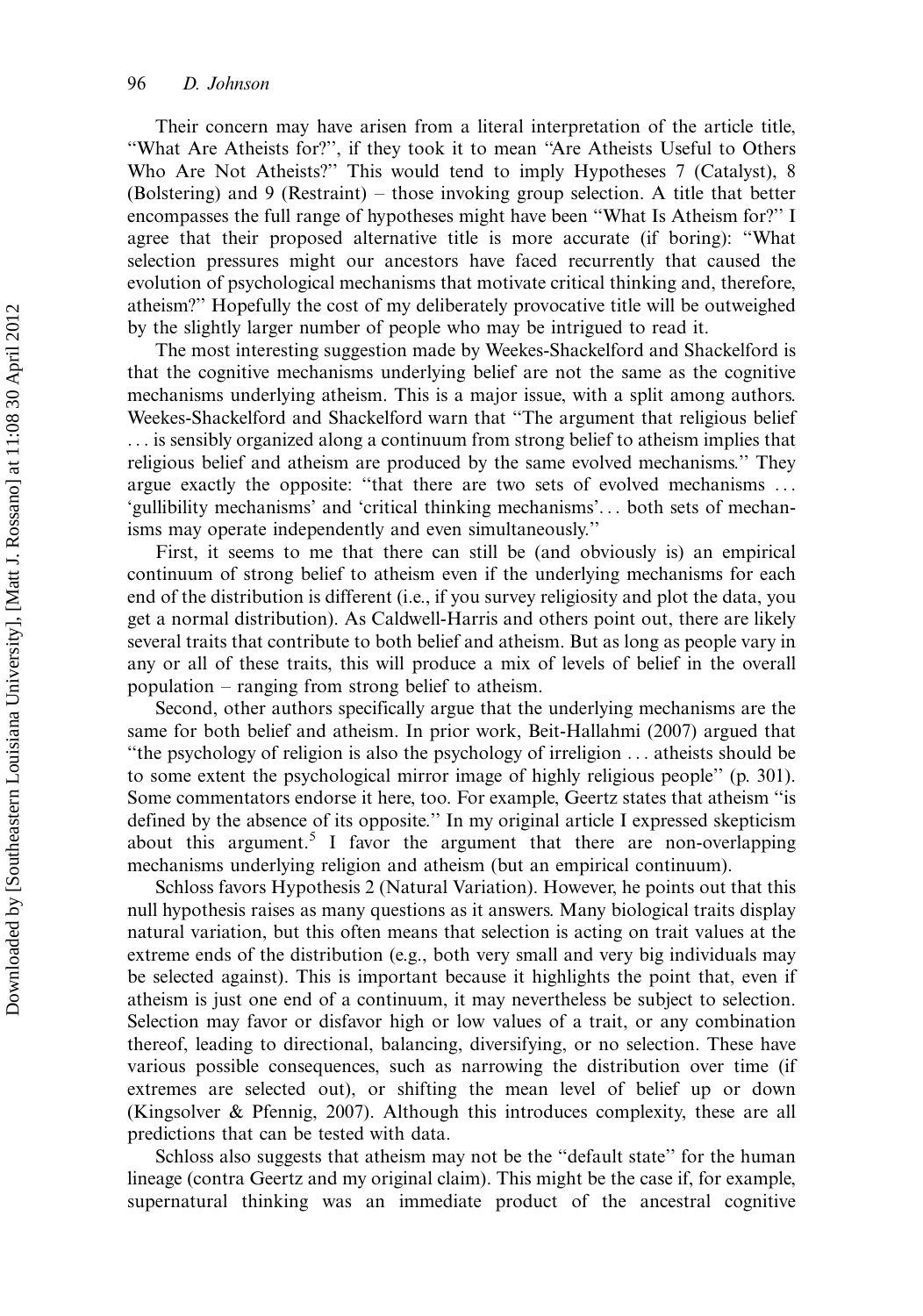Their concern may have arisen from a literal interpretation of the article title, "What Are Atheists for?", if they took it to mean "Are Atheists Useful to Others Who Are Not Atheists?" This would tend to imply Hypotheses 7 (Catalyst), 8 (Bolstering) and 9 (Restraint) – those invoking group selection. A title that better encompasses the full range of hypotheses might have been "What Is Atheism for?" I agree that their proposed alternative title is more accurate (if boring): "What selection pressures might our ancestors have faced recurrently that caused the evolution of psychological mechanisms that motivate critical thinking and, therefore, atheism?" Hopefully the cost of my deliberately provocative title will be outweighed by the slightly larger number of people who may be intrigued to read it.

The most interesting suggestion made by Weekes-Shackelford and Shackelford is that the cognitive mechanisms underlying belief are not the same as the cognitive mechanisms underlying atheism. This is a major issue, with a split among authors. Weekes-Shackelford and Shackelford warn that "The argument that religious belief . . . is sensibly organized along a continuum from strong belief to atheism implies that religious belief and atheism are produced by the same evolved mechanisms." They argue exactly the opposite: "that there are two sets of evolved mechanisms . . . 'gullibility mechanisms' and 'critical thinking mechanisms'. . . both sets of mechanisms may operate independently and even simultaneously."

First, it seems to me that there can still be (and obviously is) an empirical continuum of strong belief to atheism even if the underlying mechanisms for each end of the distribution is different (i.e., if you survey religiosity and plot the data, you get a normal distribution). As Caldwell-Harris and others point out, there are likely several traits that contribute to both belief and atheism. But as long as people vary in any or all of these traits, this will produce a mix of levels of belief in the overall population – ranging from strong belief to atheism.

Second, other authors specifically argue that the underlying mechanisms are the same for both belief and atheism. In prior work, Beit-Hallahmi (2007) argued that "the psychology of religion is also the psychology of irreligion . . . atheists should be to some extent the psychological mirror image of highly religious people" (p. 301). Some commentators endorse it here, too. For example, Geertz states that atheism "is defined by the absence of its opposite." In my original article I expressed skepticism about this argument.[5] I favor the argument that there are non-overlapping mechanisms underlying religion and atheism (but an empirical continuum).

Schloss favors Hypothesis 2 (Natural Variation). However, he points out that this null hypothesis raises as many questions as it answers. Many biological traits display natural variation, but this often means that selection is acting on trait values at the extreme ends of the distribution (e.g., both very small and very big individuals may be selected against). This is important because it highlights the point that, even if atheism is just one end of a continuum, it may nevertheless be subject to selection. Selection may favor or disfavor high or low values of a trait, or any combination thereof, leading to directional, balancing, diversifying, or no selection. These have various possible consequences, such as narrowing the distribution over time (if extremes are selected out), or shifting the mean level of belief up or down (Kingsolver & Pfennig, 2007). Although this introduces complexity, these are all predictions that can be tested with data.

Schloss also suggests that atheism may not be the "default state" for the human lineage (contra Geertz and my original claim). This might be the case if, for example, supernatural thinking was an immediate product of the ancestral cognitive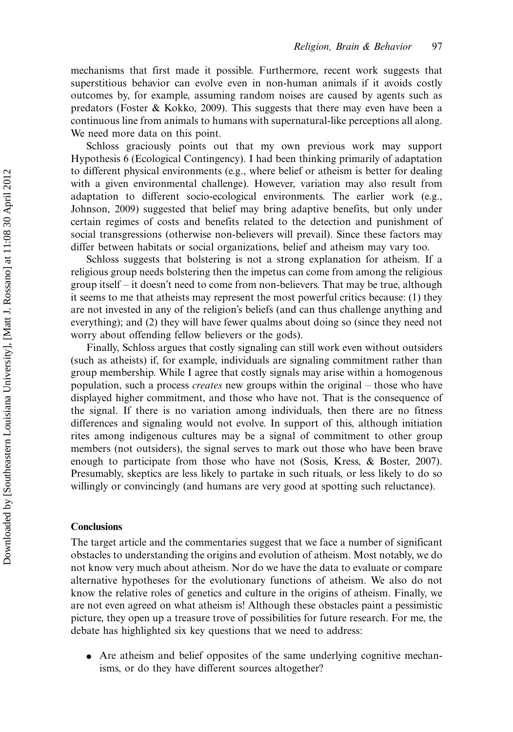mechanisms that first made it possible. Furthermore, recent work suggests that superstitious behavior can evolve even in non-human animals if it avoids costly outcomes by, for example, assuming random noises are caused by agents such as predators (Foster & Kokko, 2009). This suggests that there may even have been a continuous line from animals to humans with supernatural-like perceptions all along. We need more data on this point.

Schloss graciously points out that my own previous work may support Hypothesis 6 (Ecological Contingency). I had been thinking primarily of adaptation to different physical environments (e.g., where belief or atheism is better for dealing with a given environmental challenge). However, variation may also result from adaptation to different socio-ecological environments. The earlier work (e.g., Johnson, 2009) suggested that belief may bring adaptive benefits, but only under certain regimes of costs and benefits related to the detection and punishment of social transgressions (otherwise non-believers will prevail). Since these factors may differ between habitats or social organizations, belief and atheism may vary too.

Schloss suggests that bolstering is not a strong explanation for atheism. If a religious group needs bolstering then the impetus can come from among the religious group itself – it doesn't need to come from non-believers. That may be true, although it seems to me that atheists may represent the most powerful critics because: (1) they are not invested in any of the religion's beliefs (and can thus challenge anything and everything); and (2) they will have fewer qualms about doing so (since they need not worry about offending fellow believers or the gods).

Finally, Schloss argues that costly signaling can still work even without outsiders (such as atheists) if, for example, individuals are signaling commitment rather than group membership. While I agree that costly signals may arise within a homogenous population, such a process *creates* new groups within the original – those who have displayed higher commitment, and those who have not. That is the consequence of the signal. If there is no variation among individuals, then there are no fitness differences and signaling would not evolve. In support of this, although initiation rites among indigenous cultures may be a signal of commitment to other group members (not outsiders), the signal serves to mark out those who have been brave enough to participate from those who have not (Sosis, Kress, & Boster, 2007). Presumably, skeptics are less likely to partake in such rituals, or less likely to do so willingly or convincingly (and humans are very good at spotting such reluctance).

## Conclusions

The target article and the commentaries suggest that we face a number of significant obstacles to understanding the origins and evolution of atheism. Most notably, we do not know very much about atheism. Nor do we have the data to evaluate or compare alternative hypotheses for the evolutionary functions of atheism. We also do not know the relative roles of genetics and culture in the origins of atheism. Finally, we are not even agreed on what atheism is! Although these obstacles paint a pessimistic picture, they open up a treasure trove of possibilities for future research. For me, the debate has highlighted six key questions that we need to address:

- Are atheism and belief opposites of the same underlying cognitive mechanisms, or do they have different sources altogether?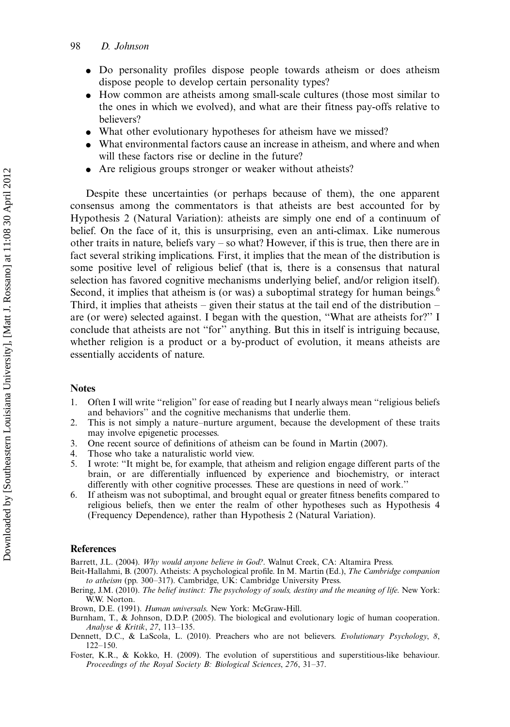- Do personality profiles dispose people towards atheism or does atheism dispose people to develop certain personality types?
- How common are atheists among small-scale cultures (those most similar to the ones in which we evolved), and what are their fitness pay-offs relative to believers?
- What other evolutionary hypotheses for atheism have we missed?
- What environmental factors cause an increase in atheism, and where and when will these factors rise or decline in the future?
- Are religious groups stronger or weaker without atheists?

Despite these uncertainties (or perhaps because of them), the one apparent consensus among the commentators is that atheists are best accounted for by Hypothesis 2 (Natural Variation): atheists are simply one end of a continuum of belief. On the face of it, this is unsurprising, even an anti-climax. Like numerous other traits in nature, beliefs vary – so what? However, if this is true, then there are in fact several striking implications. First, it implies that the mean of the distribution is some positive level of religious belief (that is, there is a consensus that natural selection has favored cognitive mechanisms underlying belief, and/or religion itself). Second, it implies that atheism is (or was) a suboptimal strategy for human beings.[6] Third, it implies that atheists – given their status at the tail end of the distribution – are (or were) selected against. I began with the question, "What are atheists for?" I conclude that atheists are not "for" anything. But this in itself is intriguing because, whether religion is a product or a by-product of evolution, it means atheists are essentially accidents of nature.

## Notes

1. Often I will write "religion" for ease of reading but I nearly always mean "religious beliefs and behaviors" and the cognitive mechanisms that underlie them.
2. This is not simply a nature–nurture argument, because the development of these traits may involve epigenetic processes.
3. One recent source of definitions of atheism can be found in Martin (2007).
4. Those who take a naturalistic world view.
5. I wrote: "It might be, for example, that atheism and religion engage different parts of the brain, or are differentially influenced by experience and biochemistry, or interact differently with other cognitive processes. These are questions in need of work."
6. If atheism was not suboptimal, and brought equal or greater fitness benefits compared to religious beliefs, then we enter the realm of other hypotheses such as Hypothesis 4 (Frequency Dependence), rather than Hypothesis 2 (Natural Variation).

## References

Barrett, J.L. (2004). *Why would anyone believe in God?*. Walnut Creek, CA: Altamira Press.

Beit-Hallahmi, B. (2007). Atheists: A psychological profile. In M. Martin (Ed.), *The Cambridge companion to atheism* (pp. 300–317). Cambridge, UK: Cambridge University Press.

Bering, J.M. (2010). *The belief instinct: The psychology of souls, destiny and the meaning of life*. New York: W.W. Norton.

Brown, D.E. (1991). *Human universals*. New York: McGraw-Hill.

Burnham, T., & Johnson, D.D.P. (2005). The biological and evolutionary logic of human cooperation. *Analyse & Kritik*, *27*, 113–135.

Dennett, D.C., & LaScola, L. (2010). Preachers who are not believers. *Evolutionary Psychology*, *8*, 122–150.

Foster, K.R., & Kokko, H. (2009). The evolution of superstitious and superstitious-like behaviour. *Proceedings of the Royal Society B: Biological Sciences*, *276*, 31–37.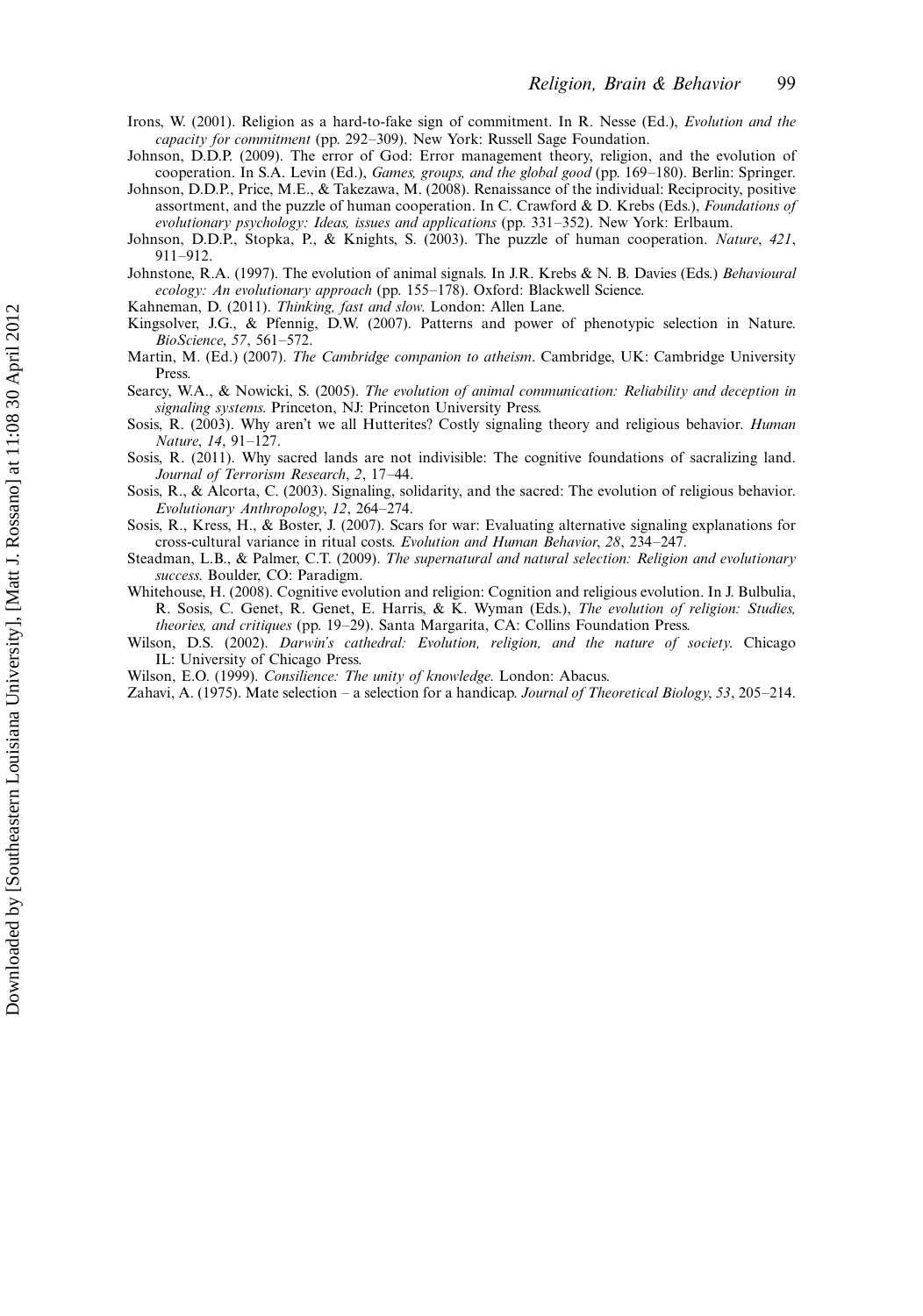Irons, W. (2001). Religion as a hard-to-fake sign of commitment. In R. Nesse (Ed.), *Evolution and the capacity for commitment* (pp. 292–309). New York: Russell Sage Foundation.

Johnson, D.D.P. (2009). The error of God: Error management theory, religion, and the evolution of cooperation. In S.A. Levin (Ed.), *Games, groups, and the global good* (pp. 169–180). Berlin: Springer.

Johnson, D.D.P., Price, M.E., & Takezawa, M. (2008). Renaissance of the individual: Reciprocity, positive assortment, and the puzzle of human cooperation. In C. Crawford & D. Krebs (Eds.), *Foundations of evolutionary psychology: Ideas, issues and applications* (pp. 331–352). New York: Erlbaum.

Johnson, D.D.P., Stopka, P., & Knights, S. (2003). The puzzle of human cooperation. *Nature*, *421*, 911–912.

Johnstone, R.A. (1997). The evolution of animal signals. In J.R. Krebs & N. B. Davies (Eds.) *Behavioural ecology: An evolutionary approach* (pp. 155–178). Oxford: Blackwell Science.

Kahneman, D. (2011). *Thinking, fast and slow*. London: Allen Lane.

Kingsolver, J.G., & Pfennig, D.W. (2007). Patterns and power of phenotypic selection in Nature. *BioScience*, *57*, 561–572.

Martin, M. (Ed.) (2007). *The Cambridge companion to atheism*. Cambridge, UK: Cambridge University Press.

Searcy, W.A., & Nowicki, S. (2005). *The evolution of animal communication: Reliability and deception in signaling systems*. Princeton, NJ: Princeton University Press.

Sosis, R. (2003). Why aren't we all Hutterites? Costly signaling theory and religious behavior. *Human Nature*, *14*, 91–127.

Sosis, R. (2011). Why sacred lands are not indivisible: The cognitive foundations of sacralizing land. *Journal of Terrorism Research*, *2*, 17–44.

Sosis, R., & Alcorta, C. (2003). Signaling, solidarity, and the sacred: The evolution of religious behavior. *Evolutionary Anthropology*, *12*, 264–274.

Sosis, R., Kress, H., & Boster, J. (2007). Scars for war: Evaluating alternative signaling explanations for cross-cultural variance in ritual costs. *Evolution and Human Behavior*, *28*, 234–247.

Steadman, L.B., & Palmer, C.T. (2009). *The supernatural and natural selection: Religion and evolutionary success*. Boulder, CO: Paradigm.

Whitehouse, H. (2008). Cognitive evolution and religion: Cognition and religious evolution. In J. Bulbulia, R. Sosis, C. Genet, R. Genet, E. Harris, & K. Wyman (Eds.), *The evolution of religion: Studies, theories, and critiques* (pp. 19–29). Santa Margarita, CA: Collins Foundation Press.

Wilson, D.S. (2002). *Darwin's cathedral: Evolution, religion, and the nature of society*. Chicago IL: University of Chicago Press.

Wilson, E.O. (1999). *Consilience: The unity of knowledge*. London: Abacus.

Zahavi, A. (1975). Mate selection – a selection for a handicap. *Journal of Theoretical Biology*, *53*, 205–214.